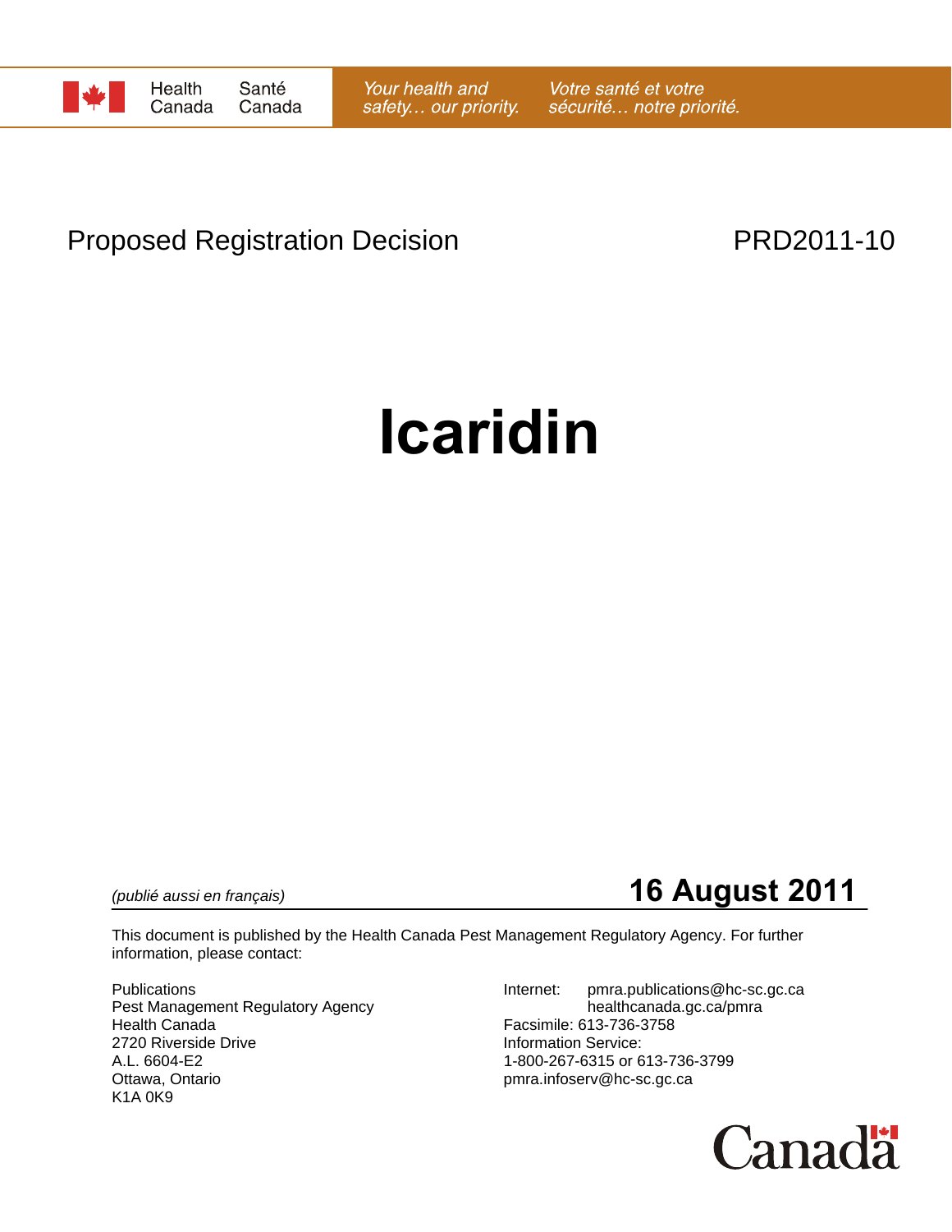Health Canada / Santé Canada

*Your health and safety… our priority.* / *Votre santé et votre sécurité… notre priorité.*

Proposed Registration Decision PRD2011-10

# Icaridin

*(publié aussi en français)*

**16 August 2011**

This document is published by the Health Canada Pest Management Regulatory Agency. For further information, please contact:

Publications
Pest Management Regulatory Agency
Health Canada
2720 Riverside Drive
A.L. 6604-E2
Ottawa, Ontario
K1A 0K9

Internet: pmra.publications@hc-sc.gc.ca
healthcanada.gc.ca/pmra
Facsimile: 613-736-3758
Information Service:
1-800-267-6315 or 613-736-3799
pmra.infoserv@hc-sc.gc.ca

Canada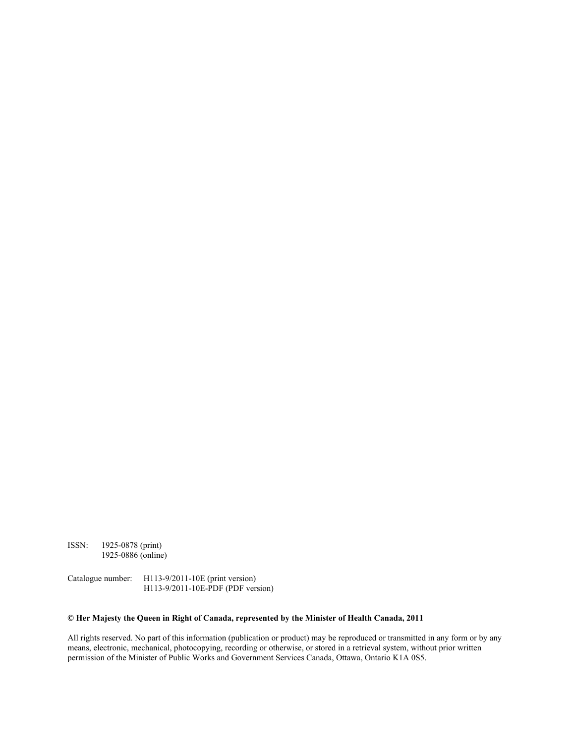ISSN: 1925-0878 (print)
1925-0886 (online)

Catalogue number: H113-9/2011-10E (print version)
H113-9/2011-10E-PDF (PDF version)

**© Her Majesty the Queen in Right of Canada, represented by the Minister of Health Canada, 2011**

All rights reserved. No part of this information (publication or product) may be reproduced or transmitted in any form or by any means, electronic, mechanical, photocopying, recording or otherwise, or stored in a retrieval system, without prior written permission of the Minister of Public Works and Government Services Canada, Ottawa, Ontario K1A 0S5.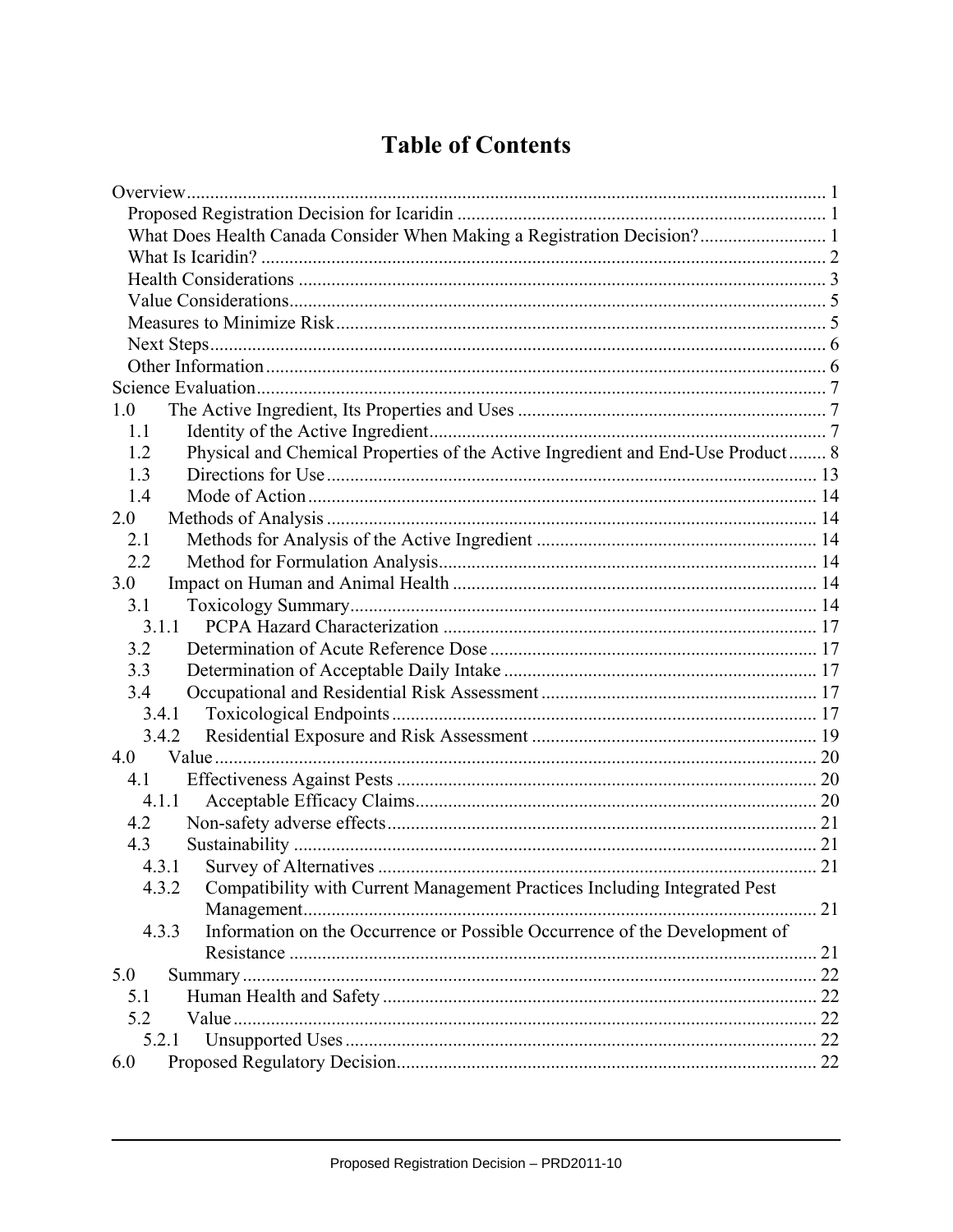# Table of Contents

Overview ..... 1
- Proposed Registration Decision for Icaridin ..... 1
- What Does Health Canada Consider When Making a Registration Decision? ..... 1
- What Is Icaridin? ..... 2
- Health Considerations ..... 3
- Value Considerations ..... 5
- Measures to Minimize Risk ..... 5
- Next Steps ..... 6
- Other Information ..... 6

Science Evaluation ..... 7

1.0 The Active Ingredient, Its Properties and Uses ..... 7
- 1.1 Identity of the Active Ingredient ..... 7
- 1.2 Physical and Chemical Properties of the Active Ingredient and End-Use Product ..... 8
- 1.3 Directions for Use ..... 13
- 1.4 Mode of Action ..... 14

2.0 Methods of Analysis ..... 14
- 2.1 Methods for Analysis of the Active Ingredient ..... 14
- 2.2 Method for Formulation Analysis ..... 14

3.0 Impact on Human and Animal Health ..... 14
- 3.1 Toxicology Summary ..... 14
  - 3.1.1 PCPA Hazard Characterization ..... 17
- 3.2 Determination of Acute Reference Dose ..... 17
- 3.3 Determination of Acceptable Daily Intake ..... 17
- 3.4 Occupational and Residential Risk Assessment ..... 17
  - 3.4.1 Toxicological Endpoints ..... 17
  - 3.4.2 Residential Exposure and Risk Assessment ..... 19

4.0 Value ..... 20
- 4.1 Effectiveness Against Pests ..... 20
  - 4.1.1 Acceptable Efficacy Claims ..... 20
- 4.2 Non-safety adverse effects ..... 21
- 4.3 Sustainability ..... 21
  - 4.3.1 Survey of Alternatives ..... 21
  - 4.3.2 Compatibility with Current Management Practices Including Integrated Pest Management ..... 21
  - 4.3.3 Information on the Occurrence or Possible Occurrence of the Development of Resistance ..... 21

5.0 Summary ..... 22
- 5.1 Human Health and Safety ..... 22
- 5.2 Value ..... 22
  - 5.2.1 Unsupported Uses ..... 22

6.0 Proposed Regulatory Decision ..... 22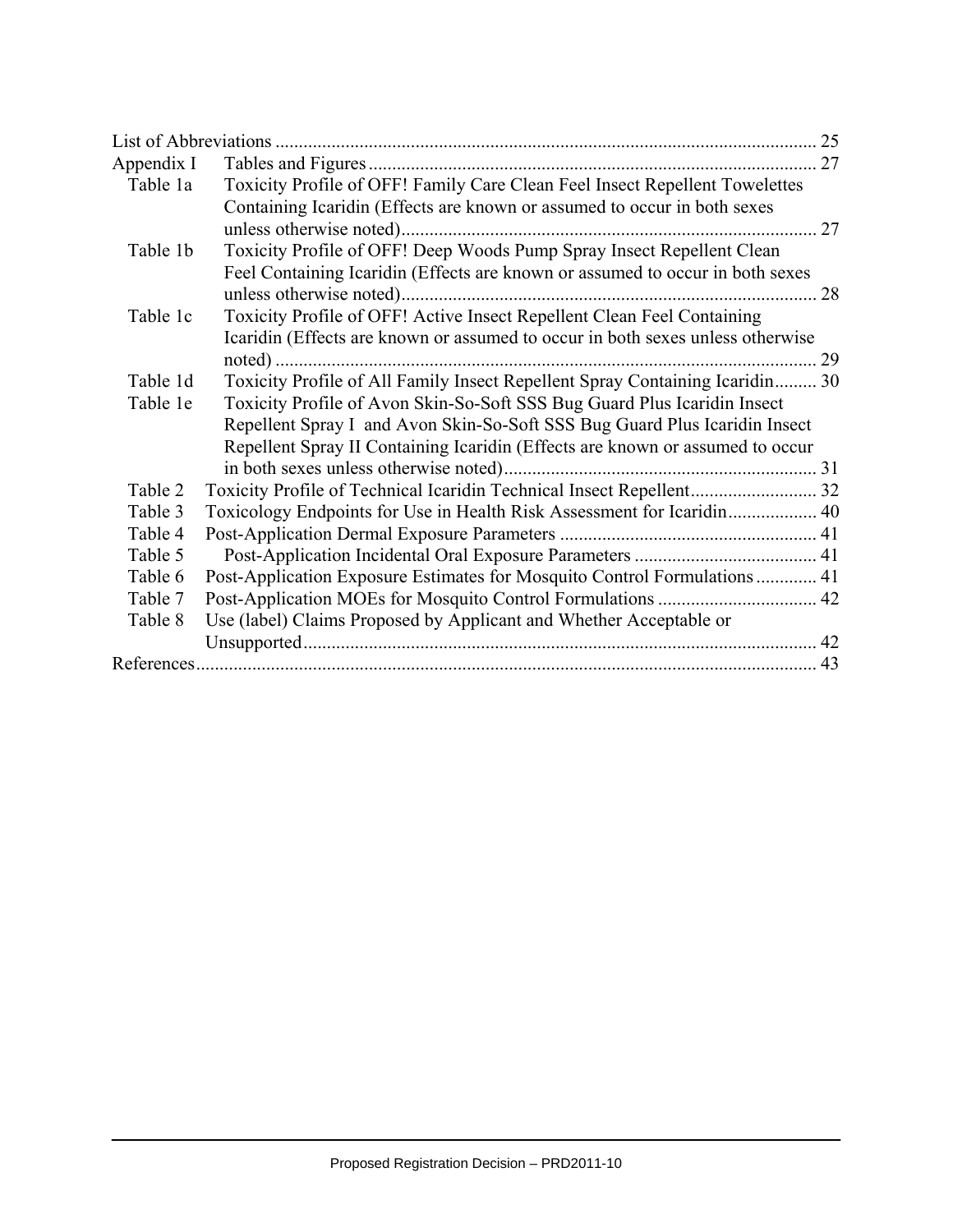List of Abbreviations ..................................................................................................................... 25

Appendix I Tables and Figures ................................................................................................ 27

- Table 1a Toxicity Profile of OFF! Family Care Clean Feel Insect Repellent Towelettes Containing Icaridin (Effects are known or assumed to occur in both sexes unless otherwise noted)......................................................................................... 27
- Table 1b Toxicity Profile of OFF! Deep Woods Pump Spray Insect Repellent Clean Feel Containing Icaridin (Effects are known or assumed to occur in both sexes unless otherwise noted)......................................................................................... 28
- Table 1c Toxicity Profile of OFF! Active Insect Repellent Clean Feel Containing Icaridin (Effects are known or assumed to occur in both sexes unless otherwise noted) .................................................................................................................... 29
- Table 1d Toxicity Profile of All Family Insect Repellent Spray Containing Icaridin......... 30
- Table 1e Toxicity Profile of Avon Skin-So-Soft SSS Bug Guard Plus Icaridin Insect Repellent Spray I and Avon Skin-So-Soft SSS Bug Guard Plus Icaridin Insect Repellent Spray II Containing Icaridin (Effects are known or assumed to occur in both sexes unless otherwise noted).................................................................. 31
- Table 2 Toxicity Profile of Technical Icaridin Technical Insect Repellent........................... 32
- Table 3 Toxicology Endpoints for Use in Health Risk Assessment for Icaridin................... 40
- Table 4 Post-Application Dermal Exposure Parameters ....................................................... 41
- Table 5 Post-Application Incidental Oral Exposure Parameters ....................................... 41
- Table 6 Post-Application Exposure Estimates for Mosquito Control Formulations ............. 41
- Table 7 Post-Application MOEs for Mosquito Control Formulations .................................. 42
- Table 8 Use (label) Claims Proposed by Applicant and Whether Acceptable or Unsupported.............................................................................................................. 42

References..................................................................................................................................... 43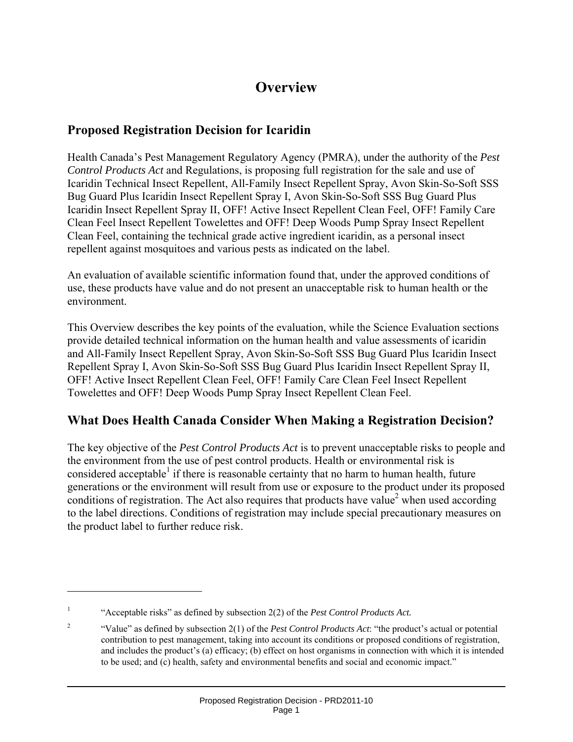# Overview

## Proposed Registration Decision for Icaridin

Health Canada's Pest Management Regulatory Agency (PMRA), under the authority of the *Pest Control Products Act* and Regulations, is proposing full registration for the sale and use of Icaridin Technical Insect Repellent, All-Family Insect Repellent Spray, Avon Skin-So-Soft SSS Bug Guard Plus Icaridin Insect Repellent Spray I, Avon Skin-So-Soft SSS Bug Guard Plus Icaridin Insect Repellent Spray II, OFF! Active Insect Repellent Clean Feel, OFF! Family Care Clean Feel Insect Repellent Towelettes and OFF! Deep Woods Pump Spray Insect Repellent Clean Feel, containing the technical grade active ingredient icaridin, as a personal insect repellent against mosquitoes and various pests as indicated on the label.

An evaluation of available scientific information found that, under the approved conditions of use, these products have value and do not present an unacceptable risk to human health or the environment.

This Overview describes the key points of the evaluation, while the Science Evaluation sections provide detailed technical information on the human health and value assessments of icaridin and All-Family Insect Repellent Spray, Avon Skin-So-Soft SSS Bug Guard Plus Icaridin Insect Repellent Spray I, Avon Skin-So-Soft SSS Bug Guard Plus Icaridin Insect Repellent Spray II, OFF! Active Insect Repellent Clean Feel, OFF! Family Care Clean Feel Insect Repellent Towelettes and OFF! Deep Woods Pump Spray Insect Repellent Clean Feel.

## What Does Health Canada Consider When Making a Registration Decision?

The key objective of the *Pest Control Products Act* is to prevent unacceptable risks to people and the environment from the use of pest control products. Health or environmental risk is considered acceptable[1] if there is reasonable certainty that no harm to human health, future generations or the environment will result from use or exposure to the product under its proposed conditions of registration. The Act also requires that products have value[2] when used according to the label directions. Conditions of registration may include special precautionary measures on the product label to further reduce risk.

---

[1] "Acceptable risks" as defined by subsection 2(2) of the *Pest Control Products Act.*

[2] "Value" as defined by subsection 2(1) of the *Pest Control Products Act*: "the product's actual or potential contribution to pest management, taking into account its conditions or proposed conditions of registration, and includes the product's (a) efficacy; (b) effect on host organisms in connection with which it is intended to be used; and (c) health, safety and environmental benefits and social and economic impact."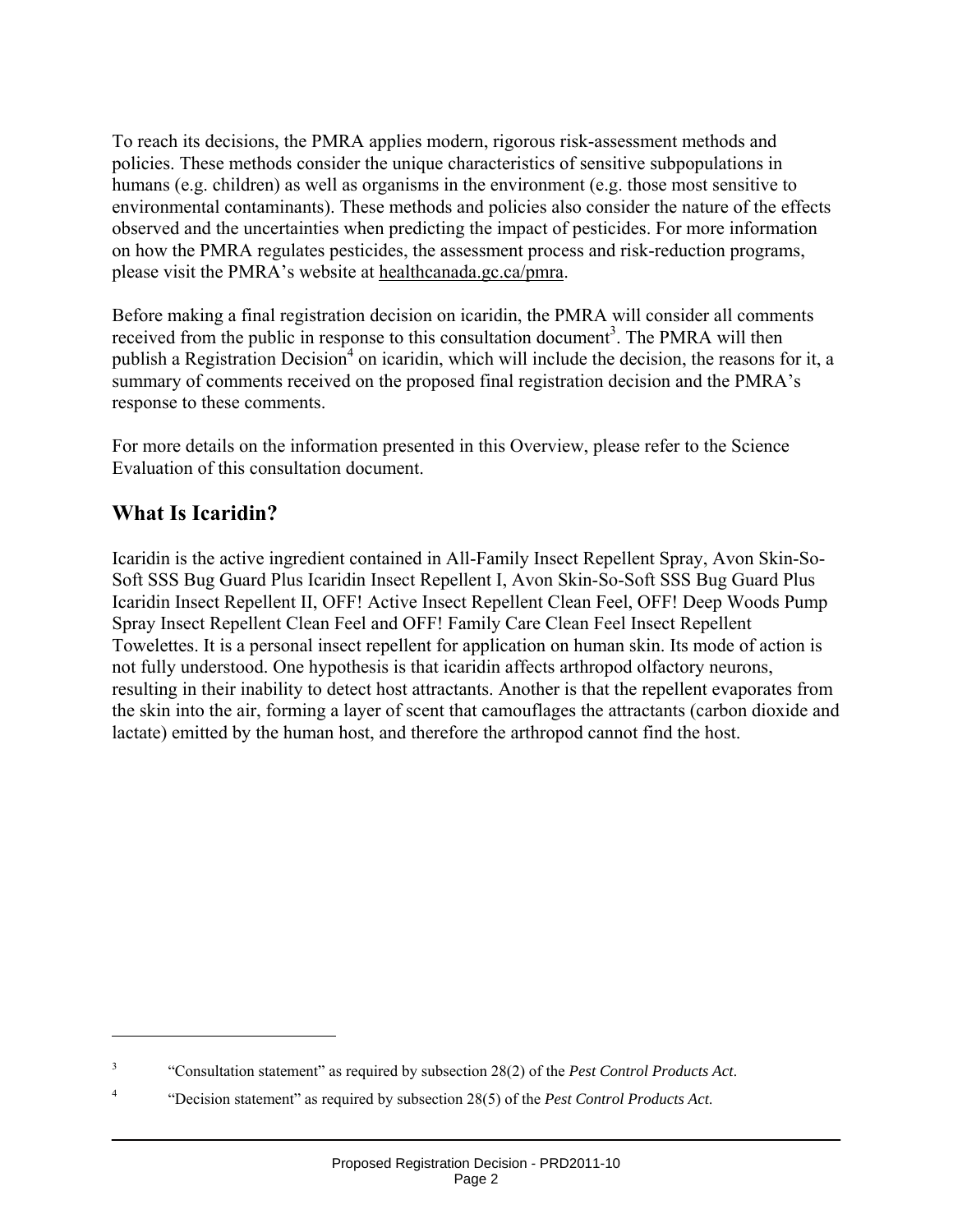To reach its decisions, the PMRA applies modern, rigorous risk-assessment methods and policies. These methods consider the unique characteristics of sensitive subpopulations in humans (e.g. children) as well as organisms in the environment (e.g. those most sensitive to environmental contaminants). These methods and policies also consider the nature of the effects observed and the uncertainties when predicting the impact of pesticides. For more information on how the PMRA regulates pesticides, the assessment process and risk-reduction programs, please visit the PMRA's website at healthcanada.gc.ca/pmra.

Before making a final registration decision on icaridin, the PMRA will consider all comments received from the public in response to this consultation document[3]. The PMRA will then publish a Registration Decision[4] on icaridin, which will include the decision, the reasons for it, a summary of comments received on the proposed final registration decision and the PMRA's response to these comments.

For more details on the information presented in this Overview, please refer to the Science Evaluation of this consultation document.

## What Is Icaridin?

Icaridin is the active ingredient contained in All-Family Insect Repellent Spray, Avon Skin-So-Soft SSS Bug Guard Plus Icaridin Insect Repellent I, Avon Skin-So-Soft SSS Bug Guard Plus Icaridin Insect Repellent II, OFF! Active Insect Repellent Clean Feel, OFF! Deep Woods Pump Spray Insect Repellent Clean Feel and OFF! Family Care Clean Feel Insect Repellent Towelettes. It is a personal insect repellent for application on human skin. Its mode of action is not fully understood. One hypothesis is that icaridin affects arthropod olfactory neurons, resulting in their inability to detect host attractants. Another is that the repellent evaporates from the skin into the air, forming a layer of scent that camouflages the attractants (carbon dioxide and lactate) emitted by the human host, and therefore the arthropod cannot find the host.

---

[3] "Consultation statement" as required by subsection 28(2) of the *Pest Control Products Act*.

[4] "Decision statement" as required by subsection 28(5) of the *Pest Control Products Act*.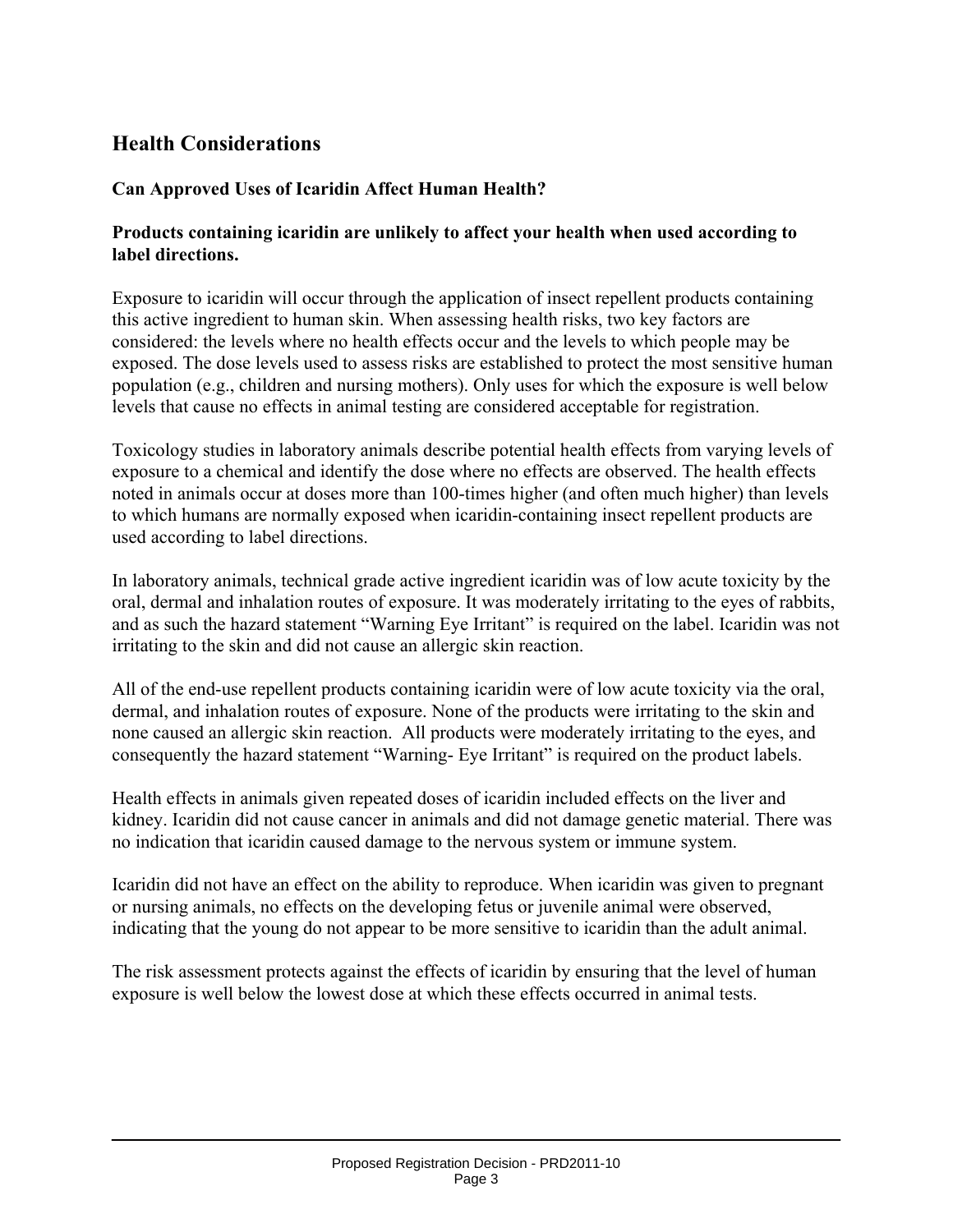## Health Considerations

### Can Approved Uses of Icaridin Affect Human Health?

**Products containing icaridin are unlikely to affect your health when used according to label directions.**

Exposure to icaridin will occur through the application of insect repellent products containing this active ingredient to human skin. When assessing health risks, two key factors are considered: the levels where no health effects occur and the levels to which people may be exposed. The dose levels used to assess risks are established to protect the most sensitive human population (e.g., children and nursing mothers). Only uses for which the exposure is well below levels that cause no effects in animal testing are considered acceptable for registration.

Toxicology studies in laboratory animals describe potential health effects from varying levels of exposure to a chemical and identify the dose where no effects are observed. The health effects noted in animals occur at doses more than 100-times higher (and often much higher) than levels to which humans are normally exposed when icaridin-containing insect repellent products are used according to label directions.

In laboratory animals, technical grade active ingredient icaridin was of low acute toxicity by the oral, dermal and inhalation routes of exposure. It was moderately irritating to the eyes of rabbits, and as such the hazard statement "Warning Eye Irritant" is required on the label. Icaridin was not irritating to the skin and did not cause an allergic skin reaction.

All of the end-use repellent products containing icaridin were of low acute toxicity via the oral, dermal, and inhalation routes of exposure. None of the products were irritating to the skin and none caused an allergic skin reaction. All products were moderately irritating to the eyes, and consequently the hazard statement "Warning- Eye Irritant" is required on the product labels.

Health effects in animals given repeated doses of icaridin included effects on the liver and kidney. Icaridin did not cause cancer in animals and did not damage genetic material. There was no indication that icaridin caused damage to the nervous system or immune system.

Icaridin did not have an effect on the ability to reproduce. When icaridin was given to pregnant or nursing animals, no effects on the developing fetus or juvenile animal were observed, indicating that the young do not appear to be more sensitive to icaridin than the adult animal.

The risk assessment protects against the effects of icaridin by ensuring that the level of human exposure is well below the lowest dose at which these effects occurred in animal tests.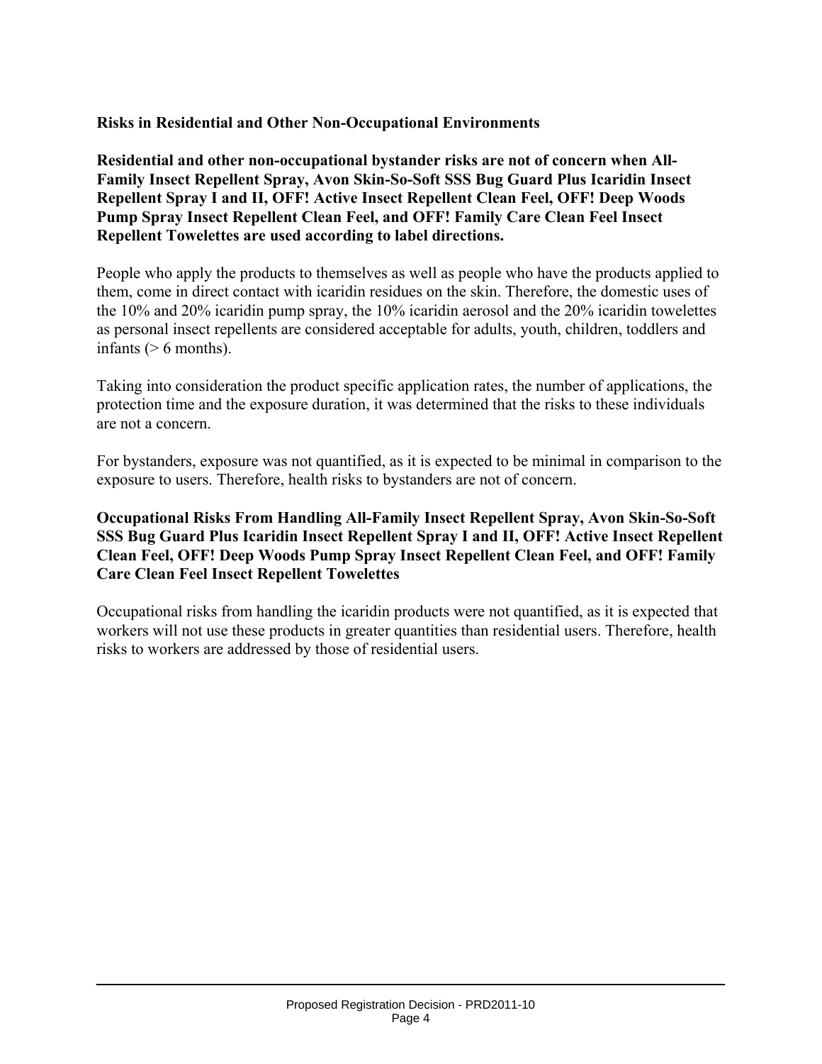**Risks in Residential and Other Non-Occupational Environments**

**Residential and other non-occupational bystander risks are not of concern when All-Family Insect Repellent Spray, Avon Skin-So-Soft SSS Bug Guard Plus Icaridin Insect Repellent Spray I and II, OFF! Active Insect Repellent Clean Feel, OFF! Deep Woods Pump Spray Insect Repellent Clean Feel, and OFF! Family Care Clean Feel Insect Repellent Towelettes are used according to label directions.**

People who apply the products to themselves as well as people who have the products applied to them, come in direct contact with icaridin residues on the skin. Therefore, the domestic uses of the 10% and 20% icaridin pump spray, the 10% icaridin aerosol and the 20% icaridin towelettes as personal insect repellents are considered acceptable for adults, youth, children, toddlers and infants (> 6 months).

Taking into consideration the product specific application rates, the number of applications, the protection time and the exposure duration, it was determined that the risks to these individuals are not a concern.

For bystanders, exposure was not quantified, as it is expected to be minimal in comparison to the exposure to users. Therefore, health risks to bystanders are not of concern.

**Occupational Risks From Handling All-Family Insect Repellent Spray, Avon Skin-So-Soft SSS Bug Guard Plus Icaridin Insect Repellent Spray I and II, OFF! Active Insect Repellent Clean Feel, OFF! Deep Woods Pump Spray Insect Repellent Clean Feel, and OFF! Family Care Clean Feel Insect Repellent Towelettes**

Occupational risks from handling the icaridin products were not quantified, as it is expected that workers will not use these products in greater quantities than residential users. Therefore, health risks to workers are addressed by those of residential users.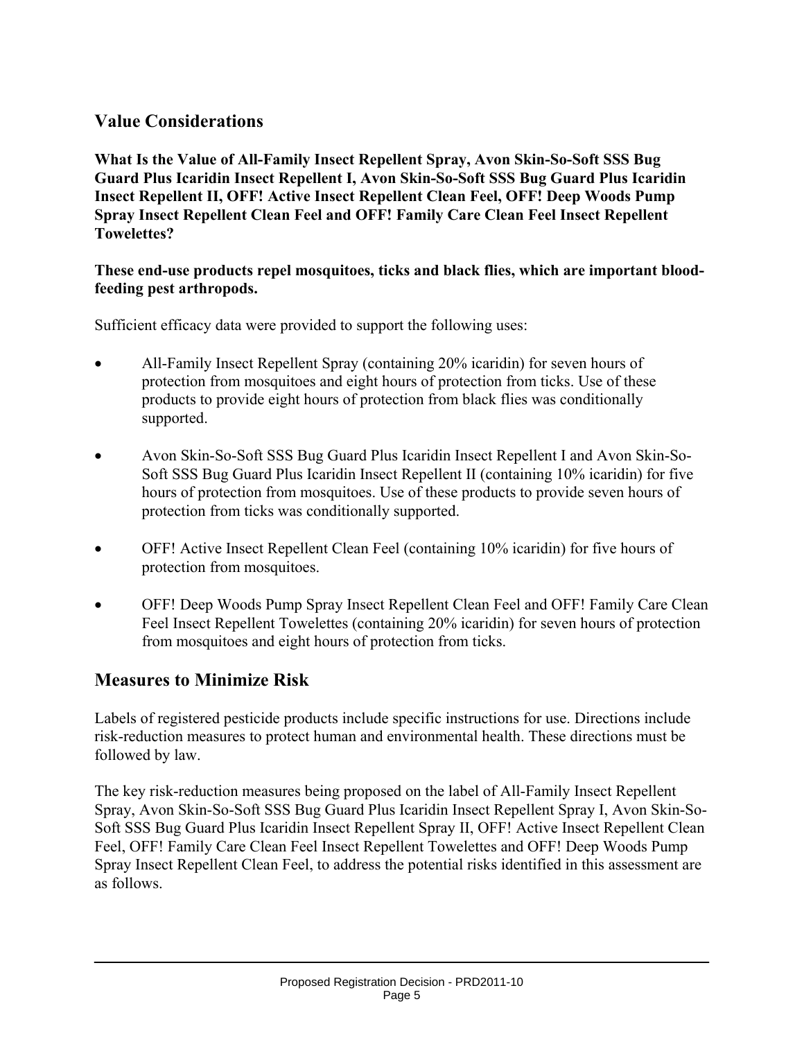## Value Considerations

**What Is the Value of All-Family Insect Repellent Spray, Avon Skin-So-Soft SSS Bug Guard Plus Icaridin Insect Repellent I, Avon Skin-So-Soft SSS Bug Guard Plus Icaridin Insect Repellent II, OFF! Active Insect Repellent Clean Feel, OFF! Deep Woods Pump Spray Insect Repellent Clean Feel and OFF! Family Care Clean Feel Insect Repellent Towelettes?**

**These end-use products repel mosquitoes, ticks and black flies, which are important blood-feeding pest arthropods.**

Sufficient efficacy data were provided to support the following uses:

- All-Family Insect Repellent Spray (containing 20% icaridin) for seven hours of protection from mosquitoes and eight hours of protection from ticks. Use of these products to provide eight hours of protection from black flies was conditionally supported.
- Avon Skin-So-Soft SSS Bug Guard Plus Icaridin Insect Repellent I and Avon Skin-So-Soft SSS Bug Guard Plus Icaridin Insect Repellent II (containing 10% icaridin) for five hours of protection from mosquitoes. Use of these products to provide seven hours of protection from ticks was conditionally supported.
- OFF! Active Insect Repellent Clean Feel (containing 10% icaridin) for five hours of protection from mosquitoes.
- OFF! Deep Woods Pump Spray Insect Repellent Clean Feel and OFF! Family Care Clean Feel Insect Repellent Towelettes (containing 20% icaridin) for seven hours of protection from mosquitoes and eight hours of protection from ticks.

## Measures to Minimize Risk

Labels of registered pesticide products include specific instructions for use. Directions include risk-reduction measures to protect human and environmental health. These directions must be followed by law.

The key risk-reduction measures being proposed on the label of All-Family Insect Repellent Spray, Avon Skin-So-Soft SSS Bug Guard Plus Icaridin Insect Repellent Spray I, Avon Skin-So-Soft SSS Bug Guard Plus Icaridin Insect Repellent Spray II, OFF! Active Insect Repellent Clean Feel, OFF! Family Care Clean Feel Insect Repellent Towelettes and OFF! Deep Woods Pump Spray Insect Repellent Clean Feel, to address the potential risks identified in this assessment are as follows.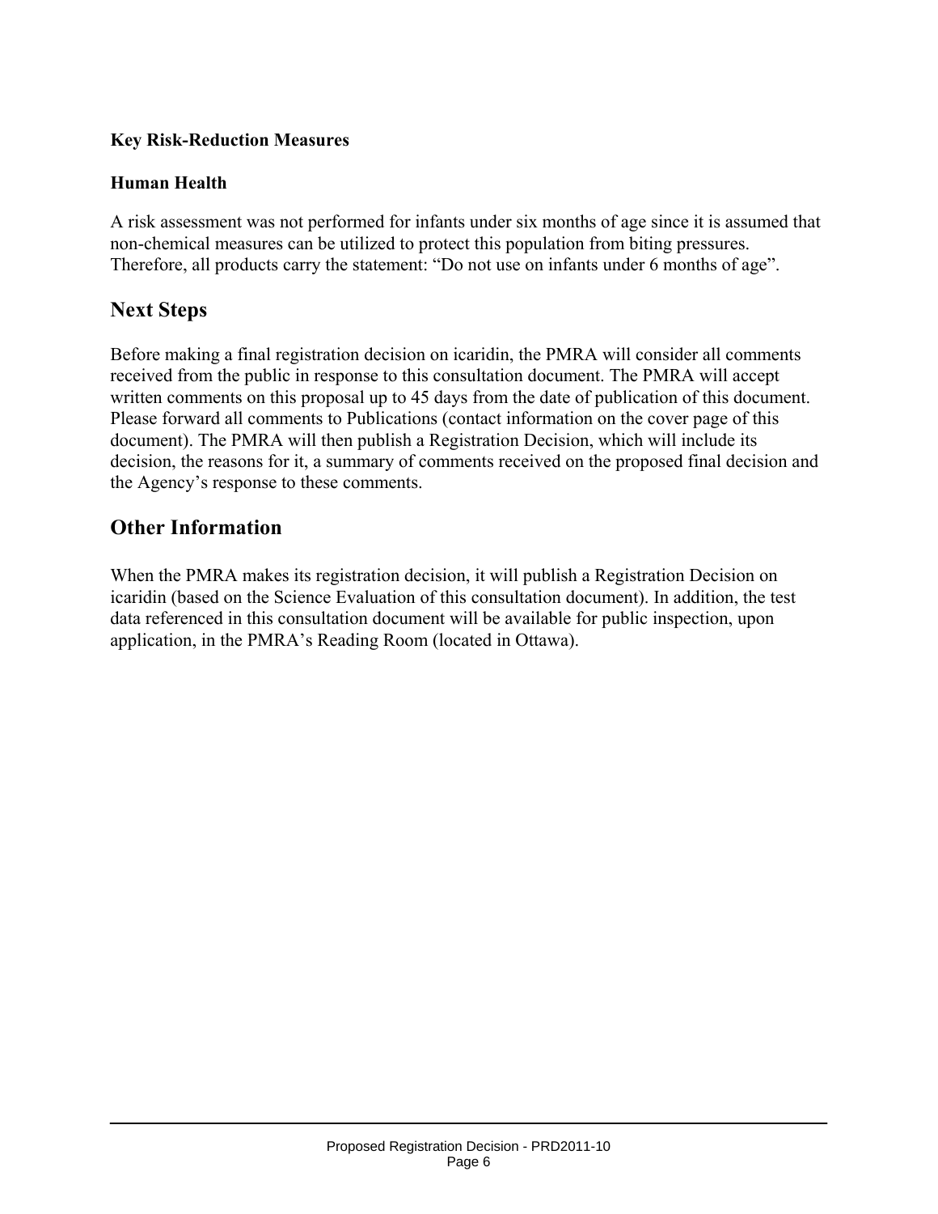### Key Risk-Reduction Measures

#### Human Health

A risk assessment was not performed for infants under six months of age since it is assumed that non-chemical measures can be utilized to protect this population from biting pressures. Therefore, all products carry the statement: “Do not use on infants under 6 months of age”.

## Next Steps

Before making a final registration decision on icaridin, the PMRA will consider all comments received from the public in response to this consultation document. The PMRA will accept written comments on this proposal up to 45 days from the date of publication of this document. Please forward all comments to Publications (contact information on the cover page of this document). The PMRA will then publish a Registration Decision, which will include its decision, the reasons for it, a summary of comments received on the proposed final decision and the Agency’s response to these comments.

## Other Information

When the PMRA makes its registration decision, it will publish a Registration Decision on icaridin (based on the Science Evaluation of this consultation document). In addition, the test data referenced in this consultation document will be available for public inspection, upon application, in the PMRA’s Reading Room (located in Ottawa).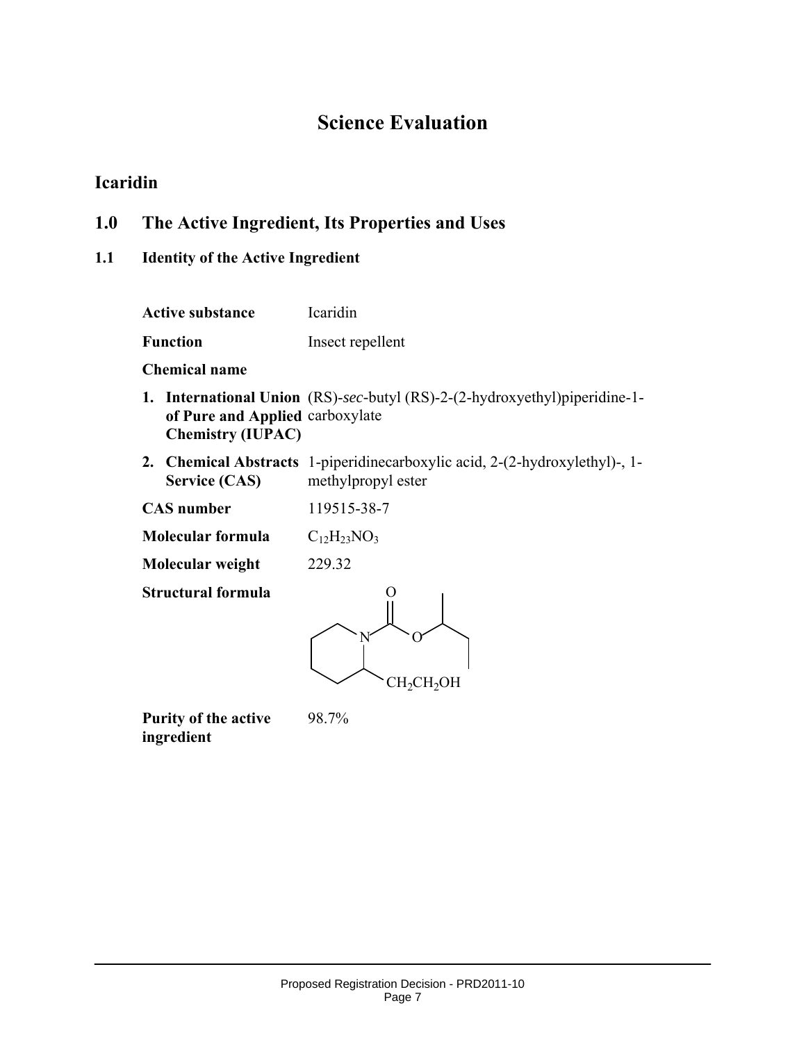# Science Evaluation

## Icaridin

## 1.0 The Active Ingredient, Its Properties and Uses

### 1.1 Identity of the Active Ingredient

| | |
|---|---|
| **Active substance** | Icaridin |
| **Function** | Insect repellent |
| **Chemical name** | |
| **1. International Union of Pure and Applied Chemistry (IUPAC)** | (RS)-*sec*-butyl (RS)-2-(2-hydroxyethyl)piperidine-1-carboxylate |
| **2. Chemical Abstracts Service (CAS)** | 1-piperidinecarboxylic acid, 2-(2-hydroxylethyl)-, 1-methylpropyl ester |
| **CAS number** | 119515-38-7 |
| **Molecular formula** | $C_{12}H_{23}NO_3$ |
| **Molecular weight** | 229.32 |
| **Structural formula** | |
| **Purity of the active ingredient** | 98.7% |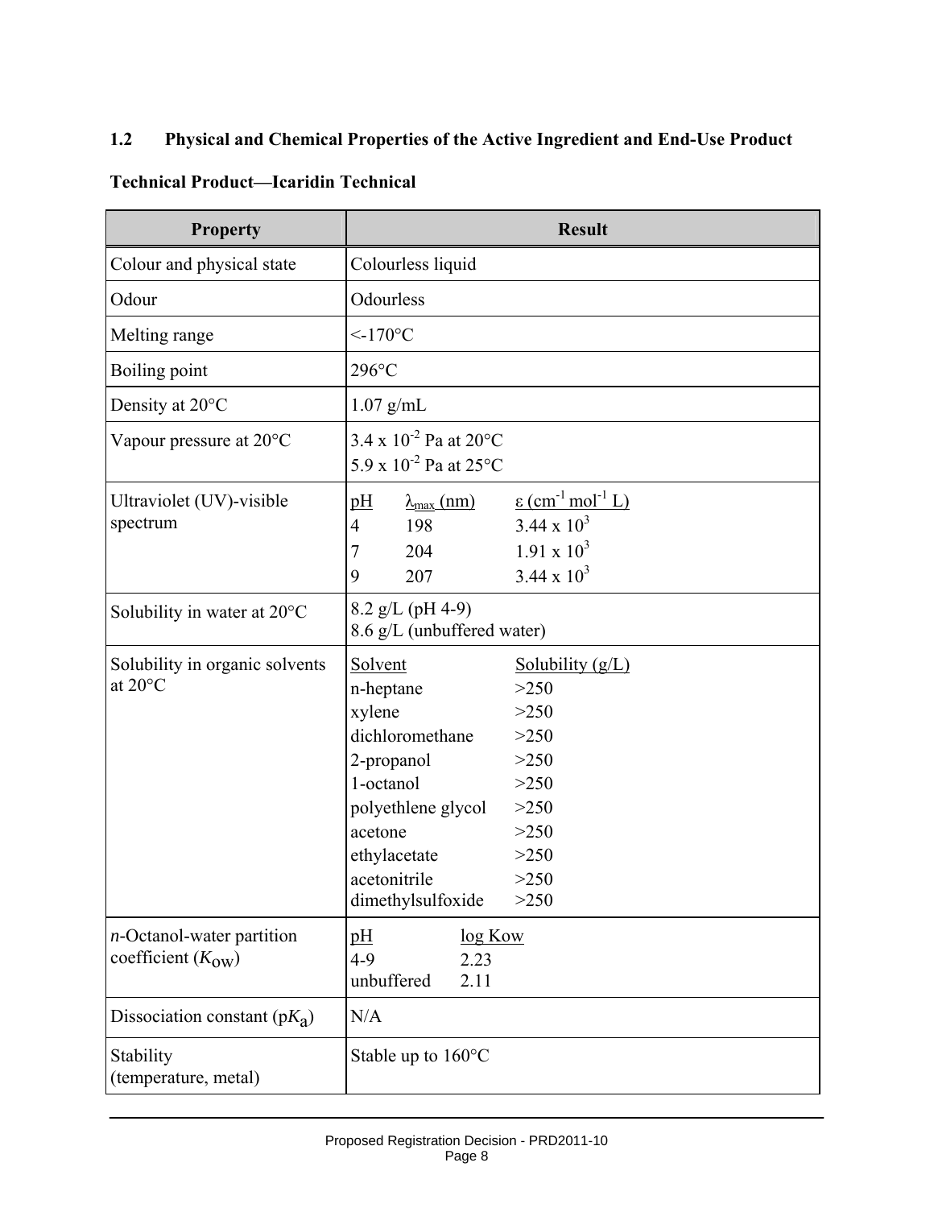## 1.2 Physical and Chemical Properties of the Active Ingredient and End-Use Product

### Technical Product—Icaridin Technical

| Property | Result |
|---|---|
| Colour and physical state | Colourless liquid |
| Odour | Odourless |
| Melting range | <-170°C |
| Boiling point | 296°C |
| Density at 20°C | 1.07 g/mL |
| Vapour pressure at 20°C | $3.4 \times 10^{-2}$ Pa at 20°C<br>$5.9 \times 10^{-2}$ Pa at 25°C |
| Ultraviolet (UV)-visible spectrum | pH — $\lambda_{max}$ (nm) — ε ($cm^{-1}$ $mol^{-1}$ L)<br>4 — 198 — $3.44 \times 10^{3}$<br>7 — 204 — $1.91 \times 10^{3}$<br>9 — 207 — $3.44 \times 10^{3}$ |
| Solubility in water at 20°C | 8.2 g/L (pH 4-9)<br>8.6 g/L (unbuffered water) |
| Solubility in organic solvents at 20°C | Solvent — Solubility (g/L)<br>n-heptane — >250<br>xylene — >250<br>dichloromethane — >250<br>2-propanol — >250<br>1-octanol — >250<br>polyethlene glycol — >250<br>acetone — >250<br>ethylacetate — >250<br>acetonitrile — >250<br>dimethylsulfoxide — >250 |
| *n*-Octanol-water partition coefficient ($K_{OW}$) | pH — log Kow<br>4-9 — 2.23<br>unbuffered — 2.11 |
| Dissociation constant ($pK_a$) | N/A |
| Stability (temperature, metal) | Stable up to 160°C |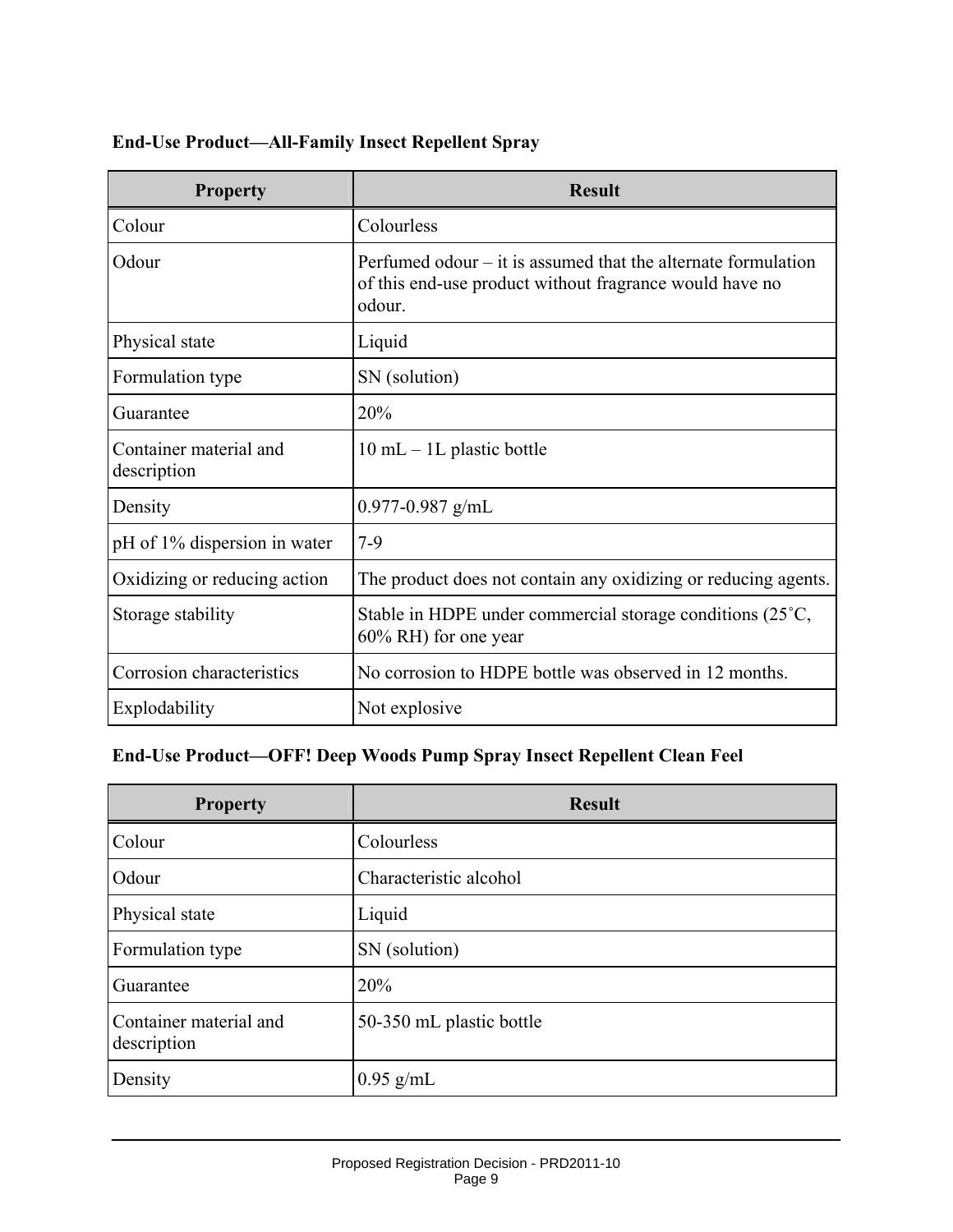**End-Use Product—All-Family Insect Repellent Spray**

| Property | Result |
|---|---|
| Colour | Colourless |
| Odour | Perfumed odour – it is assumed that the alternate formulation of this end-use product without fragrance would have no odour. |
| Physical state | Liquid |
| Formulation type | SN (solution) |
| Guarantee | 20% |
| Container material and description | 10 mL – 1L plastic bottle |
| Density | 0.977-0.987 g/mL |
| pH of 1% dispersion in water | 7-9 |
| Oxidizing or reducing action | The product does not contain any oxidizing or reducing agents. |
| Storage stability | Stable in HDPE under commercial storage conditions (25˚C, 60% RH) for one year |
| Corrosion characteristics | No corrosion to HDPE bottle was observed in 12 months. |
| Explodability | Not explosive |

**End-Use Product—OFF! Deep Woods Pump Spray Insect Repellent Clean Feel**

| Property | Result |
|---|---|
| Colour | Colourless |
| Odour | Characteristic alcohol |
| Physical state | Liquid |
| Formulation type | SN (solution) |
| Guarantee | 20% |
| Container material and description | 50-350 mL plastic bottle |
| Density | 0.95 g/mL |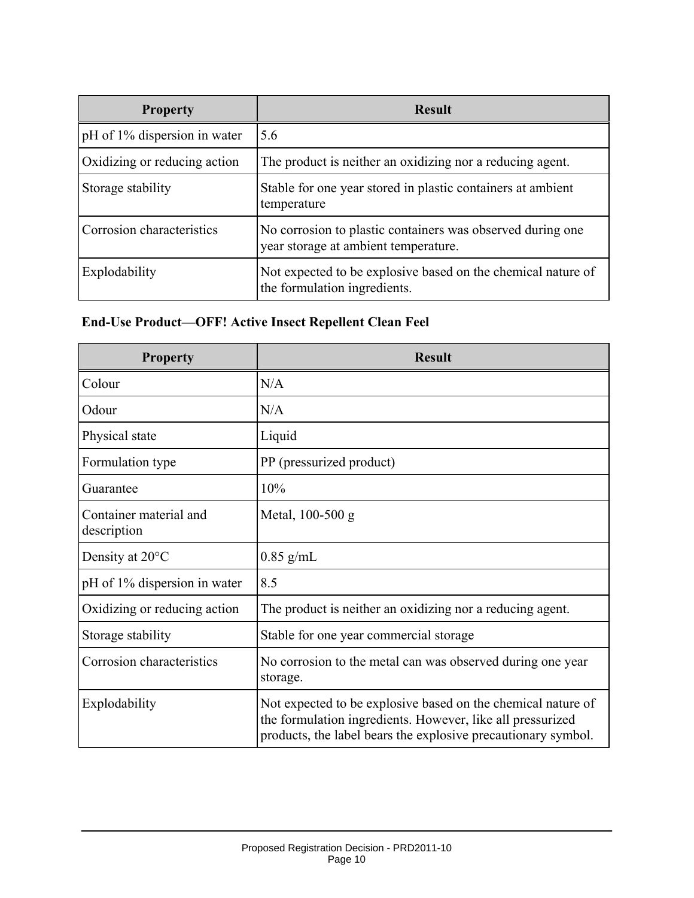| Property | Result |
| --- | --- |
| pH of 1% dispersion in water | 5.6 |
| Oxidizing or reducing action | The product is neither an oxidizing nor a reducing agent. |
| Storage stability | Stable for one year stored in plastic containers at ambient temperature |
| Corrosion characteristics | No corrosion to plastic containers was observed during one year storage at ambient temperature. |
| Explodability | Not expected to be explosive based on the chemical nature of the formulation ingredients. |

**End-Use Product—OFF! Active Insect Repellent Clean Feel**

| Property | Result |
| --- | --- |
| Colour | N/A |
| Odour | N/A |
| Physical state | Liquid |
| Formulation type | PP (pressurized product) |
| Guarantee | 10% |
| Container material and description | Metal, 100-500 g |
| Density at 20°C | 0.85 g/mL |
| pH of 1% dispersion in water | 8.5 |
| Oxidizing or reducing action | The product is neither an oxidizing nor a reducing agent. |
| Storage stability | Stable for one year commercial storage |
| Corrosion characteristics | No corrosion to the metal can was observed during one year storage. |
| Explodability | Not expected to be explosive based on the chemical nature of the formulation ingredients. However, like all pressurized products, the label bears the explosive precautionary symbol. |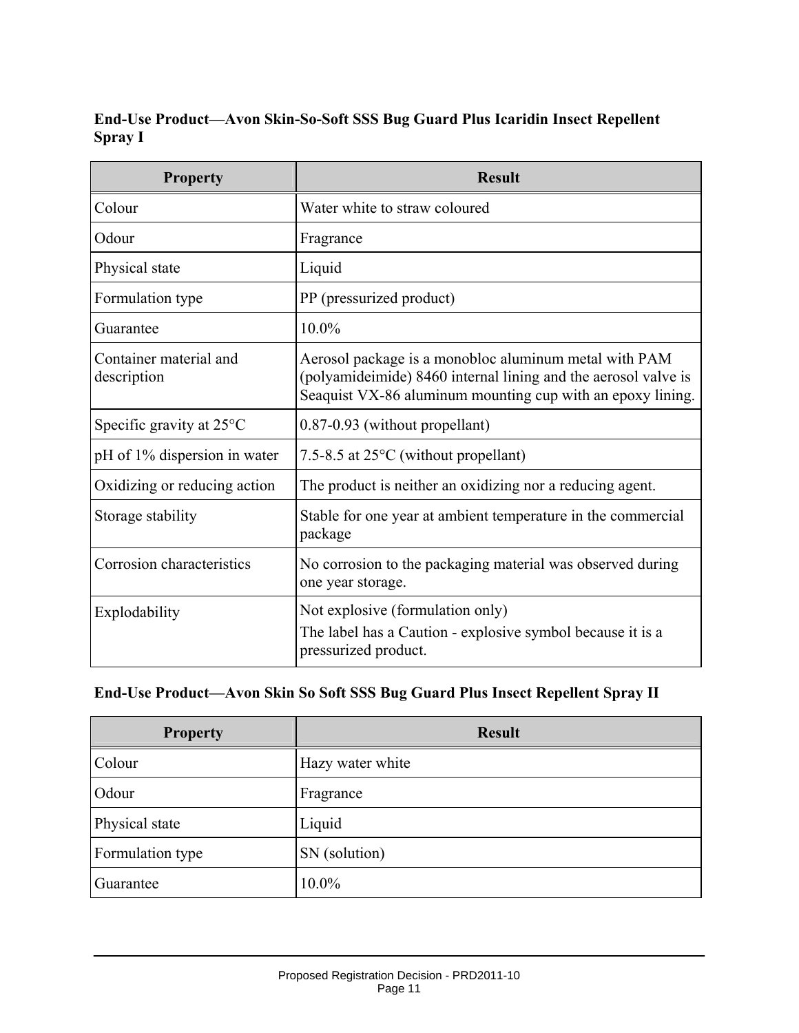### End-Use Product—Avon Skin-So-Soft SSS Bug Guard Plus Icaridin Insect Repellent Spray I

| Property | Result |
| --- | --- |
| Colour | Water white to straw coloured |
| Odour | Fragrance |
| Physical state | Liquid |
| Formulation type | PP (pressurized product) |
| Guarantee | 10.0% |
| Container material and description | Aerosol package is a monobloc aluminum metal with PAM (polyamideimide) 8460 internal lining and the aerosol valve is Seaquist VX-86 aluminum mounting cup with an epoxy lining. |
| Specific gravity at 25°C | 0.87-0.93 (without propellant) |
| pH of 1% dispersion in water | 7.5-8.5 at 25°C (without propellant) |
| Oxidizing or reducing action | The product is neither an oxidizing nor a reducing agent. |
| Storage stability | Stable for one year at ambient temperature in the commercial package |
| Corrosion characteristics | No corrosion to the packaging material was observed during one year storage. |
| Explodability | Not explosive (formulation only)<br>The label has a Caution - explosive symbol because it is a pressurized product. |

### End-Use Product—Avon Skin So Soft SSS Bug Guard Plus Insect Repellent Spray II

| Property | Result |
| --- | --- |
| Colour | Hazy water white |
| Odour | Fragrance |
| Physical state | Liquid |
| Formulation type | SN (solution) |
| Guarantee | 10.0% |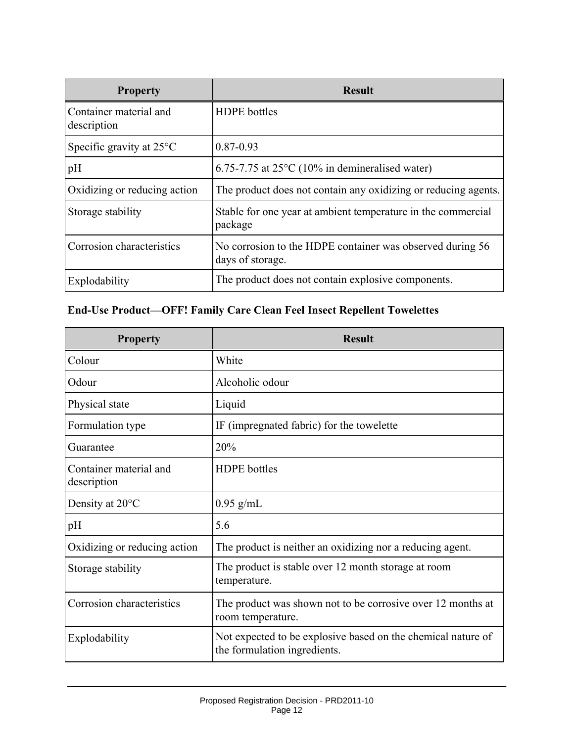| Property | Result |
|---|---|
| Container material and description | HDPE bottles |
| Specific gravity at 25°C | 0.87-0.93 |
| pH | 6.75-7.75 at 25°C (10% in demineralised water) |
| Oxidizing or reducing action | The product does not contain any oxidizing or reducing agents. |
| Storage stability | Stable for one year at ambient temperature in the commercial package |
| Corrosion characteristics | No corrosion to the HDPE container was observed during 56 days of storage. |
| Explodability | The product does not contain explosive components. |

**End-Use Product—OFF! Family Care Clean Feel Insect Repellent Towelettes**

| Property | Result |
|---|---|
| Colour | White |
| Odour | Alcoholic odour |
| Physical state | Liquid |
| Formulation type | IF (impregnated fabric) for the towelette |
| Guarantee | 20% |
| Container material and description | HDPE bottles |
| Density at 20°C | 0.95 g/mL |
| pH | 5.6 |
| Oxidizing or reducing action | The product is neither an oxidizing nor a reducing agent. |
| Storage stability | The product is stable over 12 month storage at room temperature. |
| Corrosion characteristics | The product was shown not to be corrosive over 12 months at room temperature. |
| Explodability | Not expected to be explosive based on the chemical nature of the formulation ingredients. |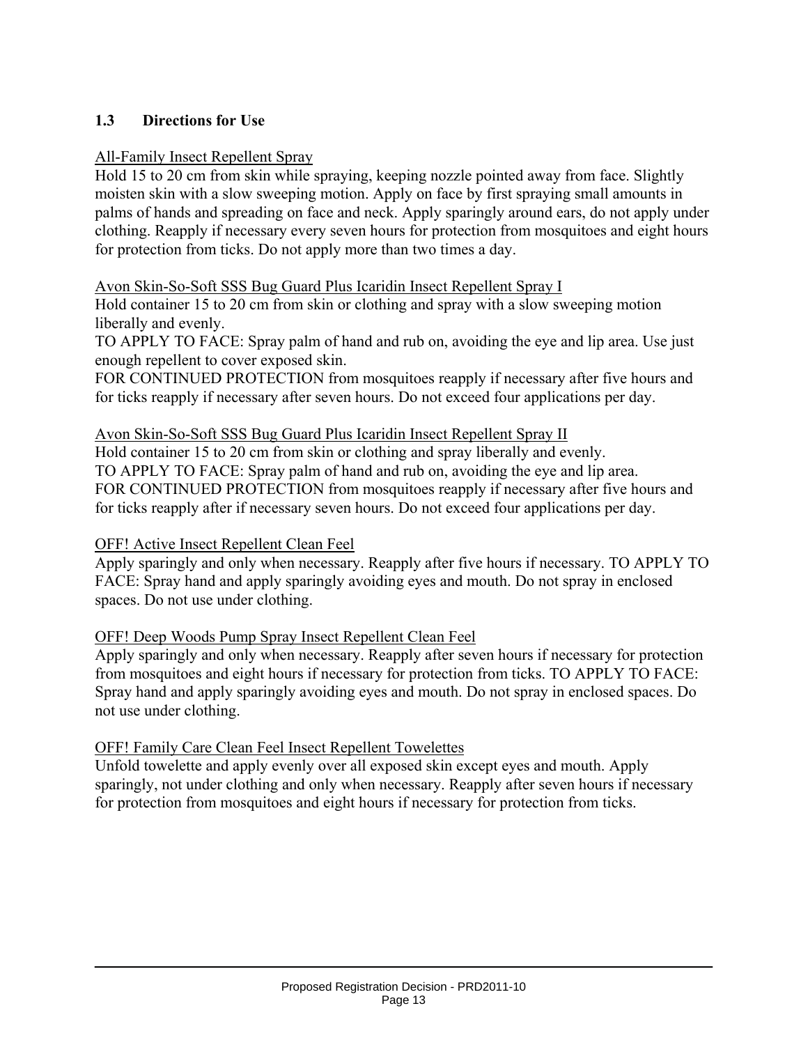### 1.3 Directions for Use

All-Family Insect Repellent Spray

Hold 15 to 20 cm from skin while spraying, keeping nozzle pointed away from face. Slightly moisten skin with a slow sweeping motion. Apply on face by first spraying small amounts in palms of hands and spreading on face and neck. Apply sparingly around ears, do not apply under clothing. Reapply if necessary every seven hours for protection from mosquitoes and eight hours for protection from ticks. Do not apply more than two times a day.

Avon Skin-So-Soft SSS Bug Guard Plus Icaridin Insect Repellent Spray I

Hold container 15 to 20 cm from skin or clothing and spray with a slow sweeping motion liberally and evenly.

TO APPLY TO FACE: Spray palm of hand and rub on, avoiding the eye and lip area. Use just enough repellent to cover exposed skin.

FOR CONTINUED PROTECTION from mosquitoes reapply if necessary after five hours and for ticks reapply if necessary after seven hours. Do not exceed four applications per day.

Avon Skin-So-Soft SSS Bug Guard Plus Icaridin Insect Repellent Spray II

Hold container 15 to 20 cm from skin or clothing and spray liberally and evenly.

TO APPLY TO FACE: Spray palm of hand and rub on, avoiding the eye and lip area.

FOR CONTINUED PROTECTION from mosquitoes reapply if necessary after five hours and for ticks reapply after if necessary seven hours. Do not exceed four applications per day.

OFF! Active Insect Repellent Clean Feel

Apply sparingly and only when necessary. Reapply after five hours if necessary. TO APPLY TO FACE: Spray hand and apply sparingly avoiding eyes and mouth. Do not spray in enclosed spaces. Do not use under clothing.

OFF! Deep Woods Pump Spray Insect Repellent Clean Feel

Apply sparingly and only when necessary. Reapply after seven hours if necessary for protection from mosquitoes and eight hours if necessary for protection from ticks. TO APPLY TO FACE: Spray hand and apply sparingly avoiding eyes and mouth. Do not spray in enclosed spaces. Do not use under clothing.

OFF! Family Care Clean Feel Insect Repellent Towelettes

Unfold towelette and apply evenly over all exposed skin except eyes and mouth. Apply sparingly, not under clothing and only when necessary. Reapply after seven hours if necessary for protection from mosquitoes and eight hours if necessary for protection from ticks.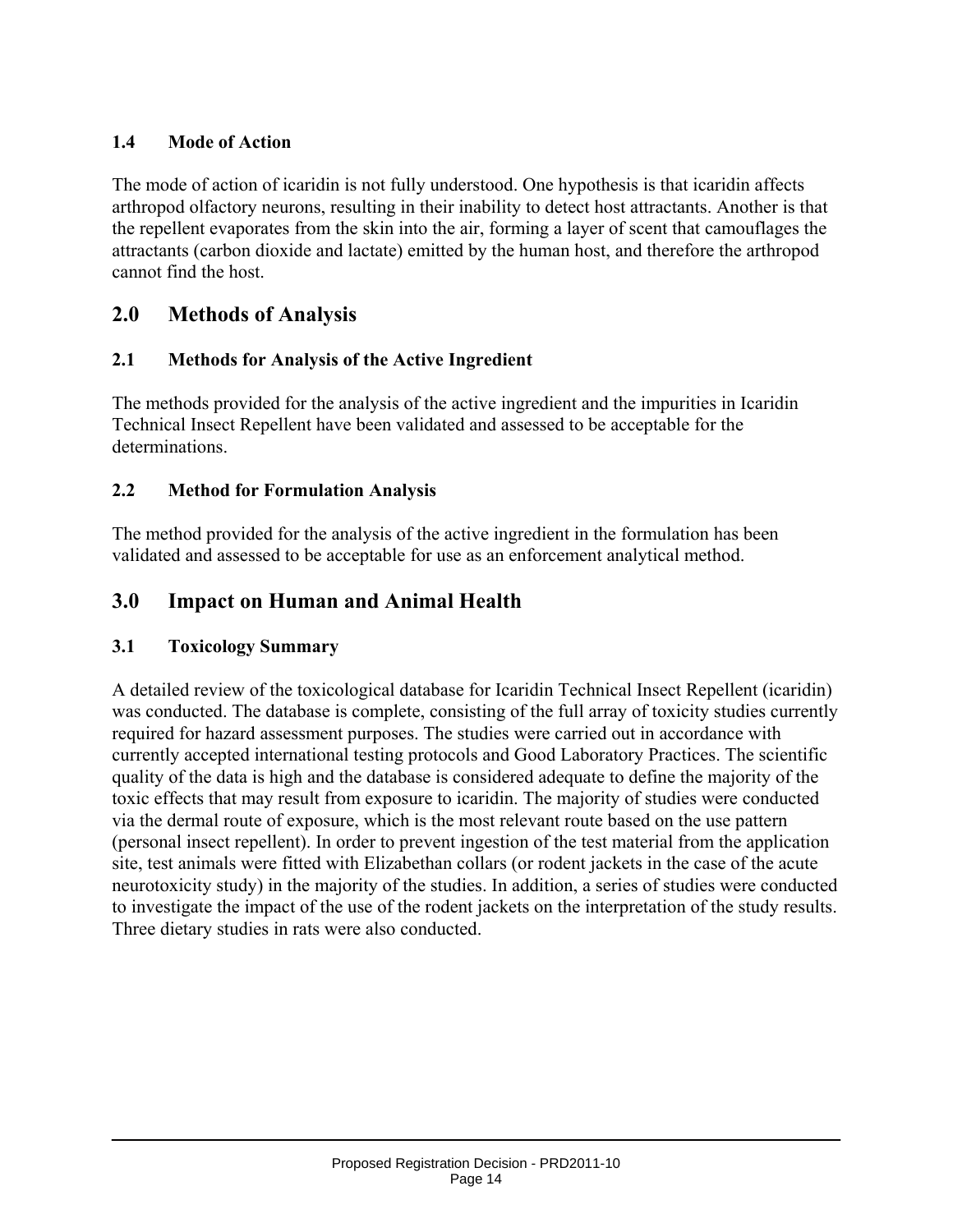### 1.4 Mode of Action

The mode of action of icaridin is not fully understood. One hypothesis is that icaridin affects arthropod olfactory neurons, resulting in their inability to detect host attractants. Another is that the repellent evaporates from the skin into the air, forming a layer of scent that camouflages the attractants (carbon dioxide and lactate) emitted by the human host, and therefore the arthropod cannot find the host.

## 2.0 Methods of Analysis

### 2.1 Methods for Analysis of the Active Ingredient

The methods provided for the analysis of the active ingredient and the impurities in Icaridin Technical Insect Repellent have been validated and assessed to be acceptable for the determinations.

### 2.2 Method for Formulation Analysis

The method provided for the analysis of the active ingredient in the formulation has been validated and assessed to be acceptable for use as an enforcement analytical method.

## 3.0 Impact on Human and Animal Health

### 3.1 Toxicology Summary

A detailed review of the toxicological database for Icaridin Technical Insect Repellent (icaridin) was conducted. The database is complete, consisting of the full array of toxicity studies currently required for hazard assessment purposes. The studies were carried out in accordance with currently accepted international testing protocols and Good Laboratory Practices. The scientific quality of the data is high and the database is considered adequate to define the majority of the toxic effects that may result from exposure to icaridin. The majority of studies were conducted via the dermal route of exposure, which is the most relevant route based on the use pattern (personal insect repellent). In order to prevent ingestion of the test material from the application site, test animals were fitted with Elizabethan collars (or rodent jackets in the case of the acute neurotoxicity study) in the majority of the studies. In addition, a series of studies were conducted to investigate the impact of the use of the rodent jackets on the interpretation of the study results. Three dietary studies in rats were also conducted.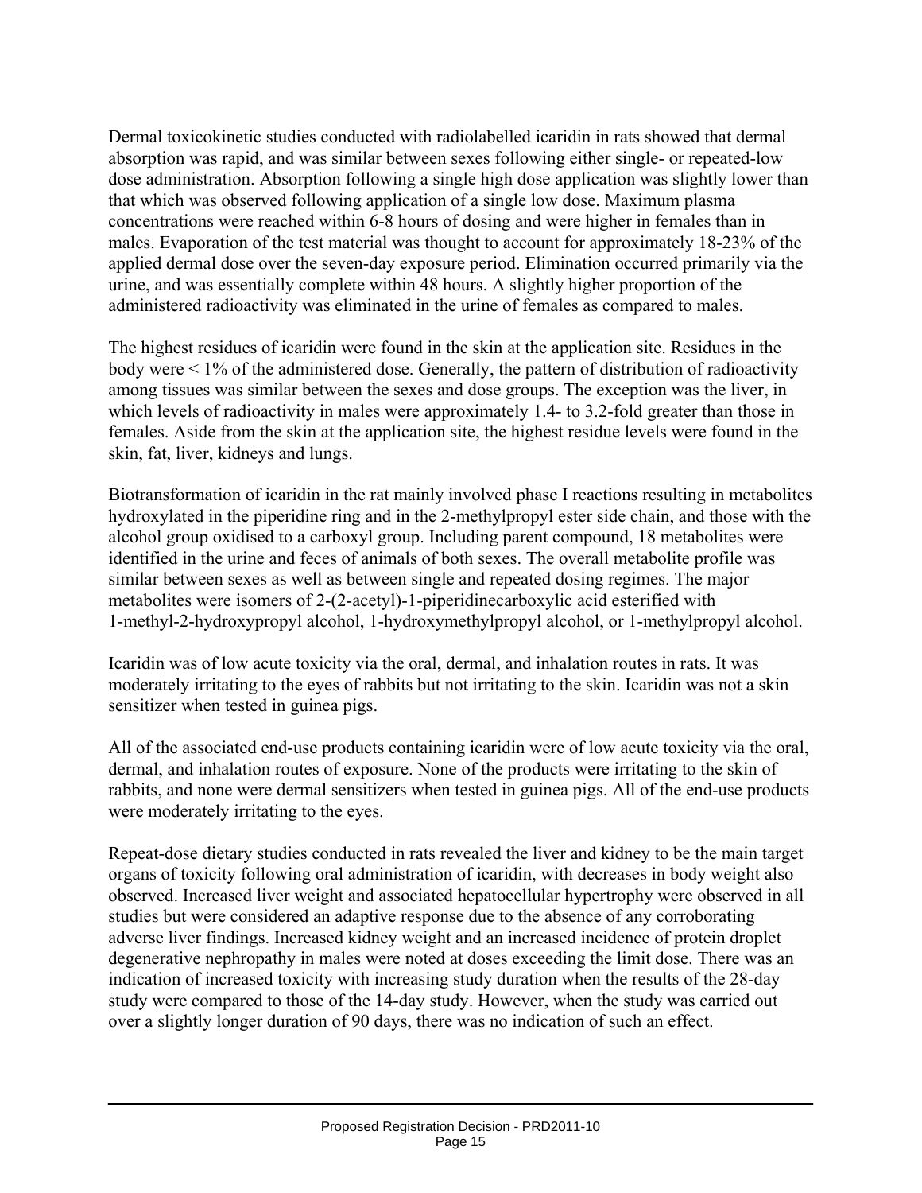Dermal toxicokinetic studies conducted with radiolabelled icaridin in rats showed that dermal absorption was rapid, and was similar between sexes following either single- or repeated-low dose administration. Absorption following a single high dose application was slightly lower than that which was observed following application of a single low dose. Maximum plasma concentrations were reached within 6-8 hours of dosing and were higher in females than in males. Evaporation of the test material was thought to account for approximately 18-23% of the applied dermal dose over the seven-day exposure period. Elimination occurred primarily via the urine, and was essentially complete within 48 hours. A slightly higher proportion of the administered radioactivity was eliminated in the urine of females as compared to males.

The highest residues of icaridin were found in the skin at the application site. Residues in the body were < 1% of the administered dose. Generally, the pattern of distribution of radioactivity among tissues was similar between the sexes and dose groups. The exception was the liver, in which levels of radioactivity in males were approximately 1.4- to 3.2-fold greater than those in females. Aside from the skin at the application site, the highest residue levels were found in the skin, fat, liver, kidneys and lungs.

Biotransformation of icaridin in the rat mainly involved phase I reactions resulting in metabolites hydroxylated in the piperidine ring and in the 2-methylpropyl ester side chain, and those with the alcohol group oxidised to a carboxyl group. Including parent compound, 18 metabolites were identified in the urine and feces of animals of both sexes. The overall metabolite profile was similar between sexes as well as between single and repeated dosing regimes. The major metabolites were isomers of 2-(2-acetyl)-1-piperidinecarboxylic acid esterified with 1-methyl-2-hydroxypropyl alcohol, 1-hydroxymethylpropyl alcohol, or 1-methylpropyl alcohol.

Icaridin was of low acute toxicity via the oral, dermal, and inhalation routes in rats. It was moderately irritating to the eyes of rabbits but not irritating to the skin. Icaridin was not a skin sensitizer when tested in guinea pigs.

All of the associated end-use products containing icaridin were of low acute toxicity via the oral, dermal, and inhalation routes of exposure. None of the products were irritating to the skin of rabbits, and none were dermal sensitizers when tested in guinea pigs. All of the end-use products were moderately irritating to the eyes.

Repeat-dose dietary studies conducted in rats revealed the liver and kidney to be the main target organs of toxicity following oral administration of icaridin, with decreases in body weight also observed. Increased liver weight and associated hepatocellular hypertrophy were observed in all studies but were considered an adaptive response due to the absence of any corroborating adverse liver findings. Increased kidney weight and an increased incidence of protein droplet degenerative nephropathy in males were noted at doses exceeding the limit dose. There was an indication of increased toxicity with increasing study duration when the results of the 28-day study were compared to those of the 14-day study. However, when the study was carried out over a slightly longer duration of 90 days, there was no indication of such an effect.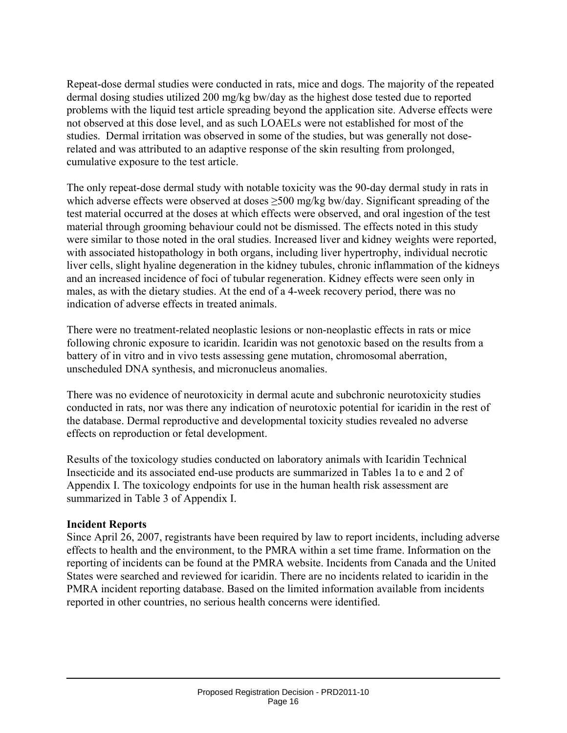Repeat-dose dermal studies were conducted in rats, mice and dogs. The majority of the repeated dermal dosing studies utilized 200 mg/kg bw/day as the highest dose tested due to reported problems with the liquid test article spreading beyond the application site. Adverse effects were not observed at this dose level, and as such LOAELs were not established for most of the studies. Dermal irritation was observed in some of the studies, but was generally not dose-related and was attributed to an adaptive response of the skin resulting from prolonged, cumulative exposure to the test article.

The only repeat-dose dermal study with notable toxicity was the 90-day dermal study in rats in which adverse effects were observed at doses ≥500 mg/kg bw/day. Significant spreading of the test material occurred at the doses at which effects were observed, and oral ingestion of the test material through grooming behaviour could not be dismissed. The effects noted in this study were similar to those noted in the oral studies. Increased liver and kidney weights were reported, with associated histopathology in both organs, including liver hypertrophy, individual necrotic liver cells, slight hyaline degeneration in the kidney tubules, chronic inflammation of the kidneys and an increased incidence of foci of tubular regeneration. Kidney effects were seen only in males, as with the dietary studies. At the end of a 4-week recovery period, there was no indication of adverse effects in treated animals.

There were no treatment-related neoplastic lesions or non-neoplastic effects in rats or mice following chronic exposure to icaridin. Icaridin was not genotoxic based on the results from a battery of in vitro and in vivo tests assessing gene mutation, chromosomal aberration, unscheduled DNA synthesis, and micronucleus anomalies.

There was no evidence of neurotoxicity in dermal acute and subchronic neurotoxicity studies conducted in rats, nor was there any indication of neurotoxic potential for icaridin in the rest of the database. Dermal reproductive and developmental toxicity studies revealed no adverse effects on reproduction or fetal development.

Results of the toxicology studies conducted on laboratory animals with Icaridin Technical Insecticide and its associated end-use products are summarized in Tables 1a to e and 2 of Appendix I. The toxicology endpoints for use in the human health risk assessment are summarized in Table 3 of Appendix I.

**Incident Reports**

Since April 26, 2007, registrants have been required by law to report incidents, including adverse effects to health and the environment, to the PMRA within a set time frame. Information on the reporting of incidents can be found at the PMRA website. Incidents from Canada and the United States were searched and reviewed for icaridin. There are no incidents related to icaridin in the PMRA incident reporting database. Based on the limited information available from incidents reported in other countries, no serious health concerns were identified.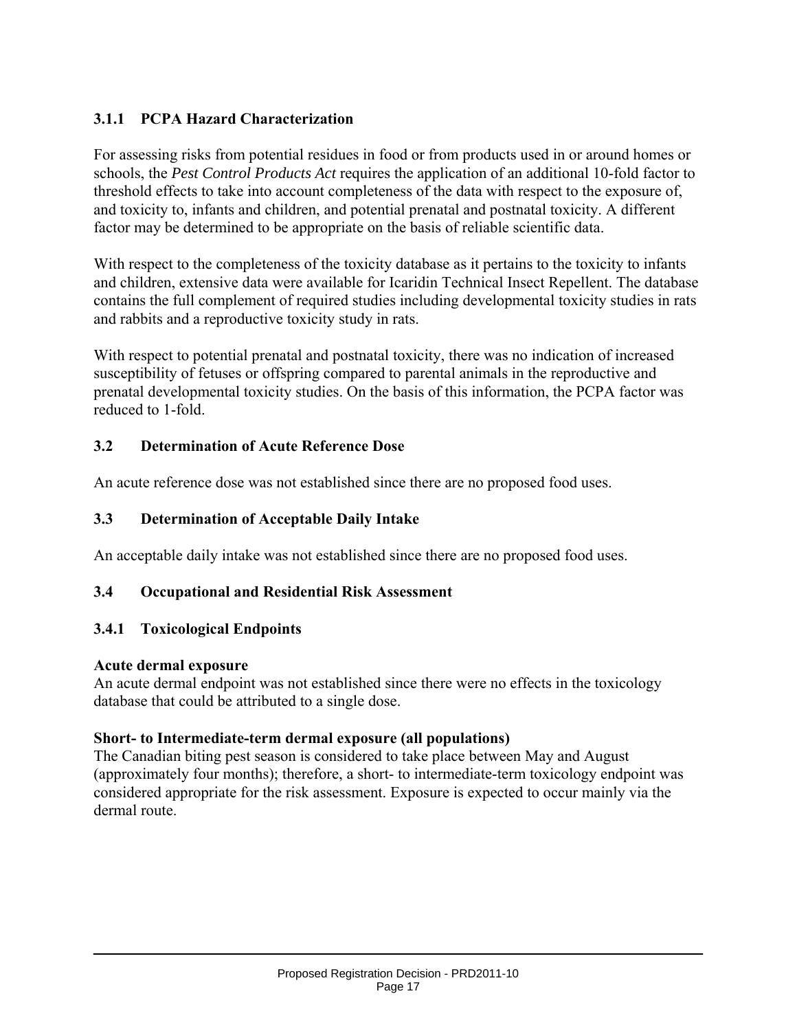### 3.1.1 PCPA Hazard Characterization

For assessing risks from potential residues in food or from products used in or around homes or schools, the *Pest Control Products Act* requires the application of an additional 10-fold factor to threshold effects to take into account completeness of the data with respect to the exposure of, and toxicity to, infants and children, and potential prenatal and postnatal toxicity. A different factor may be determined to be appropriate on the basis of reliable scientific data.

With respect to the completeness of the toxicity database as it pertains to the toxicity to infants and children, extensive data were available for Icaridin Technical Insect Repellent. The database contains the full complement of required studies including developmental toxicity studies in rats and rabbits and a reproductive toxicity study in rats.

With respect to potential prenatal and postnatal toxicity, there was no indication of increased susceptibility of fetuses or offspring compared to parental animals in the reproductive and prenatal developmental toxicity studies. On the basis of this information, the PCPA factor was reduced to 1-fold.

## 3.2 Determination of Acute Reference Dose

An acute reference dose was not established since there are no proposed food uses.

## 3.3 Determination of Acceptable Daily Intake

An acceptable daily intake was not established since there are no proposed food uses.

## 3.4 Occupational and Residential Risk Assessment

### 3.4.1 Toxicological Endpoints

**Acute dermal exposure**
An acute dermal endpoint was not established since there were no effects in the toxicology database that could be attributed to a single dose.

**Short- to Intermediate-term dermal exposure (all populations)**
The Canadian biting pest season is considered to take place between May and August (approximately four months); therefore, a short- to intermediate-term toxicology endpoint was considered appropriate for the risk assessment. Exposure is expected to occur mainly via the dermal route.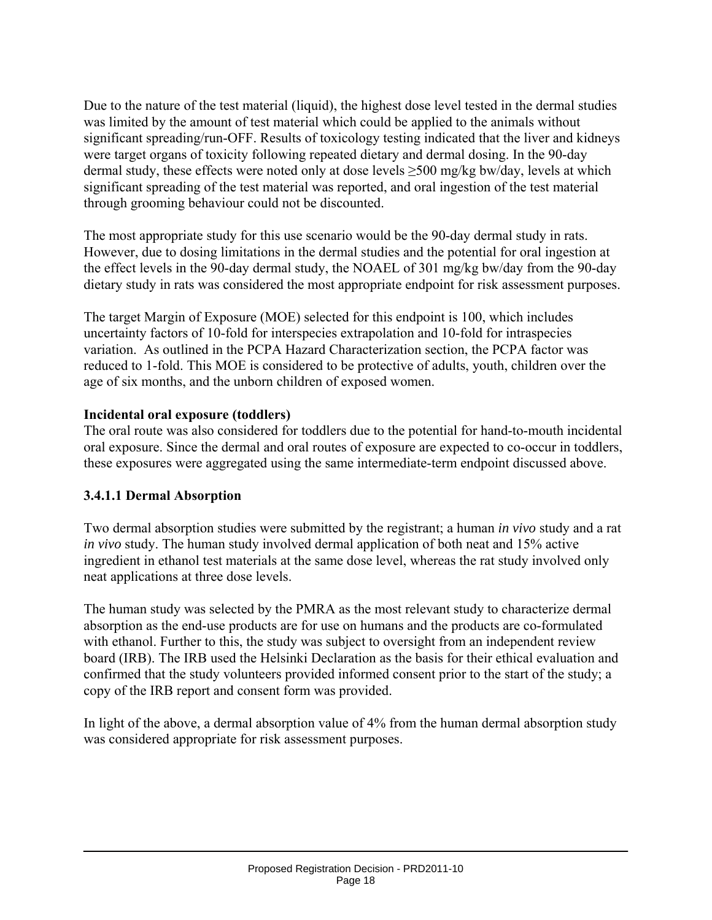Due to the nature of the test material (liquid), the highest dose level tested in the dermal studies was limited by the amount of test material which could be applied to the animals without significant spreading/run-OFF. Results of toxicology testing indicated that the liver and kidneys were target organs of toxicity following repeated dietary and dermal dosing. In the 90-day dermal study, these effects were noted only at dose levels ≥500 mg/kg bw/day, levels at which significant spreading of the test material was reported, and oral ingestion of the test material through grooming behaviour could not be discounted.

The most appropriate study for this use scenario would be the 90-day dermal study in rats. However, due to dosing limitations in the dermal studies and the potential for oral ingestion at the effect levels in the 90-day dermal study, the NOAEL of 301 mg/kg bw/day from the 90-day dietary study in rats was considered the most appropriate endpoint for risk assessment purposes.

The target Margin of Exposure (MOE) selected for this endpoint is 100, which includes uncertainty factors of 10-fold for interspecies extrapolation and 10-fold for intraspecies variation. As outlined in the PCPA Hazard Characterization section, the PCPA factor was reduced to 1-fold. This MOE is considered to be protective of adults, youth, children over the age of six months, and the unborn children of exposed women.

**Incidental oral exposure (toddlers)**

The oral route was also considered for toddlers due to the potential for hand-to-mouth incidental oral exposure. Since the dermal and oral routes of exposure are expected to co-occur in toddlers, these exposures were aggregated using the same intermediate-term endpoint discussed above.

#### 3.4.1.1 Dermal Absorption

Two dermal absorption studies were submitted by the registrant; a human *in vivo* study and a rat *in vivo* study. The human study involved dermal application of both neat and 15% active ingredient in ethanol test materials at the same dose level, whereas the rat study involved only neat applications at three dose levels.

The human study was selected by the PMRA as the most relevant study to characterize dermal absorption as the end-use products are for use on humans and the products are co-formulated with ethanol. Further to this, the study was subject to oversight from an independent review board (IRB). The IRB used the Helsinki Declaration as the basis for their ethical evaluation and confirmed that the study volunteers provided informed consent prior to the start of the study; a copy of the IRB report and consent form was provided.

In light of the above, a dermal absorption value of 4% from the human dermal absorption study was considered appropriate for risk assessment purposes.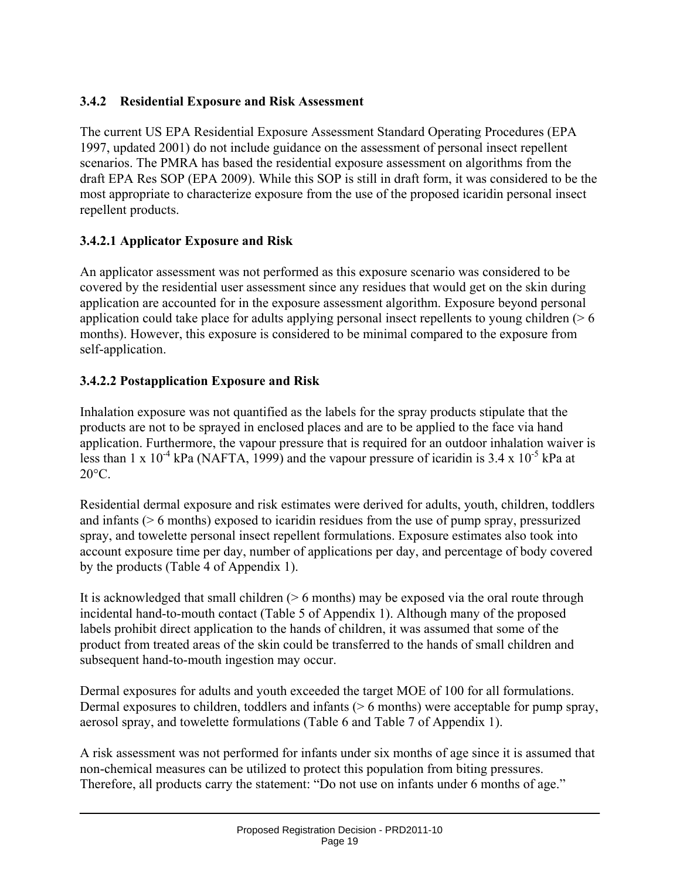### 3.4.2 Residential Exposure and Risk Assessment

The current US EPA Residential Exposure Assessment Standard Operating Procedures (EPA 1997, updated 2001) do not include guidance on the assessment of personal insect repellent scenarios. The PMRA has based the residential exposure assessment on algorithms from the draft EPA Res SOP (EPA 2009). While this SOP is still in draft form, it was considered to be the most appropriate to characterize exposure from the use of the proposed icaridin personal insect repellent products.

#### 3.4.2.1 Applicator Exposure and Risk

An applicator assessment was not performed as this exposure scenario was considered to be covered by the residential user assessment since any residues that would get on the skin during application are accounted for in the exposure assessment algorithm. Exposure beyond personal application could take place for adults applying personal insect repellents to young children (> 6 months). However, this exposure is considered to be minimal compared to the exposure from self-application.

#### 3.4.2.2 Postapplication Exposure and Risk

Inhalation exposure was not quantified as the labels for the spray products stipulate that the products are not to be sprayed in enclosed places and are to be applied to the face via hand application. Furthermore, the vapour pressure that is required for an outdoor inhalation waiver is less than $1 \times 10^{-4}$ kPa (NAFTA, 1999) and the vapour pressure of icaridin is $3.4 \times 10^{-5}$ kPa at 20°C.

Residential dermal exposure and risk estimates were derived for adults, youth, children, toddlers and infants (> 6 months) exposed to icaridin residues from the use of pump spray, pressurized spray, and towelette personal insect repellent formulations. Exposure estimates also took into account exposure time per day, number of applications per day, and percentage of body covered by the products (Table 4 of Appendix 1).

It is acknowledged that small children (> 6 months) may be exposed via the oral route through incidental hand-to-mouth contact (Table 5 of Appendix 1). Although many of the proposed labels prohibit direct application to the hands of children, it was assumed that some of the product from treated areas of the skin could be transferred to the hands of small children and subsequent hand-to-mouth ingestion may occur.

Dermal exposures for adults and youth exceeded the target MOE of 100 for all formulations. Dermal exposures to children, toddlers and infants (> 6 months) were acceptable for pump spray, aerosol spray, and towelette formulations (Table 6 and Table 7 of Appendix 1).

A risk assessment was not performed for infants under six months of age since it is assumed that non-chemical measures can be utilized to protect this population from biting pressures. Therefore, all products carry the statement: "Do not use on infants under 6 months of age."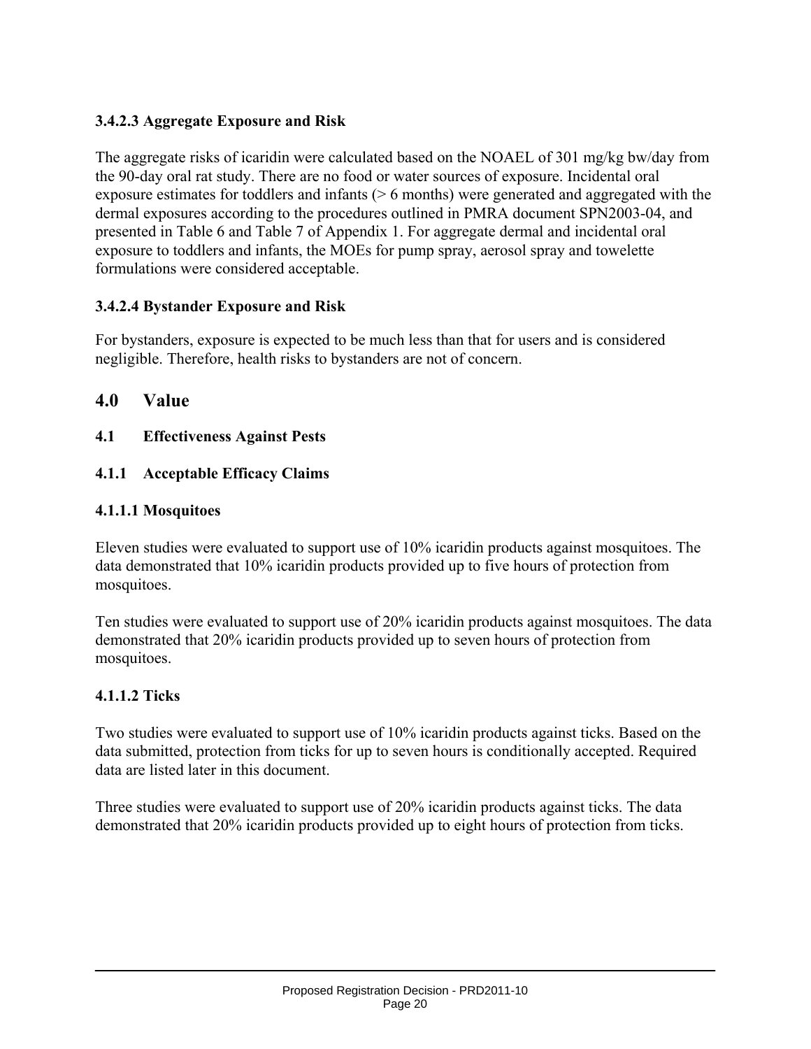#### 3.4.2.3 Aggregate Exposure and Risk

The aggregate risks of icaridin were calculated based on the NOAEL of 301 mg/kg bw/day from the 90-day oral rat study. There are no food or water sources of exposure. Incidental oral exposure estimates for toddlers and infants (> 6 months) were generated and aggregated with the dermal exposures according to the procedures outlined in PMRA document SPN2003-04, and presented in Table 6 and Table 7 of Appendix 1. For aggregate dermal and incidental oral exposure to toddlers and infants, the MOEs for pump spray, aerosol spray and towelette formulations were considered acceptable.

#### 3.4.2.4 Bystander Exposure and Risk

For bystanders, exposure is expected to be much less than that for users and is considered negligible. Therefore, health risks to bystanders are not of concern.

## 4.0 Value

### 4.1 Effectiveness Against Pests

### 4.1.1 Acceptable Efficacy Claims

#### 4.1.1.1 Mosquitoes

Eleven studies were evaluated to support use of 10% icaridin products against mosquitoes. The data demonstrated that 10% icaridin products provided up to five hours of protection from mosquitoes.

Ten studies were evaluated to support use of 20% icaridin products against mosquitoes. The data demonstrated that 20% icaridin products provided up to seven hours of protection from mosquitoes.

#### 4.1.1.2 Ticks

Two studies were evaluated to support use of 10% icaridin products against ticks. Based on the data submitted, protection from ticks for up to seven hours is conditionally accepted. Required data are listed later in this document.

Three studies were evaluated to support use of 20% icaridin products against ticks. The data demonstrated that 20% icaridin products provided up to eight hours of protection from ticks.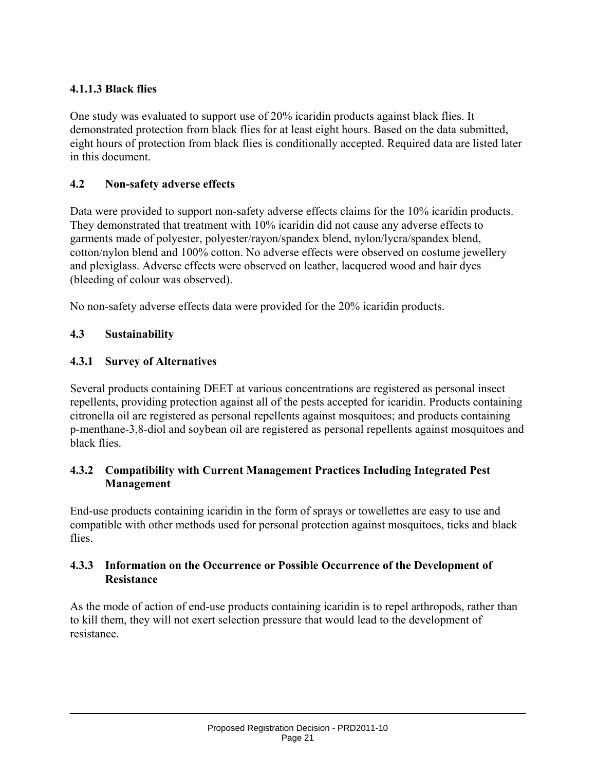#### 4.1.1.3 Black flies

One study was evaluated to support use of 20% icaridin products against black flies. It demonstrated protection from black flies for at least eight hours. Based on the data submitted, eight hours of protection from black flies is conditionally accepted. Required data are listed later in this document.

### 4.2 Non-safety adverse effects

Data were provided to support non-safety adverse effects claims for the 10% icaridin products. They demonstrated that treatment with 10% icaridin did not cause any adverse effects to garments made of polyester, polyester/rayon/spandex blend, nylon/lycra/spandex blend, cotton/nylon blend and 100% cotton. No adverse effects were observed on costume jewellery and plexiglass. Adverse effects were observed on leather, lacquered wood and hair dyes (bleeding of colour was observed).

No non-safety adverse effects data were provided for the 20% icaridin products.

### 4.3 Sustainability

#### 4.3.1 Survey of Alternatives

Several products containing DEET at various concentrations are registered as personal insect repellents, providing protection against all of the pests accepted for icaridin. Products containing citronella oil are registered as personal repellents against mosquitoes; and products containing p-menthane-3,8-diol and soybean oil are registered as personal repellents against mosquitoes and black flies.

#### 4.3.2 Compatibility with Current Management Practices Including Integrated Pest Management

End-use products containing icaridin in the form of sprays or towellettes are easy to use and compatible with other methods used for personal protection against mosquitoes, ticks and black flies.

#### 4.3.3 Information on the Occurrence or Possible Occurrence of the Development of Resistance

As the mode of action of end-use products containing icaridin is to repel arthropods, rather than to kill them, they will not exert selection pressure that would lead to the development of resistance.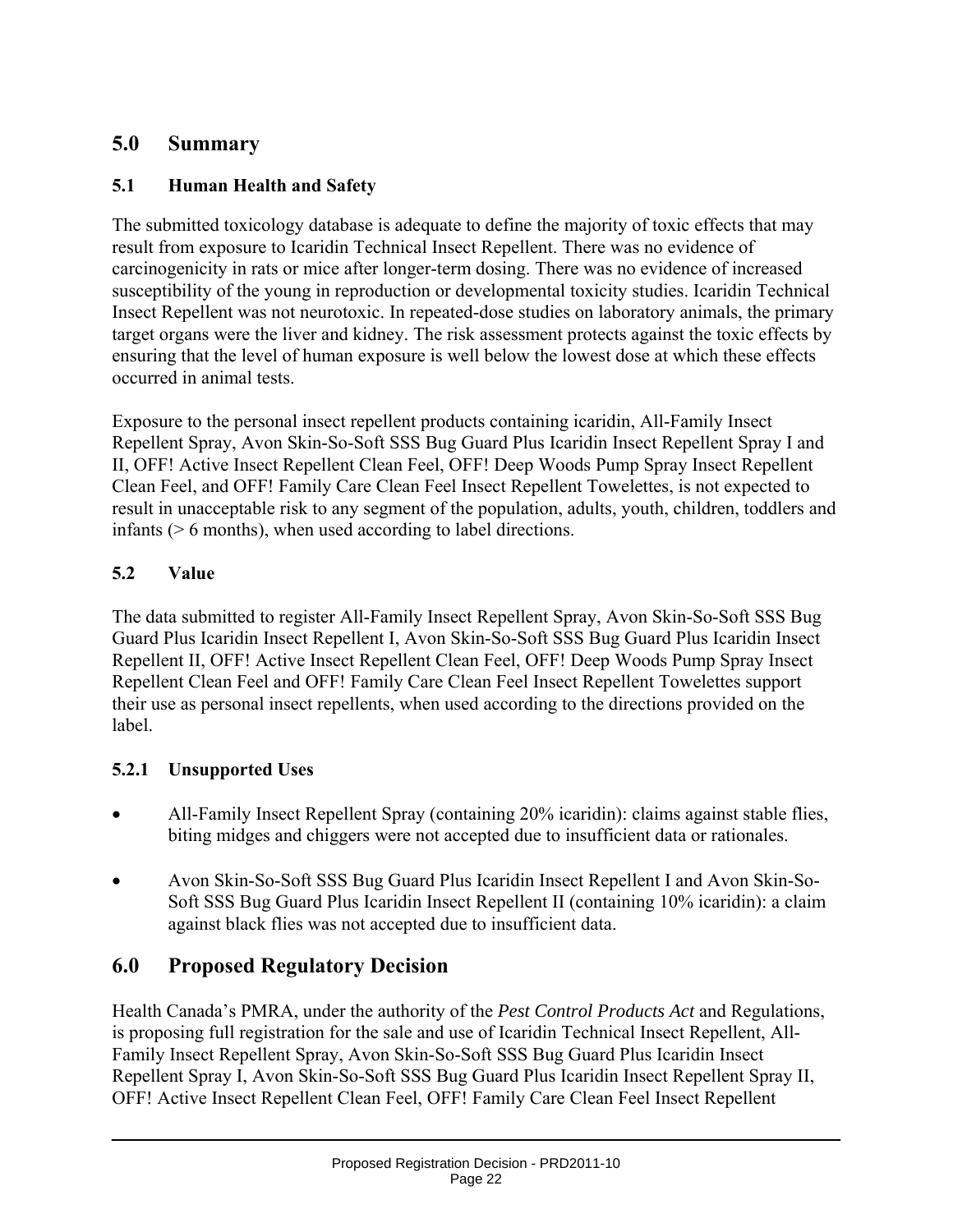## 5.0 Summary

### 5.1 Human Health and Safety

The submitted toxicology database is adequate to define the majority of toxic effects that may result from exposure to Icaridin Technical Insect Repellent. There was no evidence of carcinogenicity in rats or mice after longer-term dosing. There was no evidence of increased susceptibility of the young in reproduction or developmental toxicity studies. Icaridin Technical Insect Repellent was not neurotoxic. In repeated-dose studies on laboratory animals, the primary target organs were the liver and kidney. The risk assessment protects against the toxic effects by ensuring that the level of human exposure is well below the lowest dose at which these effects occurred in animal tests.

Exposure to the personal insect repellent products containing icaridin, All-Family Insect Repellent Spray, Avon Skin-So-Soft SSS Bug Guard Plus Icaridin Insect Repellent Spray I and II, OFF! Active Insect Repellent Clean Feel, OFF! Deep Woods Pump Spray Insect Repellent Clean Feel, and OFF! Family Care Clean Feel Insect Repellent Towelettes, is not expected to result in unacceptable risk to any segment of the population, adults, youth, children, toddlers and infants (> 6 months), when used according to label directions.

### 5.2 Value

The data submitted to register All-Family Insect Repellent Spray, Avon Skin-So-Soft SSS Bug Guard Plus Icaridin Insect Repellent I, Avon Skin-So-Soft SSS Bug Guard Plus Icaridin Insect Repellent II, OFF! Active Insect Repellent Clean Feel, OFF! Deep Woods Pump Spray Insect Repellent Clean Feel and OFF! Family Care Clean Feel Insect Repellent Towelettes support their use as personal insect repellents, when used according to the directions provided on the label.

#### 5.2.1 Unsupported Uses

- All-Family Insect Repellent Spray (containing 20% icaridin): claims against stable flies, biting midges and chiggers were not accepted due to insufficient data or rationales.

- Avon Skin-So-Soft SSS Bug Guard Plus Icaridin Insect Repellent I and Avon Skin-So-Soft SSS Bug Guard Plus Icaridin Insect Repellent II (containing 10% icaridin): a claim against black flies was not accepted due to insufficient data.

## 6.0 Proposed Regulatory Decision

Health Canada's PMRA, under the authority of the *Pest Control Products Act* and Regulations, is proposing full registration for the sale and use of Icaridin Technical Insect Repellent, All-Family Insect Repellent Spray, Avon Skin-So-Soft SSS Bug Guard Plus Icaridin Insect Repellent Spray I, Avon Skin-So-Soft SSS Bug Guard Plus Icaridin Insect Repellent Spray II, OFF! Active Insect Repellent Clean Feel, OFF! Family Care Clean Feel Insect Repellent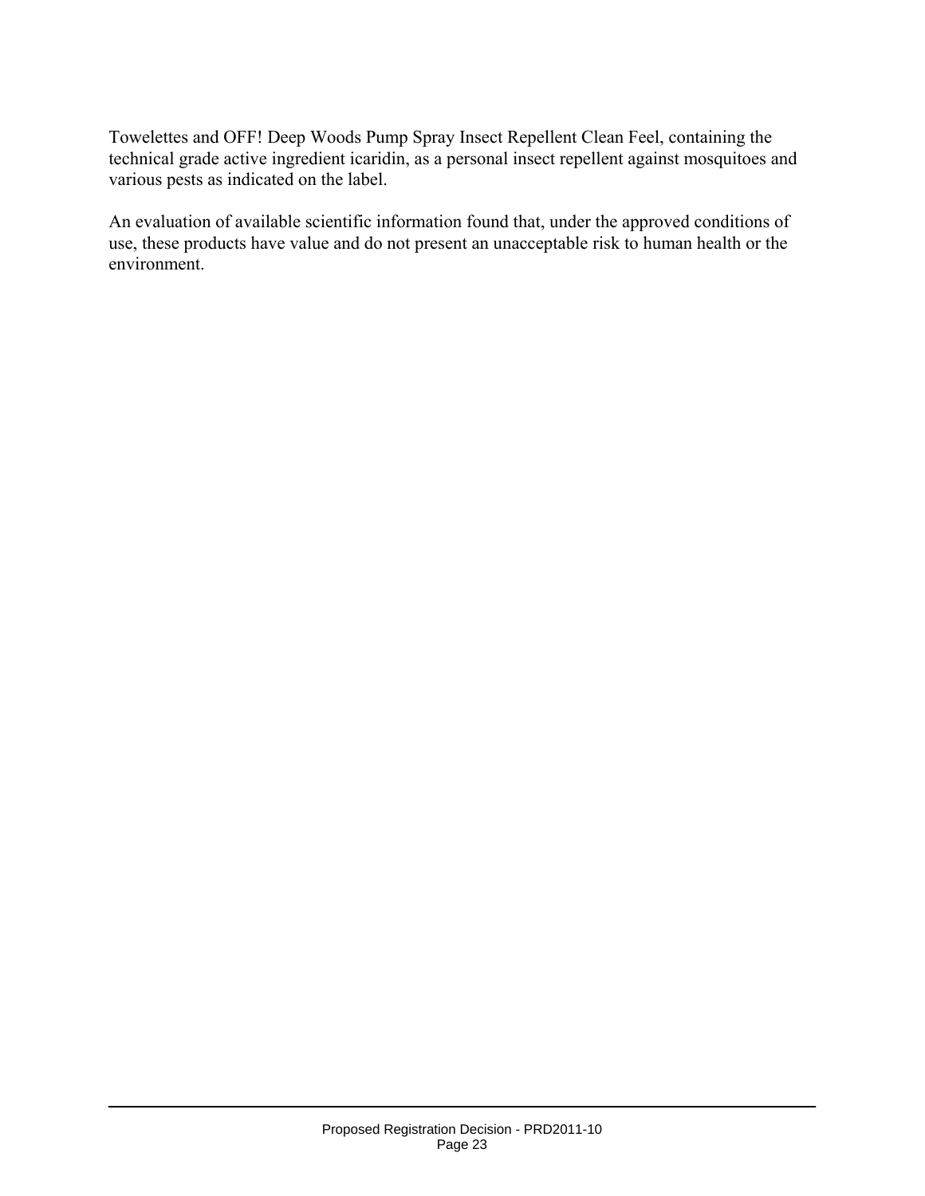Towelettes and OFF! Deep Woods Pump Spray Insect Repellent Clean Feel, containing the technical grade active ingredient icaridin, as a personal insect repellent against mosquitoes and various pests as indicated on the label.

An evaluation of available scientific information found that, under the approved conditions of use, these products have value and do not present an unacceptable risk to human health or the environment.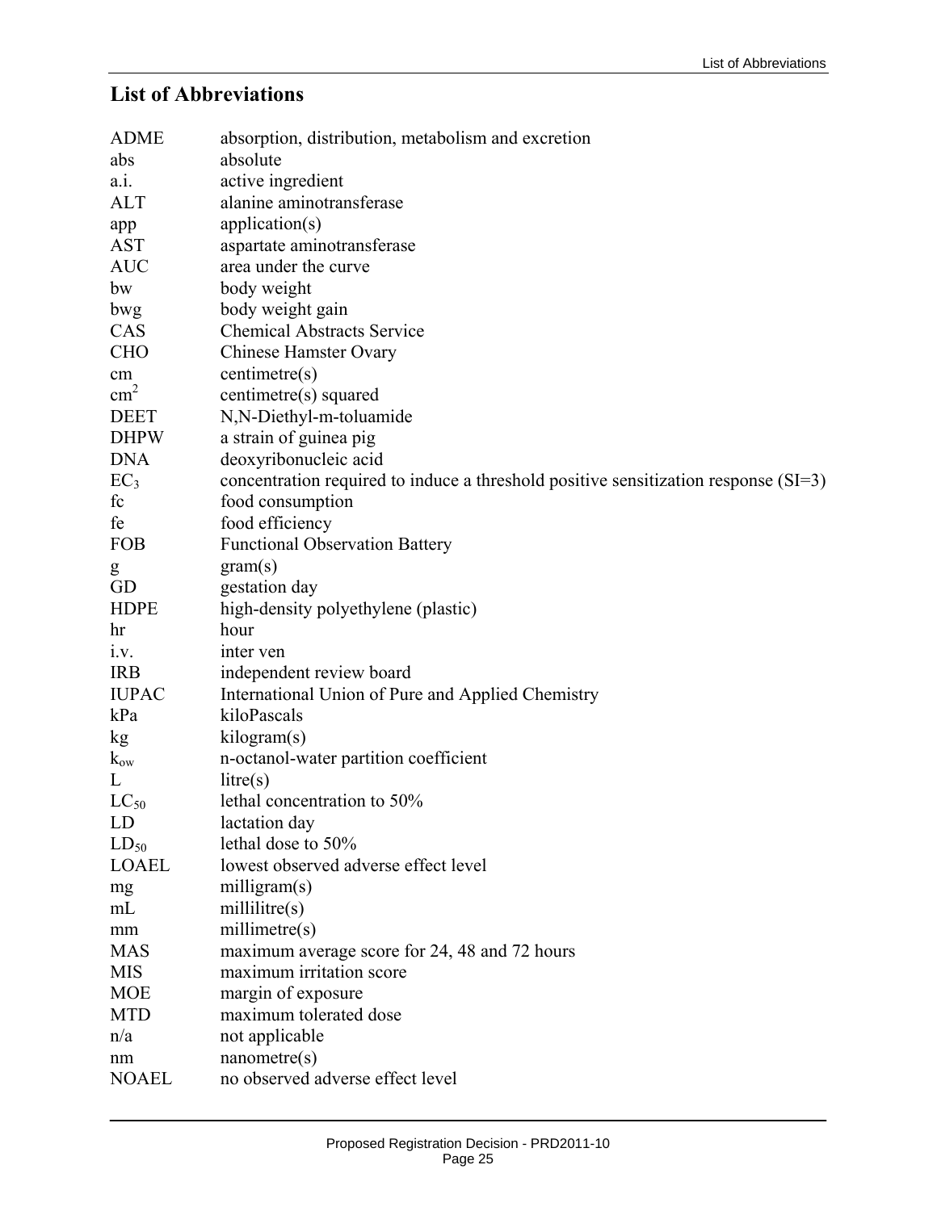## List of Abbreviations

| | |
|---|---|
| ADME | absorption, distribution, metabolism and excretion |
| abs | absolute |
| a.i. | active ingredient |
| ALT | alanine aminotransferase |
| app | application(s) |
| AST | aspartate aminotransferase |
| AUC | area under the curve |
| bw | body weight |
| bwg | body weight gain |
| CAS | Chemical Abstracts Service |
| CHO | Chinese Hamster Ovary |
| cm | centimetre(s) |
| $cm^2$ | centimetre(s) squared |
| DEET | N,N-Diethyl-m-toluamide |
| DHPW | a strain of guinea pig |
| DNA | deoxyribonucleic acid |
| $EC_3$ | concentration required to induce a threshold positive sensitization response (SI=3) |
| fc | food consumption |
| fe | food efficiency |
| FOB | Functional Observation Battery |
| g | gram(s) |
| GD | gestation day |
| HDPE | high-density polyethylene (plastic) |
| hr | hour |
| i.v. | inter ven |
| IRB | independent review board |
| IUPAC | International Union of Pure and Applied Chemistry |
| kPa | kiloPascals |
| kg | kilogram(s) |
| $k_{ow}$ | n-octanol-water partition coefficient |
| L | litre(s) |
| $LC_{50}$ | lethal concentration to 50% |
| LD | lactation day |
| $LD_{50}$ | lethal dose to 50% |
| LOAEL | lowest observed adverse effect level |
| mg | milligram(s) |
| mL | millilitre(s) |
| mm | millimetre(s) |
| MAS | maximum average score for 24, 48 and 72 hours |
| MIS | maximum irritation score |
| MOE | margin of exposure |
| MTD | maximum tolerated dose |
| n/a | not applicable |
| nm | nanometre(s) |
| NOAEL | no observed adverse effect level |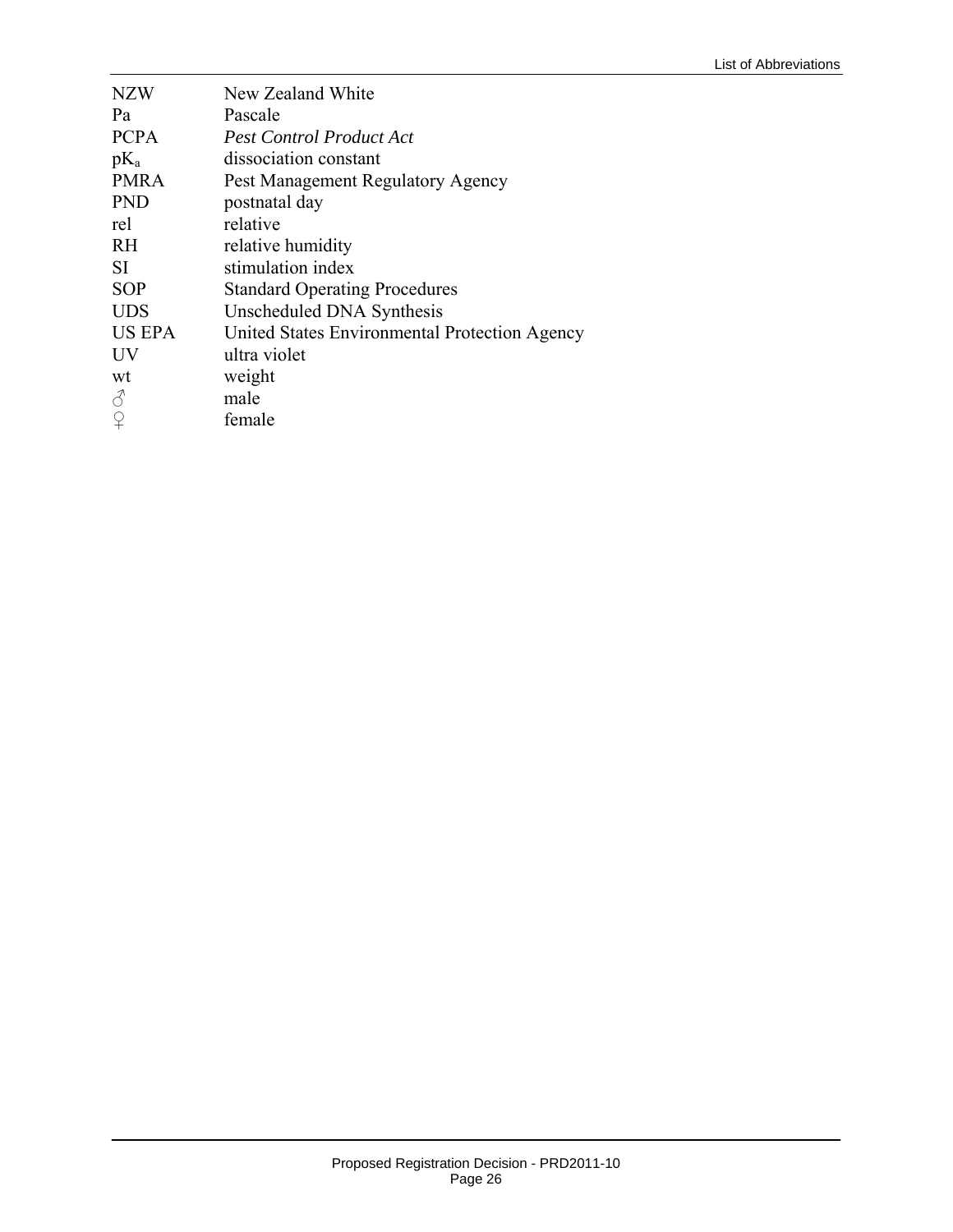| | |
|---|---|
| NZW | New Zealand White |
| Pa | Pascale |
| PCPA | *Pest Control Product Act* |
| $pK_a$ | dissociation constant |
| PMRA | Pest Management Regulatory Agency |
| PND | postnatal day |
| rel | relative |
| RH | relative humidity |
| SI | stimulation index |
| SOP | Standard Operating Procedures |
| UDS | Unscheduled DNA Synthesis |
| US EPA | United States Environmental Protection Agency |
| UV | ultra violet |
| wt | weight |
| ♂ | male |
| ♀ | female |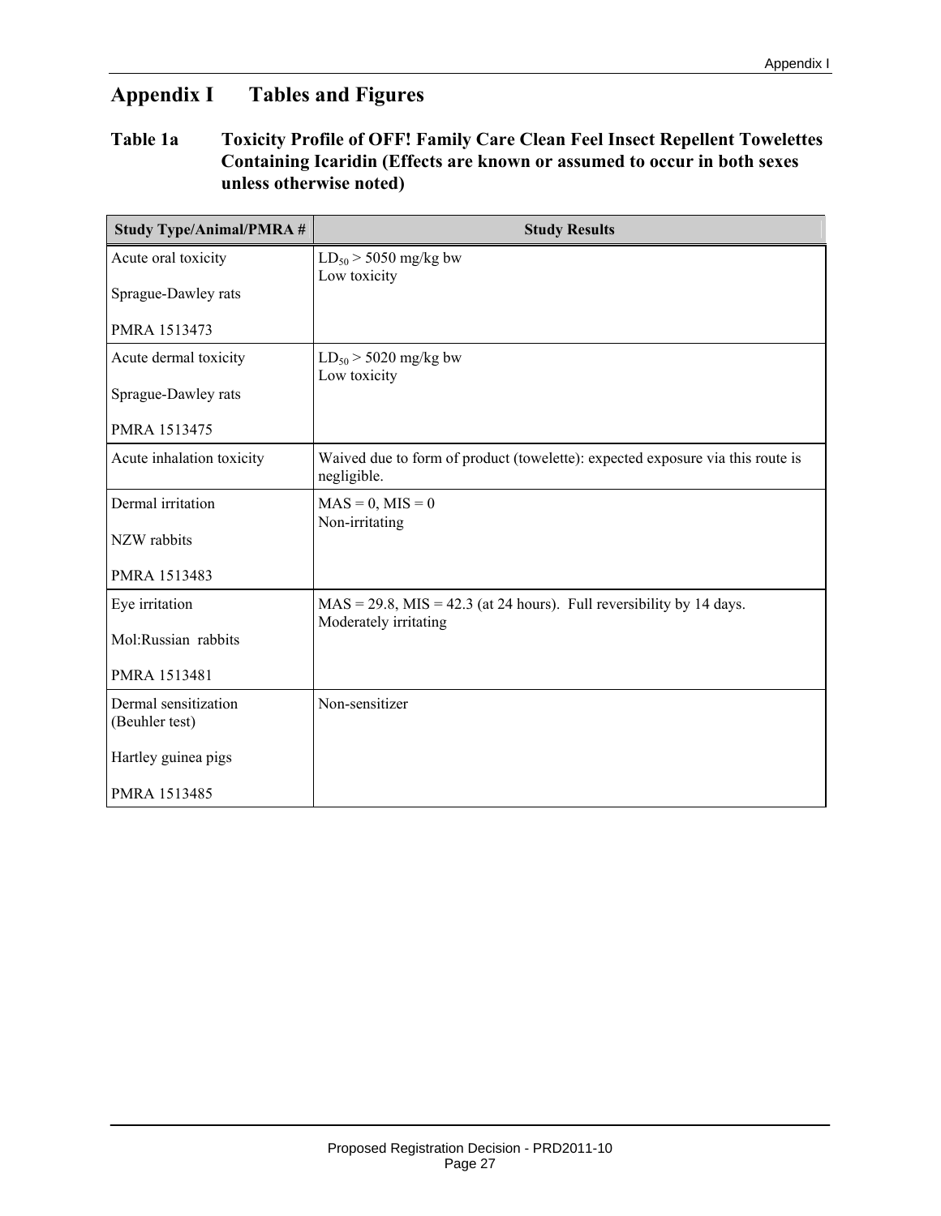# Appendix I Tables and Figures

## Table 1a Toxicity Profile of OFF! Family Care Clean Feel Insect Repellent Towelettes Containing Icaridin (Effects are known or assumed to occur in both sexes unless otherwise noted)

| Study Type/Animal/PMRA # | Study Results |
|---|---|
| Acute oral toxicity<br><br>Sprague-Dawley rats<br><br>PMRA 1513473 | $LD_{50}$ > 5050 mg/kg bw<br>Low toxicity |
| Acute dermal toxicity<br><br>Sprague-Dawley rats<br><br>PMRA 1513475 | $LD_{50}$ > 5020 mg/kg bw<br>Low toxicity |
| Acute inhalation toxicity | Waived due to form of product (towelette): expected exposure via this route is negligible. |
| Dermal irritation<br><br>NZW rabbits<br><br>PMRA 1513483 | MAS = 0, MIS = 0<br>Non-irritating |
| Eye irritation<br><br>Mol:Russian rabbits<br><br>PMRA 1513481 | MAS = 29.8, MIS = 42.3 (at 24 hours). Full reversibility by 14 days.<br>Moderately irritating |
| Dermal sensitization (Beuhler test)<br><br>Hartley guinea pigs<br><br>PMRA 1513485 | Non-sensitizer |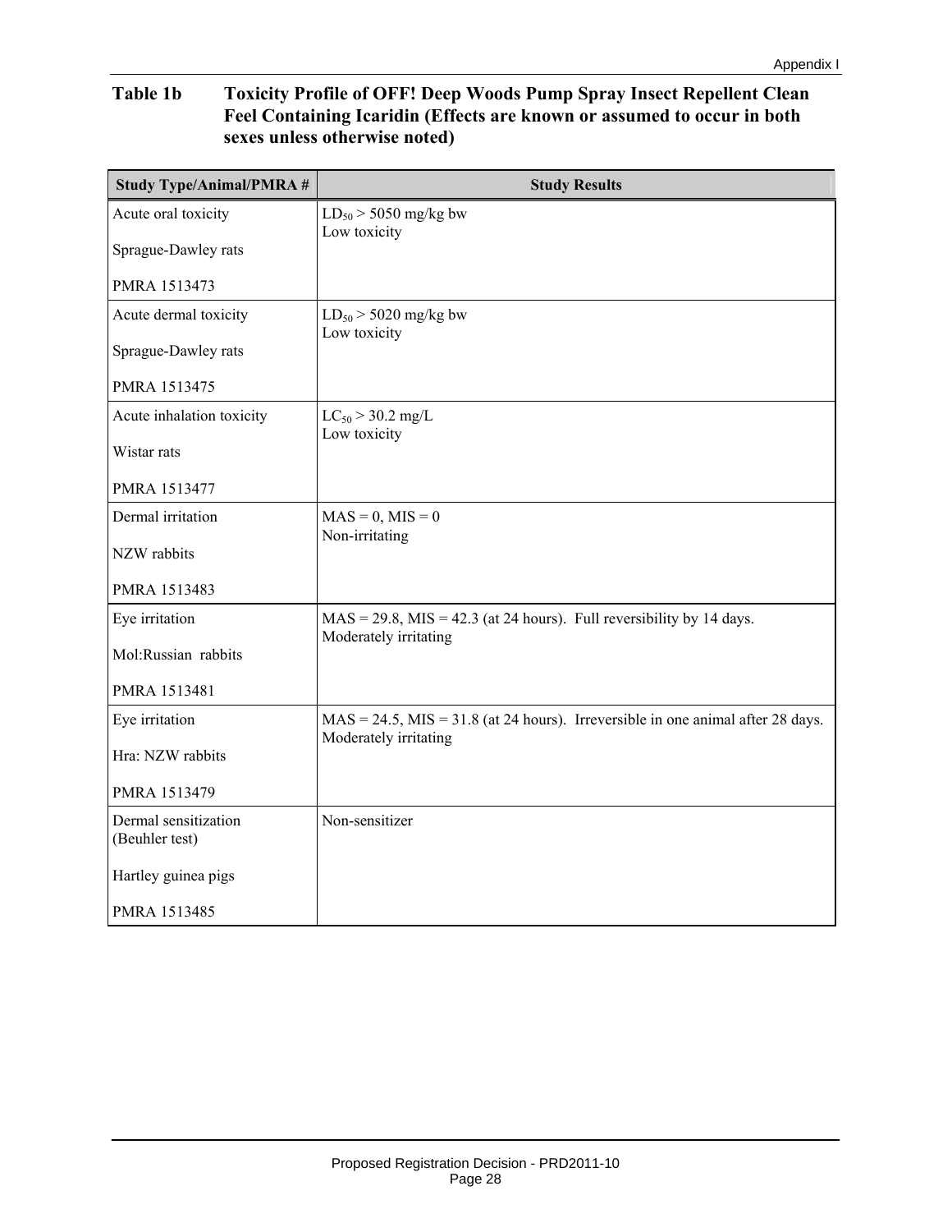**Table 1b Toxicity Profile of OFF! Deep Woods Pump Spray Insect Repellent Clean Feel Containing Icaridin (Effects are known or assumed to occur in both sexes unless otherwise noted)**

| Study Type/Animal/PMRA # | Study Results |
|---|---|
| Acute oral toxicity<br><br>Sprague-Dawley rats<br><br>PMRA 1513473 | $LD_{50}$ > 5050 mg/kg bw<br>Low toxicity |
| Acute dermal toxicity<br><br>Sprague-Dawley rats<br><br>PMRA 1513475 | $LD_{50}$ > 5020 mg/kg bw<br>Low toxicity |
| Acute inhalation toxicity<br><br>Wistar rats<br><br>PMRA 1513477 | $LC_{50}$ > 30.2 mg/L<br>Low toxicity |
| Dermal irritation<br><br>NZW rabbits<br><br>PMRA 1513483 | MAS = 0, MIS = 0<br>Non-irritating |
| Eye irritation<br><br>Mol:Russian rabbits<br><br>PMRA 1513481 | MAS = 29.8, MIS = 42.3 (at 24 hours). Full reversibility by 14 days.<br>Moderately irritating |
| Eye irritation<br><br>Hra: NZW rabbits<br><br>PMRA 1513479 | MAS = 24.5, MIS = 31.8 (at 24 hours). Irreversible in one animal after 28 days.<br>Moderately irritating |
| Dermal sensitization (Beuhler test)<br><br>Hartley guinea pigs<br><br>PMRA 1513485 | Non-sensitizer |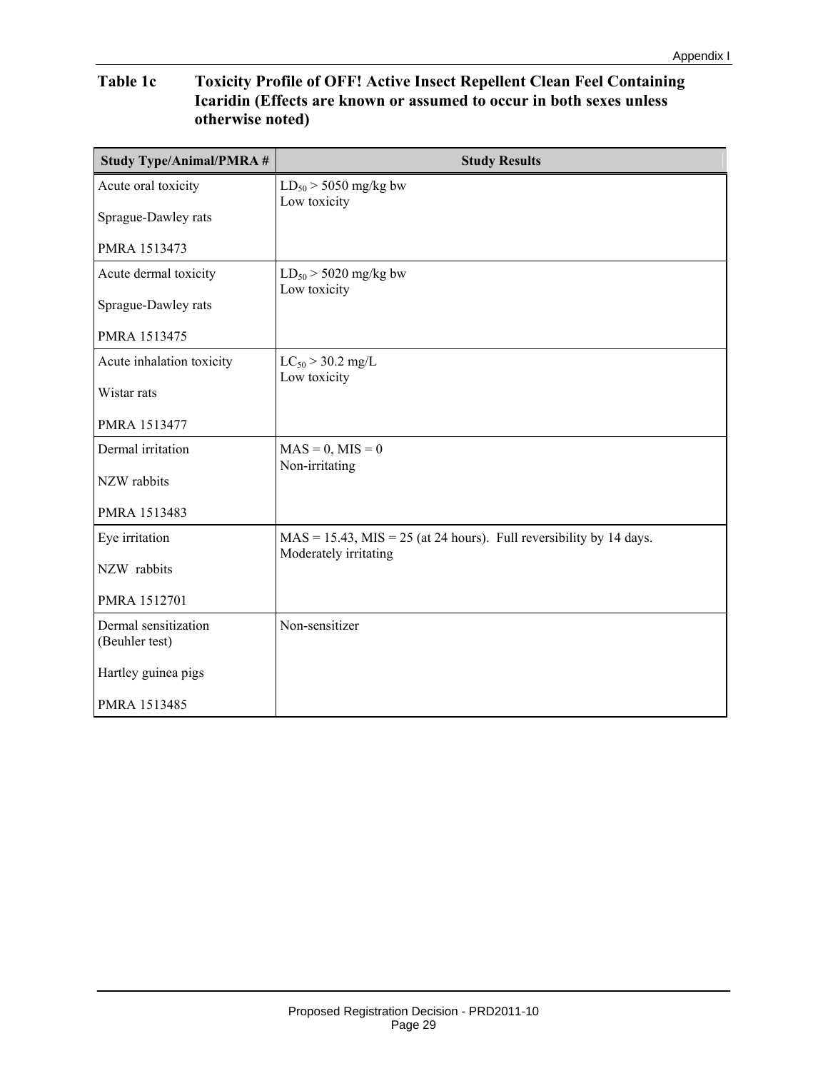## Table 1c Toxicity Profile of OFF! Active Insect Repellent Clean Feel Containing Icaridin (Effects are known or assumed to occur in both sexes unless otherwise noted)

| Study Type/Animal/PMRA # | Study Results |
|---|---|
| Acute oral toxicity<br><br>Sprague-Dawley rats<br><br>PMRA 1513473 | $LD_{50}$ > 5050 mg/kg bw<br>Low toxicity |
| Acute dermal toxicity<br><br>Sprague-Dawley rats<br><br>PMRA 1513475 | $LD_{50}$ > 5020 mg/kg bw<br>Low toxicity |
| Acute inhalation toxicity<br><br>Wistar rats<br><br>PMRA 1513477 | $LC_{50}$ > 30.2 mg/L<br>Low toxicity |
| Dermal irritation<br><br>NZW rabbits<br><br>PMRA 1513483 | MAS = 0, MIS = 0<br>Non-irritating |
| Eye irritation<br><br>NZW rabbits<br><br>PMRA 1512701 | MAS = 15.43, MIS = 25 (at 24 hours). Full reversibility by 14 days.<br>Moderately irritating |
| Dermal sensitization (Beuhler test)<br><br>Hartley guinea pigs<br><br>PMRA 1513485 | Non-sensitizer |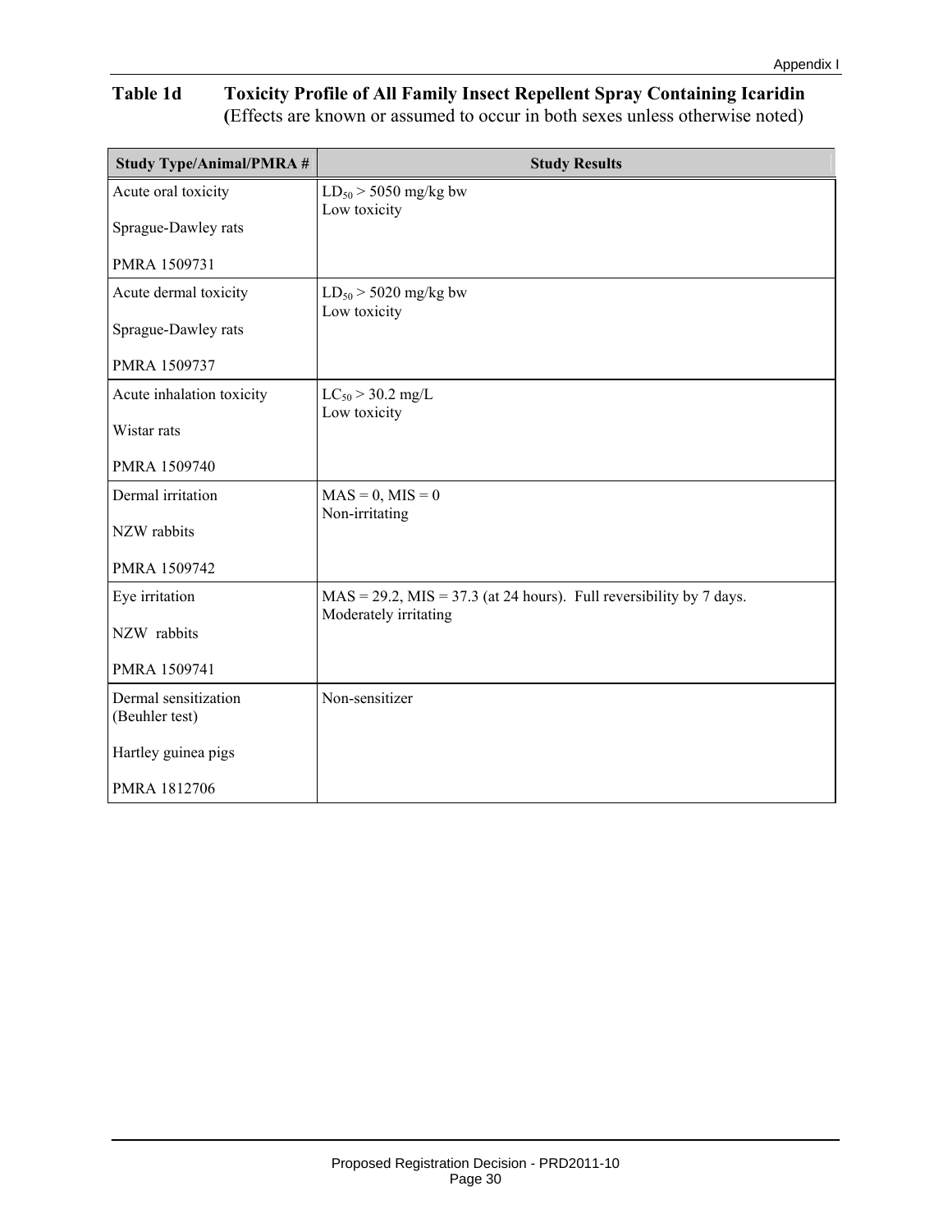**Table 1d Toxicity Profile of All Family Insect Repellent Spray Containing Icaridin**
(Effects are known or assumed to occur in both sexes unless otherwise noted)

| Study Type/Animal/PMRA # | Study Results |
|---|---|
| Acute oral toxicity<br><br>Sprague-Dawley rats<br><br>PMRA 1509731 | $LD_{50}$ > 5050 mg/kg bw<br>Low toxicity |
| Acute dermal toxicity<br><br>Sprague-Dawley rats<br><br>PMRA 1509737 | $LD_{50}$ > 5020 mg/kg bw<br>Low toxicity |
| Acute inhalation toxicity<br><br>Wistar rats<br><br>PMRA 1509740 | $LC_{50}$ > 30.2 mg/L<br>Low toxicity |
| Dermal irritation<br><br>NZW rabbits<br><br>PMRA 1509742 | MAS = 0, MIS = 0<br>Non-irritating |
| Eye irritation<br><br>NZW rabbits<br><br>PMRA 1509741 | MAS = 29.2, MIS = 37.3 (at 24 hours). Full reversibility by 7 days.<br>Moderately irritating |
| Dermal sensitization (Beuhler test)<br><br>Hartley guinea pigs<br><br>PMRA 1812706 | Non-sensitizer |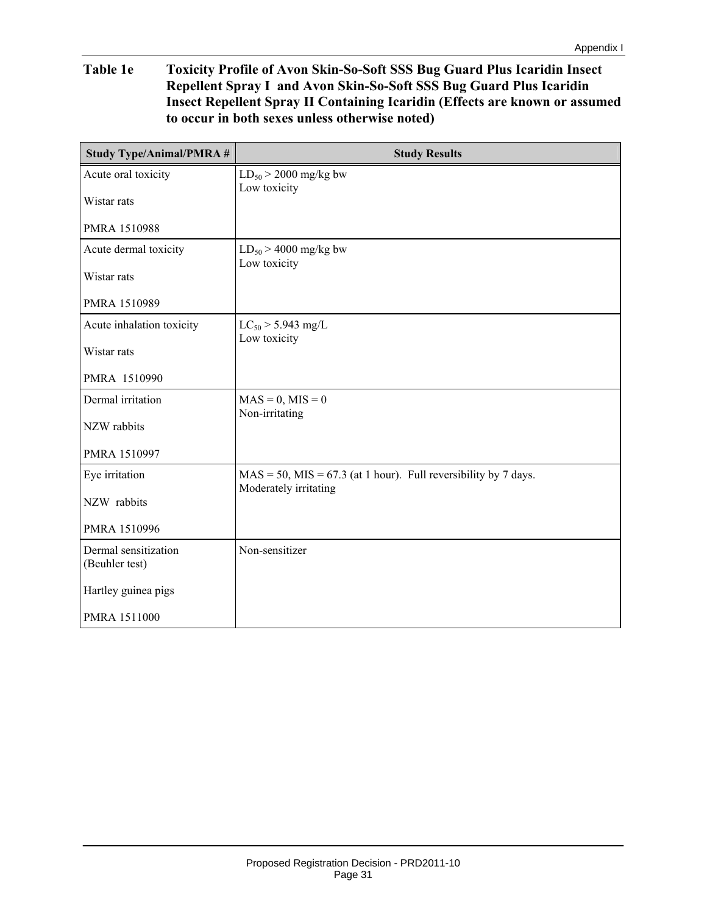**Table 1e Toxicity Profile of Avon Skin-So-Soft SSS Bug Guard Plus Icaridin Insect Repellent Spray I and Avon Skin-So-Soft SSS Bug Guard Plus Icaridin Insect Repellent Spray II Containing Icaridin (Effects are known or assumed to occur in both sexes unless otherwise noted)**

| Study Type/Animal/PMRA # | Study Results |
|---|---|
| Acute oral toxicity<br><br>Wistar rats<br><br>PMRA 1510988 | $LD_{50}$ > 2000 mg/kg bw<br>Low toxicity |
| Acute dermal toxicity<br><br>Wistar rats<br><br>PMRA 1510989 | $LD_{50}$ > 4000 mg/kg bw<br>Low toxicity |
| Acute inhalation toxicity<br><br>Wistar rats<br><br>PMRA 1510990 | $LC_{50}$ > 5.943 mg/L<br>Low toxicity |
| Dermal irritation<br><br>NZW rabbits<br><br>PMRA 1510997 | MAS = 0, MIS = 0<br>Non-irritating |
| Eye irritation<br><br>NZW rabbits<br><br>PMRA 1510996 | MAS = 50, MIS = 67.3 (at 1 hour). Full reversibility by 7 days.<br>Moderately irritating |
| Dermal sensitization (Beuhler test)<br><br>Hartley guinea pigs<br><br>PMRA 1511000 | Non-sensitizer |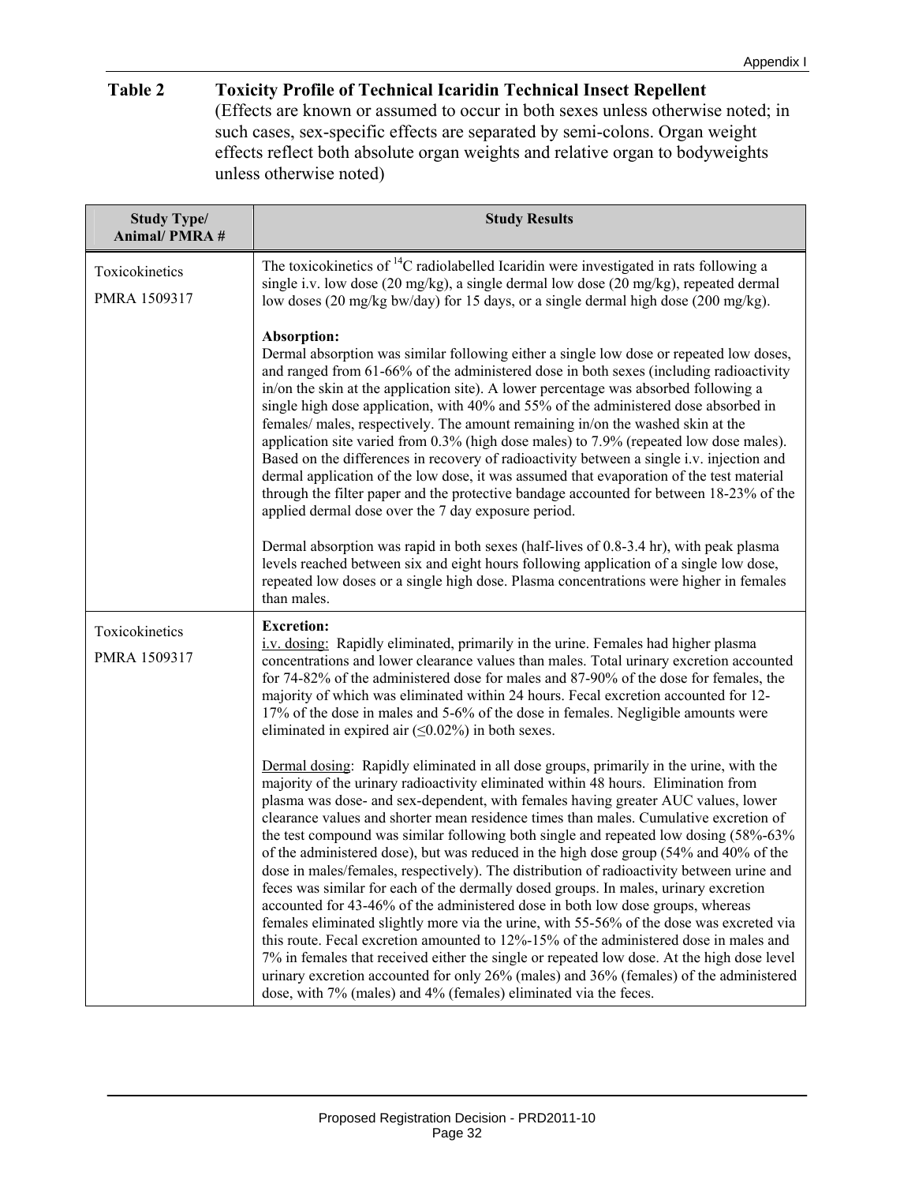**Table 2 Toxicity Profile of Technical Icaridin Technical Insect Repellent**
(Effects are known or assumed to occur in both sexes unless otherwise noted; in such cases, sex-specific effects are separated by semi-colons. Organ weight effects reflect both absolute organ weights and relative organ to bodyweights unless otherwise noted)

| Study Type/ Animal/ PMRA # | Study Results |
|---|---|
| Toxicokinetics<br><br>PMRA 1509317 | The toxicokinetics of $^{14}C$ radiolabelled Icaridin were investigated in rats following a single i.v. low dose (20 mg/kg), a single dermal low dose (20 mg/kg), repeated dermal low doses (20 mg/kg bw/day) for 15 days, or a single dermal high dose (200 mg/kg).<br><br>**Absorption:**<br>Dermal absorption was similar following either a single low dose or repeated low doses, and ranged from 61-66% of the administered dose in both sexes (including radioactivity in/on the skin at the application site). A lower percentage was absorbed following a single high dose application, with 40% and 55% of the administered dose absorbed in females/ males, respectively. The amount remaining in/on the washed skin at the application site varied from 0.3% (high dose males) to 7.9% (repeated low dose males). Based on the differences in recovery of radioactivity between a single i.v. injection and dermal application of the low dose, it was assumed that evaporation of the test material through the filter paper and the protective bandage accounted for between 18-23% of the applied dermal dose over the 7 day exposure period.<br><br>Dermal absorption was rapid in both sexes (half-lives of 0.8-3.4 hr), with peak plasma levels reached between six and eight hours following application of a single low dose, repeated low doses or a single high dose. Plasma concentrations were higher in females than males. |
| Toxicokinetics<br><br>PMRA 1509317 | **Excretion:**<br>i.v. dosing: Rapidly eliminated, primarily in the urine. Females had higher plasma concentrations and lower clearance values than males. Total urinary excretion accounted for 74-82% of the administered dose for males and 87-90% of the dose for females, the majority of which was eliminated within 24 hours. Fecal excretion accounted for 12-17% of the dose in males and 5-6% of the dose in females. Negligible amounts were eliminated in expired air (≤0.02%) in both sexes.<br><br>Dermal dosing: Rapidly eliminated in all dose groups, primarily in the urine, with the majority of the urinary radioactivity eliminated within 48 hours. Elimination from plasma was dose- and sex-dependent, with females having greater AUC values, lower clearance values and shorter mean residence times than males. Cumulative excretion of the test compound was similar following both single and repeated low dosing (58%-63% of the administered dose), but was reduced in the high dose group (54% and 40% of the dose in males/females, respectively). The distribution of radioactivity between urine and feces was similar for each of the dermally dosed groups. In males, urinary excretion accounted for 43-46% of the administered dose in both low dose groups, whereas females eliminated slightly more via the urine, with 55-56% of the dose was excreted via this route. Fecal excretion amounted to 12%-15% of the administered dose in males and 7% in females that received either the single or repeated low dose. At the high dose level urinary excretion accounted for only 26% (males) and 36% (females) of the administered dose, with 7% (males) and 4% (females) eliminated via the feces. |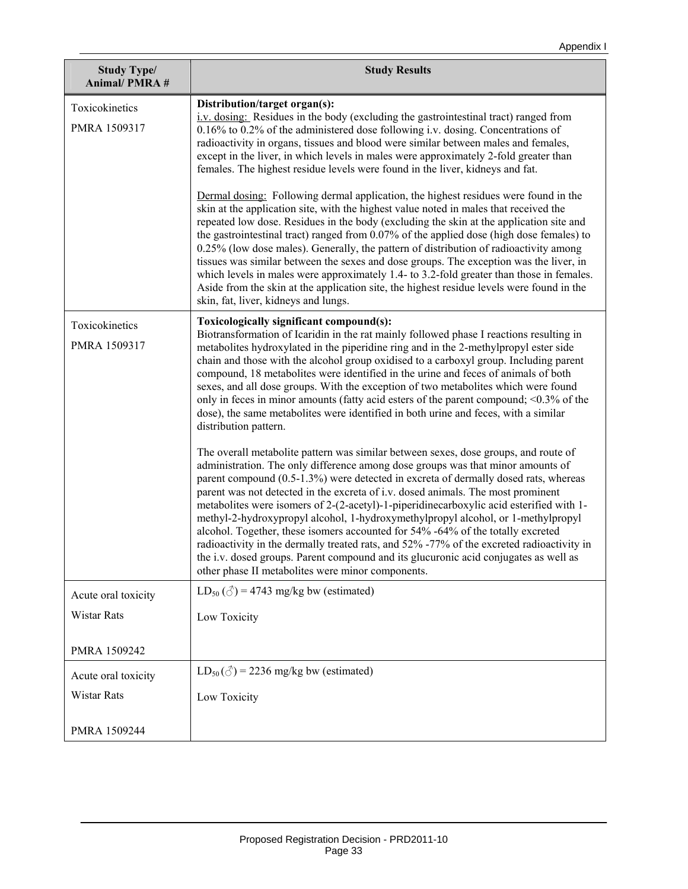| Study Type/ Animal/ PMRA # | Study Results |
|---|---|
| Toxicokinetics<br><br>PMRA 1509317 | **Distribution/target organ(s):**<br>i.v. dosing: Residues in the body (excluding the gastrointestinal tract) ranged from 0.16% to 0.2% of the administered dose following i.v. dosing. Concentrations of radioactivity in organs, tissues and blood were similar between males and females, except in the liver, in which levels in males were approximately 2-fold greater than females. The highest residue levels were found in the liver, kidneys and fat.<br><br>Dermal dosing: Following dermal application, the highest residues were found in the skin at the application site, with the highest value noted in males that received the repeated low dose. Residues in the body (excluding the skin at the application site and the gastrointestinal tract) ranged from 0.07% of the applied dose (high dose females) to 0.25% (low dose males). Generally, the pattern of distribution of radioactivity among tissues was similar between the sexes and dose groups. The exception was the liver, in which levels in males were approximately 1.4- to 3.2-fold greater than those in females. Aside from the skin at the application site, the highest residue levels were found in the skin, fat, liver, kidneys and lungs. |
| Toxicokinetics<br><br>PMRA 1509317 | **Toxicologically significant compound(s):**<br>Biotransformation of Icaridin in the rat mainly followed phase I reactions resulting in metabolites hydroxylated in the piperidine ring and in the 2-methylpropyl ester side chain and those with the alcohol group oxidised to a carboxyl group. Including parent compound, 18 metabolites were identified in the urine and feces of animals of both sexes, and all dose groups. With the exception of two metabolites which were found only in feces in minor amounts (fatty acid esters of the parent compound; <0.3% of the dose), the same metabolites were identified in both urine and feces, with a similar distribution pattern.<br><br>The overall metabolite pattern was similar between sexes, dose groups, and route of administration. The only difference among dose groups was that minor amounts of parent compound (0.5-1.3%) were detected in excreta of dermally dosed rats, whereas parent was not detected in the excreta of i.v. dosed animals. The most prominent metabolites were isomers of 2-(2-acetyl)-1-piperidinecarboxylic acid esterified with 1-methyl-2-hydroxypropyl alcohol, 1-hydroxymethylpropyl alcohol, or 1-methylpropyl alcohol. Together, these isomers accounted for 54% -64% of the totally excreted radioactivity in the dermally treated rats, and 52% -77% of the excreted radioactivity in the i.v. dosed groups. Parent compound and its glucuronic acid conjugates as well as other phase II metabolites were minor components. |
| Acute oral toxicity<br><br>Wistar Rats<br><br>PMRA 1509242 | $LD_{50}$ (♂) = 4743 mg/kg bw (estimated)<br><br>Low Toxicity |
| Acute oral toxicity<br><br>Wistar Rats<br><br>PMRA 1509244 | $LD_{50}$ (♂) = 2236 mg/kg bw (estimated)<br><br>Low Toxicity |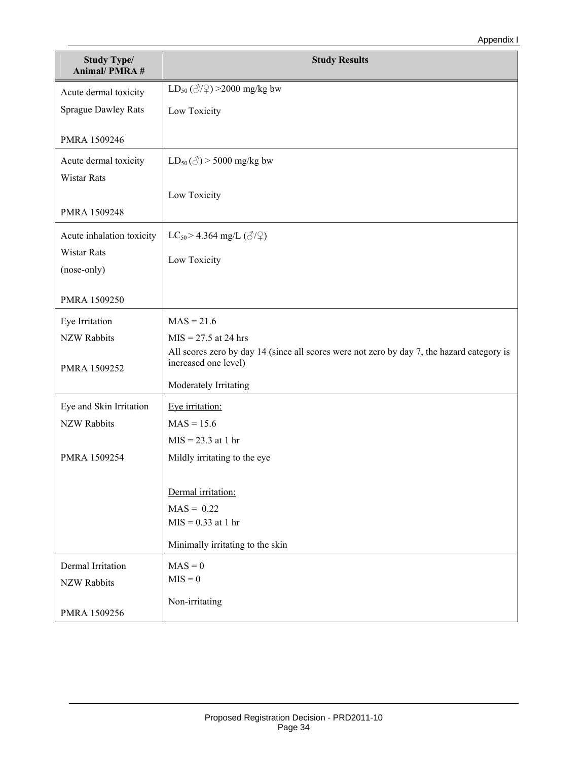| Study Type/ Animal/ PMRA # | Study Results |
|---|---|
| Acute dermal toxicity<br>Sprague Dawley Rats<br><br>PMRA 1509246 | $LD_{50}$ (♂/♀) >2000 mg/kg bw<br><br>Low Toxicity |
| Acute dermal toxicity<br>Wistar Rats<br><br>PMRA 1509248 | $LD_{50}$ (♂) > 5000 mg/kg bw<br><br>Low Toxicity |
| Acute inhalation toxicity<br>Wistar Rats<br>(nose-only)<br><br>PMRA 1509250 | $LC_{50}$ > 4.364 mg/L (♂/♀)<br><br>Low Toxicity |
| Eye Irritation<br>NZW Rabbits<br><br>PMRA 1509252 | MAS = 21.6<br>MIS = 27.5 at 24 hrs<br>All scores zero by day 14 (since all scores were not zero by day 7, the hazard category is increased one level)<br><br>Moderately Irritating |
| Eye and Skin Irritation<br>NZW Rabbits<br><br>PMRA 1509254 | Eye irritation:<br>MAS = 15.6<br>MIS = 23.3 at 1 hr<br>Mildly irritating to the eye<br><br>Dermal irritation:<br>MAS = 0.22<br>MIS = 0.33 at 1 hr<br><br>Minimally irritating to the skin |
| Dermal Irritation<br>NZW Rabbits<br><br>PMRA 1509256 | MAS = 0<br>MIS = 0<br><br>Non-irritating |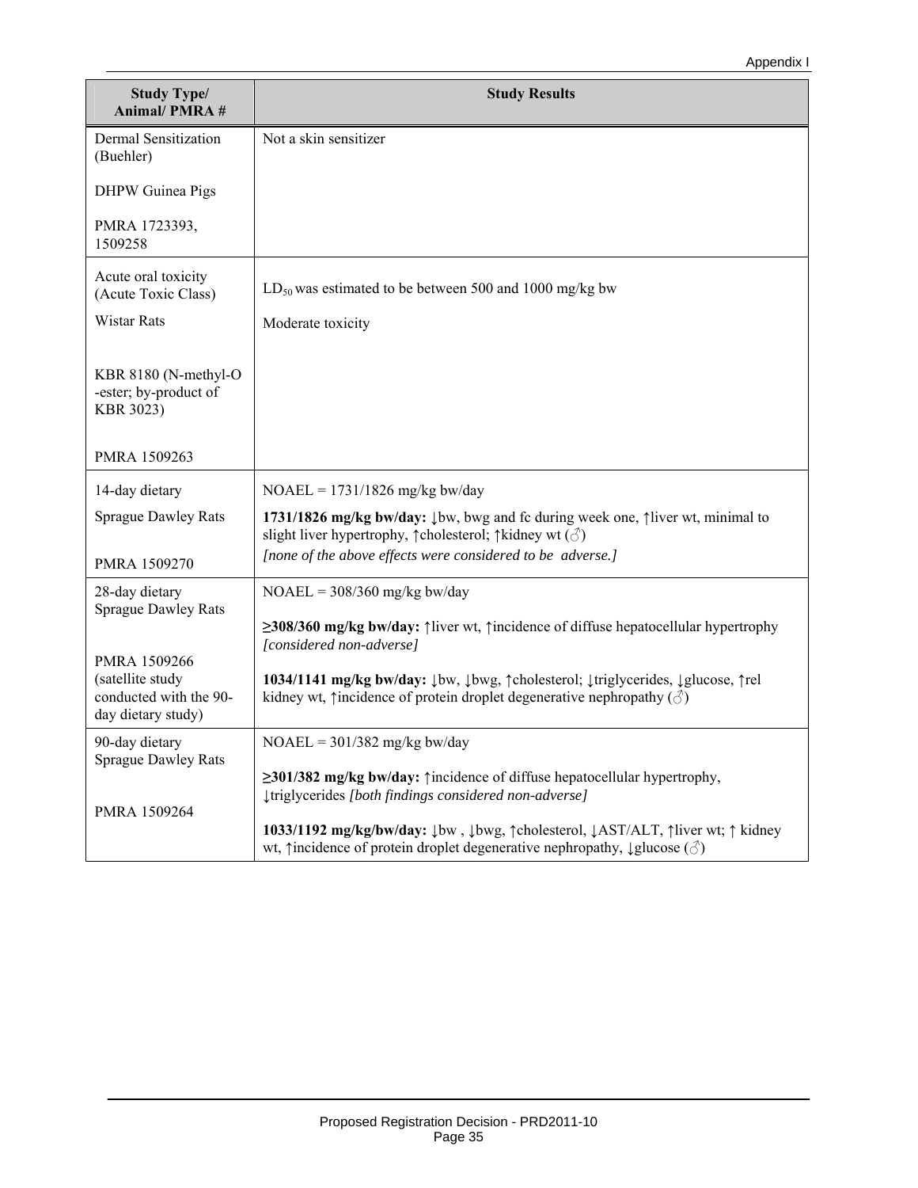| Study Type/ Animal/ PMRA # | Study Results |
|---|---|
| Dermal Sensitization (Buehler)<br><br>DHPW Guinea Pigs<br><br>PMRA 1723393, 1509258 | Not a skin sensitizer |
| Acute oral toxicity (Acute Toxic Class)<br><br>Wistar Rats<br><br>KBR 8180 (N-methyl-O -ester; by-product of KBR 3023)<br><br>PMRA 1509263 | $LD_{50}$ was estimated to be between 500 and 1000 mg/kg bw<br><br>Moderate toxicity |
| 14-day dietary<br><br>Sprague Dawley Rats<br><br>PMRA 1509270 | NOAEL = 1731/1826 mg/kg bw/day<br><br>**1731/1826 mg/kg bw/day:** ↓bw, bwg and fc during week one, ↑liver wt, minimal to slight liver hypertrophy, ↑cholesterol; ↑kidney wt (♂)<br>*[none of the above effects were considered to be adverse.]* |
| 28-day dietary Sprague Dawley Rats<br><br>PMRA 1509266 (satellite study conducted with the 90-day dietary study) | NOAEL = 308/360 mg/kg bw/day<br><br>**≥308/360 mg/kg bw/day:** ↑liver wt, ↑incidence of diffuse hepatocellular hypertrophy *[considered non-adverse]*<br><br>**1034/1141 mg/kg bw/day:** ↓bw, ↓bwg, ↑cholesterol; ↓triglycerides, ↓glucose, ↑rel kidney wt, ↑incidence of protein droplet degenerative nephropathy (♂) |
| 90-day dietary Sprague Dawley Rats<br><br>PMRA 1509264 | NOAEL = 301/382 mg/kg bw/day<br><br>**≥301/382 mg/kg bw/day:** ↑incidence of diffuse hepatocellular hypertrophy, ↓triglycerides *[both findings considered non-adverse]*<br><br>**1033/1192 mg/kg/bw/day:** ↓bw , ↓bwg, ↑cholesterol, ↓AST/ALT, ↑liver wt; ↑ kidney wt, ↑incidence of protein droplet degenerative nephropathy, ↓glucose (♂) |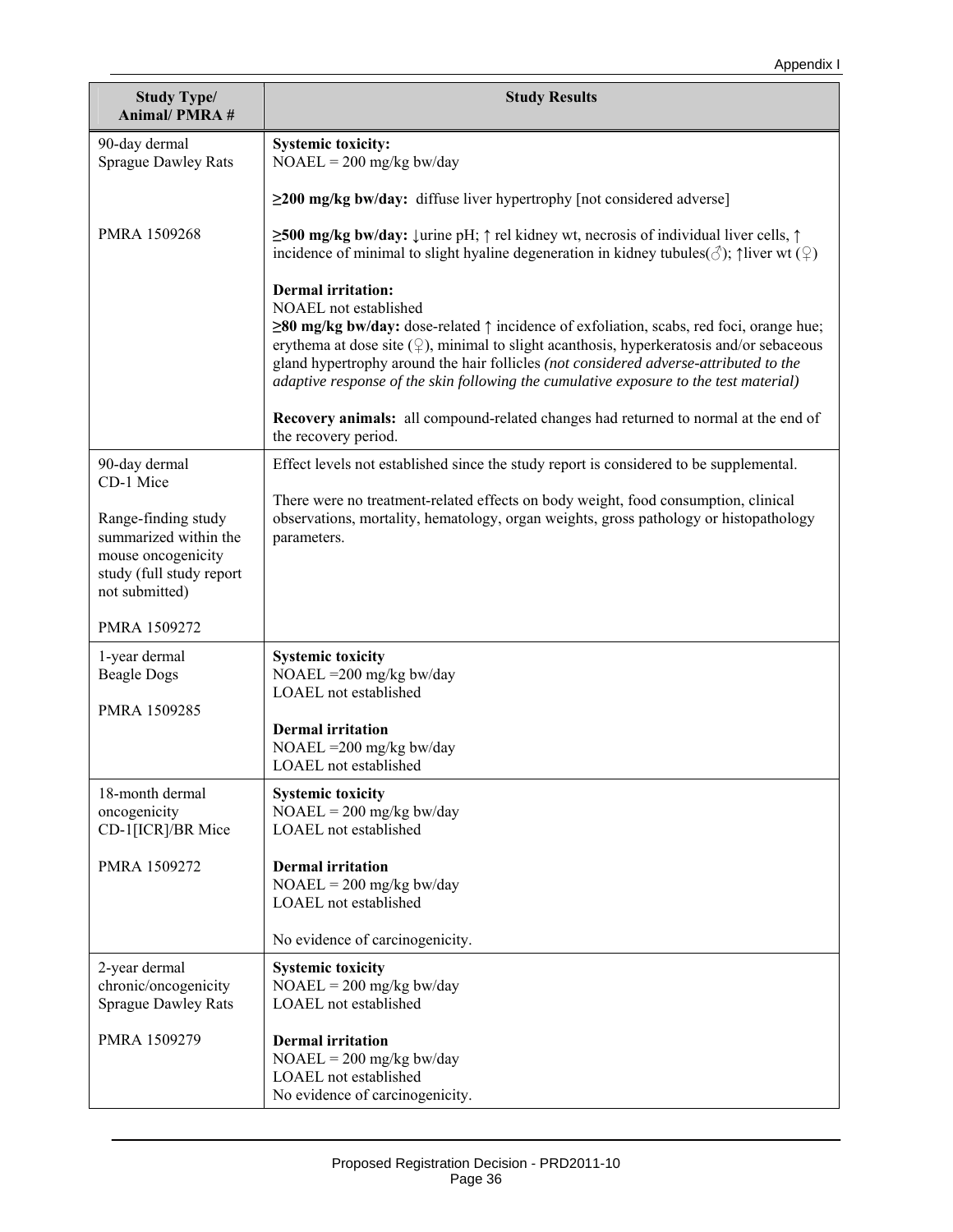| Study Type/ Animal/ PMRA # | Study Results |
|---|---|
| 90-day dermal<br>Sprague Dawley Rats<br><br>PMRA 1509268 | **Systemic toxicity:**<br>NOAEL = 200 mg/kg bw/day<br><br>**≥200 mg/kg bw/day:** diffuse liver hypertrophy [not considered adverse]<br><br>**≥500 mg/kg bw/day:** ↓urine pH; ↑ rel kidney wt, necrosis of individual liver cells, ↑ incidence of minimal to slight hyaline degeneration in kidney tubules(♂); ↑liver wt (♀)<br><br>**Dermal irritation:**<br>NOAEL not established<br>**≥80 mg/kg bw/day:** dose-related ↑ incidence of exfoliation, scabs, red foci, orange hue; erythema at dose site (♀), minimal to slight acanthosis, hyperkeratosis and/or sebaceous gland hypertrophy around the hair follicles *(not considered adverse-attributed to the adaptive response of the skin following the cumulative exposure to the test material)*<br><br>**Recovery animals:** all compound-related changes had returned to normal at the end of the recovery period. |
| 90-day dermal<br>CD-1 Mice<br><br>Range-finding study summarized within the mouse oncogenicity study (full study report not submitted)<br><br>PMRA 1509272 | Effect levels not established since the study report is considered to be supplemental.<br><br>There were no treatment-related effects on body weight, food consumption, clinical observations, mortality, hematology, organ weights, gross pathology or histopathology parameters. |
| 1-year dermal<br>Beagle Dogs<br><br>PMRA 1509285 | **Systemic toxicity**<br>NOAEL =200 mg/kg bw/day<br>LOAEL not established<br><br>**Dermal irritation**<br>NOAEL =200 mg/kg bw/day<br>LOAEL not established |
| 18-month dermal oncogenicity<br>CD-1[ICR]/BR Mice<br><br>PMRA 1509272 | **Systemic toxicity**<br>NOAEL = 200 mg/kg bw/day<br>LOAEL not established<br><br>**Dermal irritation**<br>NOAEL = 200 mg/kg bw/day<br>LOAEL not established<br><br>No evidence of carcinogenicity. |
| 2-year dermal chronic/oncogenicity<br>Sprague Dawley Rats<br><br>PMRA 1509279 | **Systemic toxicity**<br>NOAEL = 200 mg/kg bw/day<br>LOAEL not established<br><br>**Dermal irritation**<br>NOAEL = 200 mg/kg bw/day<br>LOAEL not established<br>No evidence of carcinogenicity. |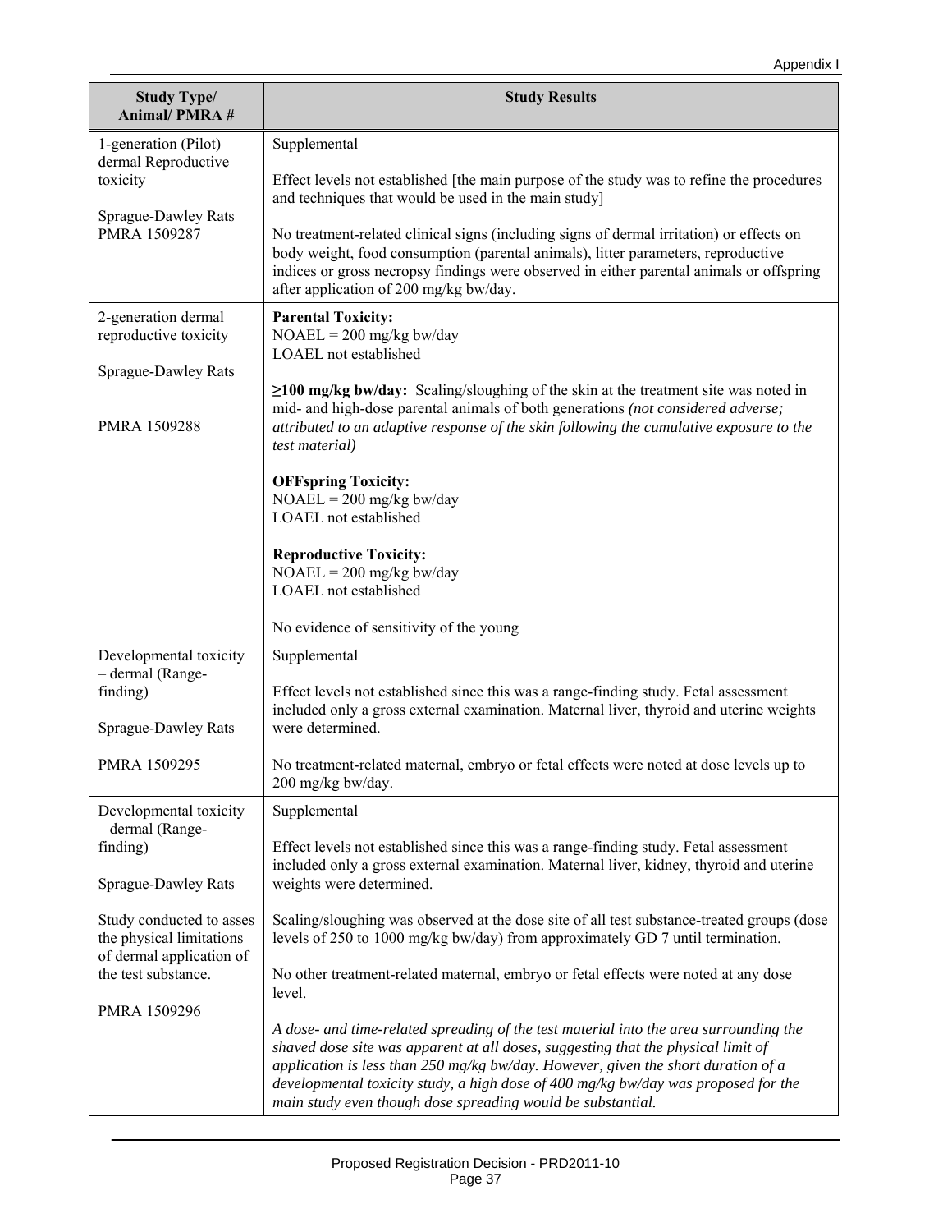| Study Type/ Animal/ PMRA # | Study Results |
|---|---|
| 1-generation (Pilot) dermal Reproductive toxicity<br><br>Sprague-Dawley Rats PMRA 1509287 | Supplemental<br><br>Effect levels not established [the main purpose of the study was to refine the procedures and techniques that would be used in the main study]<br><br>No treatment-related clinical signs (including signs of dermal irritation) or effects on body weight, food consumption (parental animals), litter parameters, reproductive indices or gross necropsy findings were observed in either parental animals or offspring after application of 200 mg/kg bw/day. |
| 2-generation dermal reproductive toxicity<br><br>Sprague-Dawley Rats<br><br>PMRA 1509288 | **Parental Toxicity:**<br>NOAEL = 200 mg/kg bw/day<br>LOAEL not established<br><br>**≥100 mg/kg bw/day:** Scaling/sloughing of the skin at the treatment site was noted in mid- and high-dose parental animals of both generations *(not considered adverse; attributed to an adaptive response of the skin following the cumulative exposure to the test material)*<br><br>**OFFspring Toxicity:**<br>NOAEL = 200 mg/kg bw/day<br>LOAEL not established<br><br>**Reproductive Toxicity:**<br>NOAEL = 200 mg/kg bw/day<br>LOAEL not established<br><br>No evidence of sensitivity of the young |
| Developmental toxicity – dermal (Range-finding)<br><br>Sprague-Dawley Rats<br><br>PMRA 1509295 | Supplemental<br><br>Effect levels not established since this was a range-finding study. Fetal assessment included only a gross external examination. Maternal liver, thyroid and uterine weights were determined.<br><br>No treatment-related maternal, embryo or fetal effects were noted at dose levels up to 200 mg/kg bw/day. |
| Developmental toxicity – dermal (Range-finding)<br><br>Sprague-Dawley Rats<br><br>Study conducted to asses the physical limitations of dermal application of the test substance.<br><br>PMRA 1509296 | Supplemental<br><br>Effect levels not established since this was a range-finding study. Fetal assessment included only a gross external examination. Maternal liver, kidney, thyroid and uterine weights were determined.<br><br>Scaling/sloughing was observed at the dose site of all test substance-treated groups (dose levels of 250 to 1000 mg/kg bw/day) from approximately GD 7 until termination.<br><br>No other treatment-related maternal, embryo or fetal effects were noted at any dose level.<br><br>*A dose- and time-related spreading of the test material into the area surrounding the shaved dose site was apparent at all doses, suggesting that the physical limit of application is less than 250 mg/kg bw/day. However, given the short duration of a developmental toxicity study, a high dose of 400 mg/kg bw/day was proposed for the main study even though dose spreading would be substantial.* |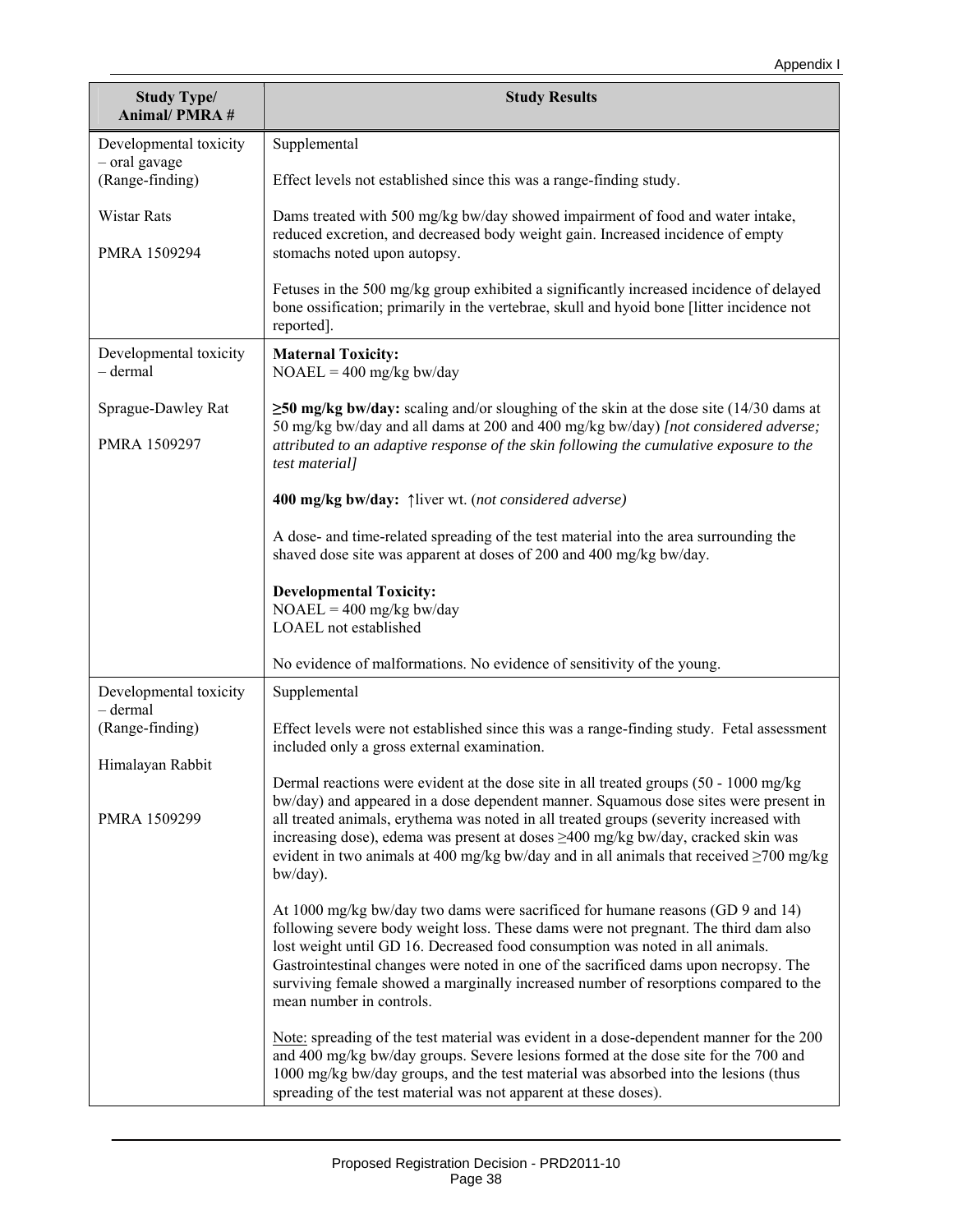| Study Type/ Animal/ PMRA # | Study Results |
|---|---|
| Developmental toxicity – oral gavage (Range-finding)<br><br>Wistar Rats<br><br>PMRA 1509294 | Supplemental<br><br>Effect levels not established since this was a range-finding study.<br><br>Dams treated with 500 mg/kg bw/day showed impairment of food and water intake, reduced excretion, and decreased body weight gain. Increased incidence of empty stomachs noted upon autopsy.<br><br>Fetuses in the 500 mg/kg group exhibited a significantly increased incidence of delayed bone ossification; primarily in the vertebrae, skull and hyoid bone [litter incidence not reported]. |
| Developmental toxicity – dermal<br><br>Sprague-Dawley Rat<br><br>PMRA 1509297 | **Maternal Toxicity:**<br>NOAEL = 400 mg/kg bw/day<br><br>**≥50 mg/kg bw/day:** scaling and/or sloughing of the skin at the dose site (14/30 dams at 50 mg/kg bw/day and all dams at 200 and 400 mg/kg bw/day) *[not considered adverse; attributed to an adaptive response of the skin following the cumulative exposure to the test material]*<br><br>**400 mg/kg bw/day:** ↑liver wt. (*not considered adverse)*<br><br>A dose- and time-related spreading of the test material into the area surrounding the shaved dose site was apparent at doses of 200 and 400 mg/kg bw/day.<br><br>**Developmental Toxicity:**<br>NOAEL = 400 mg/kg bw/day<br>LOAEL not established<br><br>No evidence of malformations. No evidence of sensitivity of the young. |
| Developmental toxicity – dermal (Range-finding)<br><br>Himalayan Rabbit<br><br>PMRA 1509299 | Supplemental<br><br>Effect levels were not established since this was a range-finding study. Fetal assessment included only a gross external examination.<br><br>Dermal reactions were evident at the dose site in all treated groups (50 - 1000 mg/kg bw/day) and appeared in a dose dependent manner. Squamous dose sites were present in all treated animals, erythema was noted in all treated groups (severity increased with increasing dose), edema was present at doses ≥400 mg/kg bw/day, cracked skin was evident in two animals at 400 mg/kg bw/day and in all animals that received ≥700 mg/kg bw/day).<br><br>At 1000 mg/kg bw/day two dams were sacrificed for humane reasons (GD 9 and 14) following severe body weight loss. These dams were not pregnant. The third dam also lost weight until GD 16. Decreased food consumption was noted in all animals. Gastrointestinal changes were noted in one of the sacrificed dams upon necropsy. The surviving female showed a marginally increased number of resorptions compared to the mean number in controls.<br><br><u>Note:</u> spreading of the test material was evident in a dose-dependent manner for the 200 and 400 mg/kg bw/day groups. Severe lesions formed at the dose site for the 700 and 1000 mg/kg bw/day groups, and the test material was absorbed into the lesions (thus spreading of the test material was not apparent at these doses). |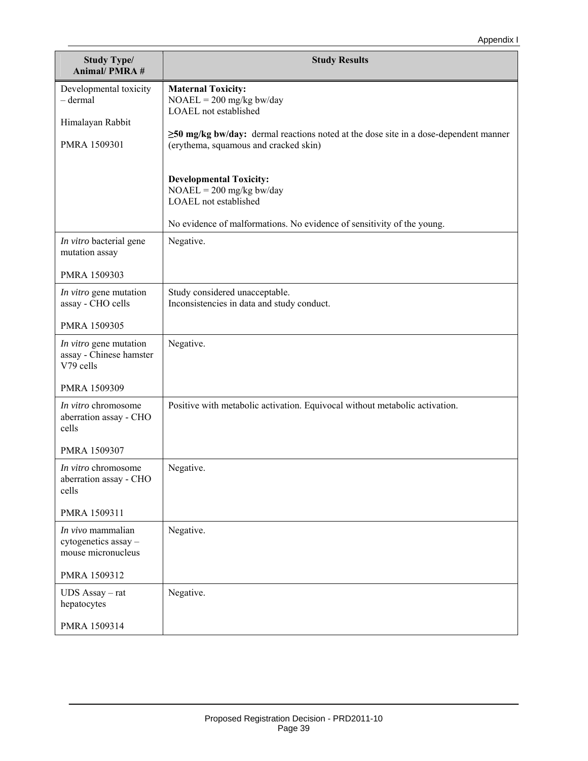| Study Type/ Animal/ PMRA # | Study Results |
|---|---|
| Developmental toxicity – dermal<br><br>Himalayan Rabbit<br><br>PMRA 1509301 | **Maternal Toxicity:**<br>NOAEL = 200 mg/kg bw/day<br>LOAEL not established<br><br>**≥50 mg/kg bw/day:** dermal reactions noted at the dose site in a dose-dependent manner (erythema, squamous and cracked skin)<br><br>**Developmental Toxicity:**<br>NOAEL = 200 mg/kg bw/day<br>LOAEL not established<br><br>No evidence of malformations. No evidence of sensitivity of the young. |
| *In vitro* bacterial gene mutation assay<br><br>PMRA 1509303 | Negative. |
| *In vitro* gene mutation assay - CHO cells<br><br>PMRA 1509305 | Study considered unacceptable.<br>Inconsistencies in data and study conduct. |
| *In vitro* gene mutation assay - Chinese hamster V79 cells<br><br>PMRA 1509309 | Negative. |
| *In vitro* chromosome aberration assay - CHO cells<br><br>PMRA 1509307 | Positive with metabolic activation. Equivocal without metabolic activation. |
| *In vitro* chromosome aberration assay - CHO cells<br><br>PMRA 1509311 | Negative. |
| *In vivo* mammalian cytogenetics assay – mouse micronucleus<br><br>PMRA 1509312 | Negative. |
| UDS Assay – rat hepatocytes<br><br>PMRA 1509314 | Negative. |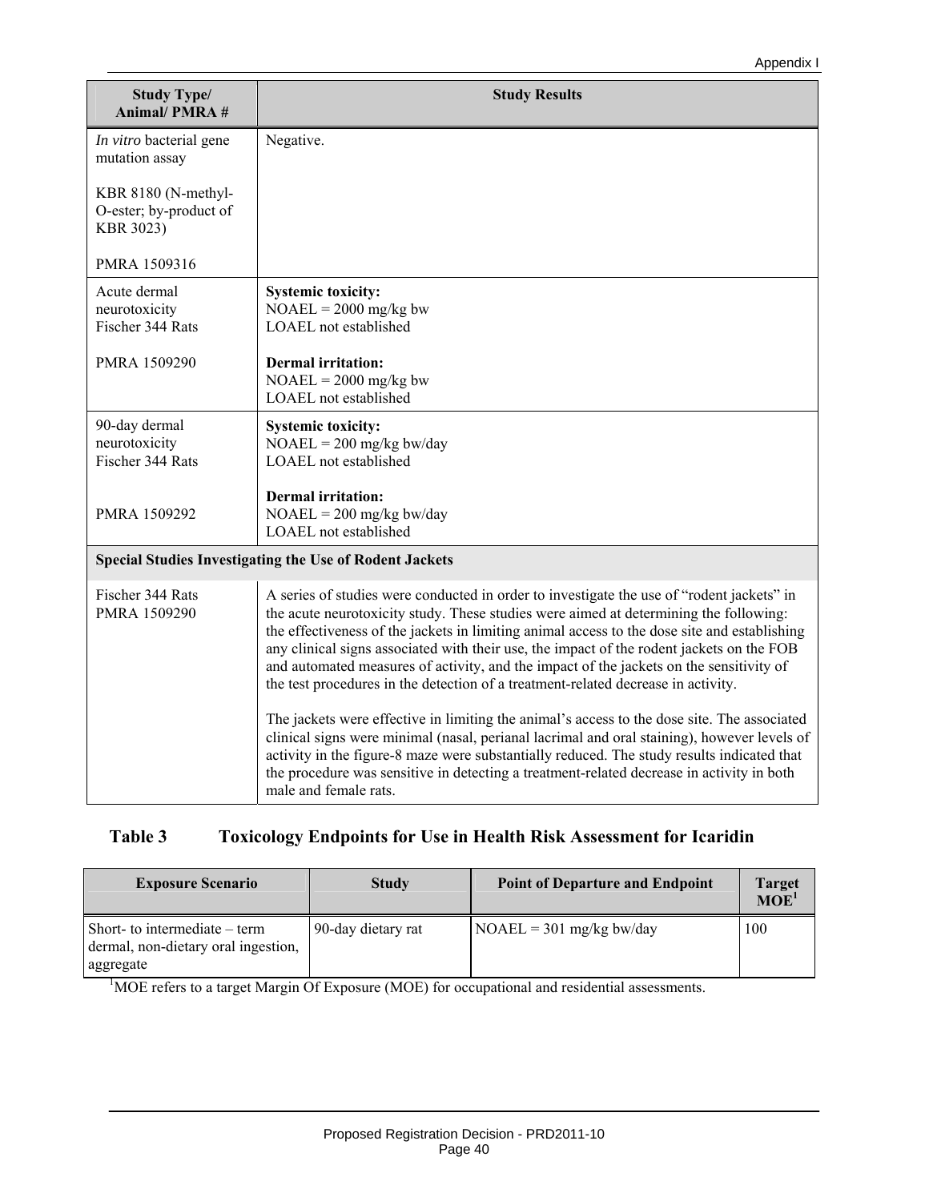| Study Type/ Animal/ PMRA # | Study Results |
|---|---|
| *In vitro* bacterial gene mutation assay<br><br>KBR 8180 (N-methyl-O-ester; by-product of KBR 3023)<br><br>PMRA 1509316 | Negative. |
| Acute dermal neurotoxicity Fischer 344 Rats<br><br>PMRA 1509290 | **Systemic toxicity:**<br>NOAEL = 2000 mg/kg bw<br>LOAEL not established<br><br>**Dermal irritation:**<br>NOAEL = 2000 mg/kg bw<br>LOAEL not established |
| 90-day dermal neurotoxicity Fischer 344 Rats<br><br>PMRA 1509292 | **Systemic toxicity:**<br>NOAEL = 200 mg/kg bw/day<br>LOAEL not established<br><br>**Dermal irritation:**<br>NOAEL = 200 mg/kg bw/day<br>LOAEL not established |
| **Special Studies Investigating the Use of Rodent Jackets** | |
| Fischer 344 Rats<br>PMRA 1509290 | A series of studies were conducted in order to investigate the use of "rodent jackets" in the acute neurotoxicity study. These studies were aimed at determining the following: the effectiveness of the jackets in limiting animal access to the dose site and establishing any clinical signs associated with their use, the impact of the rodent jackets on the FOB and automated measures of activity, and the impact of the jackets on the sensitivity of the test procedures in the detection of a treatment-related decrease in activity.<br><br>The jackets were effective in limiting the animal's access to the dose site. The associated clinical signs were minimal (nasal, perianal lacrimal and oral staining), however levels of activity in the figure-8 maze were substantially reduced. The study results indicated that the procedure was sensitive in detecting a treatment-related decrease in activity in both male and female rats. |

## Table 3 Toxicology Endpoints for Use in Health Risk Assessment for Icaridin

| Exposure Scenario | Study | Point of Departure and Endpoint | Target MOE[1] |
|---|---|---|---|
| Short- to intermediate – term dermal, non-dietary oral ingestion, aggregate | 90-day dietary rat | NOAEL = 301 mg/kg bw/day | 100 |

[1]MOE refers to a target Margin Of Exposure (MOE) for occupational and residential assessments.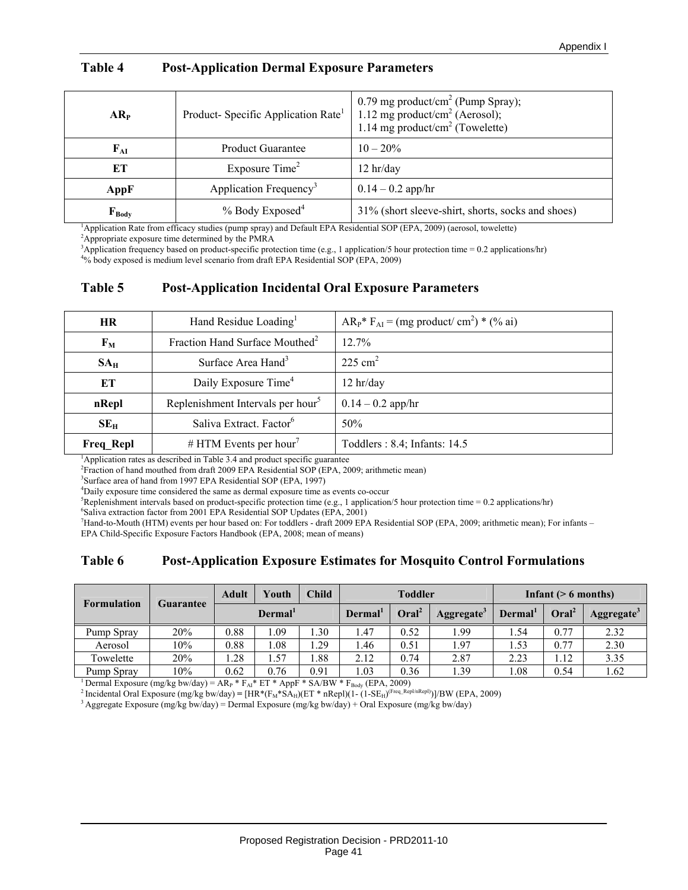## Table 4 Post-Application Dermal Exposure Parameters

| | | |
|---|---|---|
| $AR_P$ | Product- Specific Application Rate[1] | 0.79 mg product/$cm^2$ (Pump Spray); 1.12 mg product/$cm^2$ (Aerosol); 1.14 mg product/$cm^2$ (Towelette) |
| $F_{AI}$ | Product Guarantee | 10 – 20% |
| ET | Exposure Time[2] | 12 hr/day |
| AppF | Application Frequency[3] | 0.14 – 0.2 app/hr |
| $F_{Body}$ | % Body Exposed[4] | 31% (short sleeve-shirt, shorts, socks and shoes) |

[1]Application Rate from efficacy studies (pump spray) and Default EPA Residential SOP (EPA, 2009) (aerosol, towelette)
[2]Appropriate exposure time determined by the PMRA
[3]Application frequency based on product-specific protection time (e.g., 1 application/5 hour protection time = 0.2 applications/hr)
[4]% body exposed is medium level scenario from draft EPA Residential SOP (EPA, 2009)

## Table 5 Post-Application Incidental Oral Exposure Parameters

| | | |
|---|---|---|
| HR | Hand Residue Loading[1] | $AR_P$* $F_{AI}$ = (mg product/ $cm^2$) * (% ai) |
| $F_M$ | Fraction Hand Surface Mouthed[2] | 12.7% |
| $SA_H$ | Surface Area Hand[3] | 225 $cm^2$ |
| ET | Daily Exposure Time[4] | 12 hr/day |
| nRepl | Replenishment Intervals per hour[5] | 0.14 – 0.2 app/hr |
| $SE_H$ | Saliva Extract. Factor[6] | 50% |
| Freq_Repl | # HTM Events per hour[7] | Toddlers : 8.4; Infants: 14.5 |

[1]Application rates as described in Table 3.4 and product specific guarantee
[2]Fraction of hand mouthed from draft 2009 EPA Residential SOP (EPA, 2009; arithmetic mean)
[3]Surface area of hand from 1997 EPA Residential SOP (EPA, 1997)
[4]Daily exposure time considered the same as dermal exposure time as events co-occur
[5]Replenishment intervals based on product-specific protection time (e.g., 1 application/5 hour protection time = 0.2 applications/hr)
[6]Saliva extraction factor from 2001 EPA Residential SOP Updates (EPA, 2001)
[7]Hand-to-Mouth (HTM) events per hour based on: For toddlers - draft 2009 EPA Residential SOP (EPA, 2009; arithmetic mean); For infants – EPA Child-Specific Exposure Factors Handbook (EPA, 2008; mean of means)

## Table 6 Post-Application Exposure Estimates for Mosquito Control Formulations

| Formulation | Guarantee | Adult | Youth | Child | Toddler | | | Infant (> 6 months) | | |
|---|---|---|---|---|---|---|---|---|---|---|
| | | Dermal[1] | | | Dermal[1] | Oral[2] | Aggregate[3] | Dermal[1] | Oral[2] | Aggregate[3] |
| Pump Spray | 20% | 0.88 | 1.09 | 1.30 | 1.47 | 0.52 | 1.99 | 1.54 | 0.77 | 2.32 |
| Aerosol | 10% | 0.88 | 1.08 | 1.29 | 1.46 | 0.51 | 1.97 | 1.53 | 0.77 | 2.30 |
| Towelette | 20% | 1.28 | 1.57 | 1.88 | 2.12 | 0.74 | 2.87 | 2.23 | 1.12 | 3.35 |
| Pump Spray | 10% | 0.62 | 0.76 | 0.91 | 1.03 | 0.36 | 1.39 | 1.08 | 0.54 | 1.62 |

[1] Dermal Exposure (mg/kg bw/day) = $AR_P$ * $F_{AI}$* ET * AppF * SA/BW * $F_{Body}$ (EPA, 2009)
[2] Incidental Oral Exposure (mg/kg bw/day) = $[HR*(F_M*SA_H)(ET * nRepl)(1- (1-SE_H)^{(Freq\_Repl/nRepl)})]/BW$ (EPA, 2009)
[3] Aggregate Exposure (mg/kg bw/day) = Dermal Exposure (mg/kg bw/day) + Oral Exposure (mg/kg bw/day)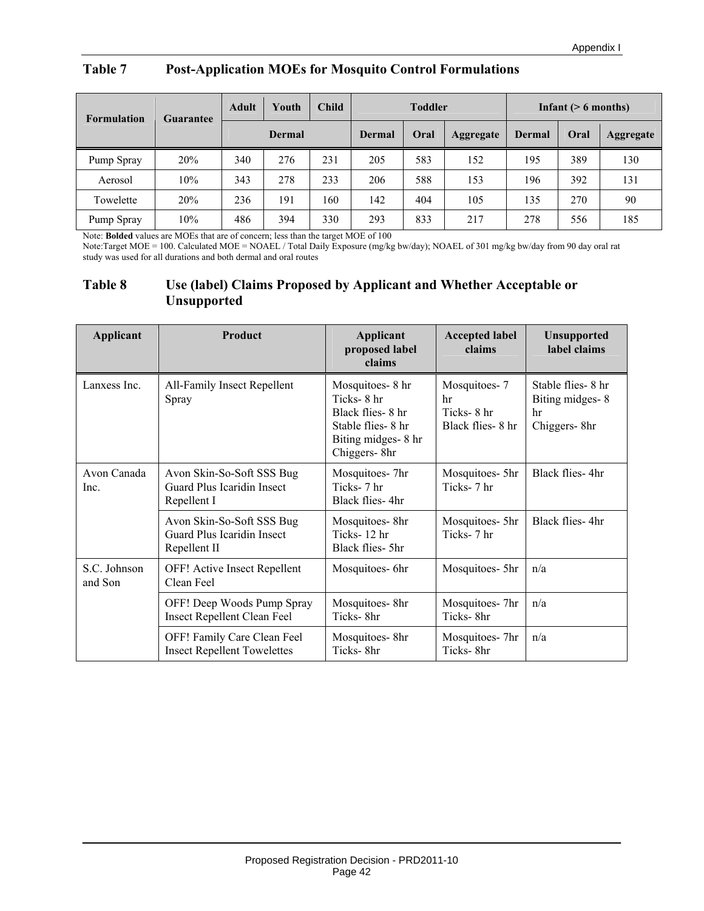## Table 7 Post-Application MOEs for Mosquito Control Formulations

| Formulation | Guarantee | Adult | Youth | Child | Toddler | | | Infant (> 6 months) | | |
|---|---|---|---|---|---|---|---|---|---|---|
| | | Dermal | | | Dermal | Oral | Aggregate | Dermal | Oral | Aggregate |
| Pump Spray | 20% | 340 | 276 | 231 | 205 | 583 | 152 | 195 | 389 | 130 |
| Aerosol | 10% | 343 | 278 | 233 | 206 | 588 | 153 | 196 | 392 | 131 |
| Towelette | 20% | 236 | 191 | 160 | 142 | 404 | 105 | 135 | 270 | 90 |
| Pump Spray | 10% | 486 | 394 | 330 | 293 | 833 | 217 | 278 | 556 | 185 |

Note: **Bolded** values are MOEs that are of concern; less than the target MOE of 100

Note:Target MOE = 100. Calculated MOE = NOAEL / Total Daily Exposure (mg/kg bw/day); NOAEL of 301 mg/kg bw/day from 90 day oral rat study was used for all durations and both dermal and oral routes

## Table 8 Use (label) Claims Proposed by Applicant and Whether Acceptable or Unsupported

| Applicant | Product | Applicant proposed label claims | Accepted label claims | Unsupported label claims |
|---|---|---|---|---|
| Lanxess Inc. | All-Family Insect Repellent Spray | Mosquitoes- 8 hr<br>Ticks- 8 hr<br>Black flies- 8 hr<br>Stable flies- 8 hr<br>Biting midges- 8 hr<br>Chiggers- 8hr | Mosquitoes- 7 hr<br>Ticks- 8 hr<br>Black flies- 8 hr | Stable flies- 8 hr<br>Biting midges- 8 hr<br>Chiggers- 8hr |
| Avon Canada Inc. | Avon Skin-So-Soft SSS Bug Guard Plus Icaridin Insect Repellent I | Mosquitoes- 7hr<br>Ticks- 7 hr<br>Black flies- 4hr | Mosquitoes- 5hr<br>Ticks- 7 hr | Black flies- 4hr |
| | Avon Skin-So-Soft SSS Bug Guard Plus Icaridin Insect Repellent II | Mosquitoes- 8hr<br>Ticks- 12 hr<br>Black flies- 5hr | Mosquitoes- 5hr<br>Ticks- 7 hr | Black flies- 4hr |
| S.C. Johnson and Son | OFF! Active Insect Repellent Clean Feel | Mosquitoes- 6hr | Mosquitoes- 5hr | n/a |
| | OFF! Deep Woods Pump Spray Insect Repellent Clean Feel | Mosquitoes- 8hr<br>Ticks- 8hr | Mosquitoes- 7hr<br>Ticks- 8hr | n/a |
| | OFF! Family Care Clean Feel Insect Repellent Towelettes | Mosquitoes- 8hr<br>Ticks- 8hr | Mosquitoes- 7hr<br>Ticks- 8hr | n/a |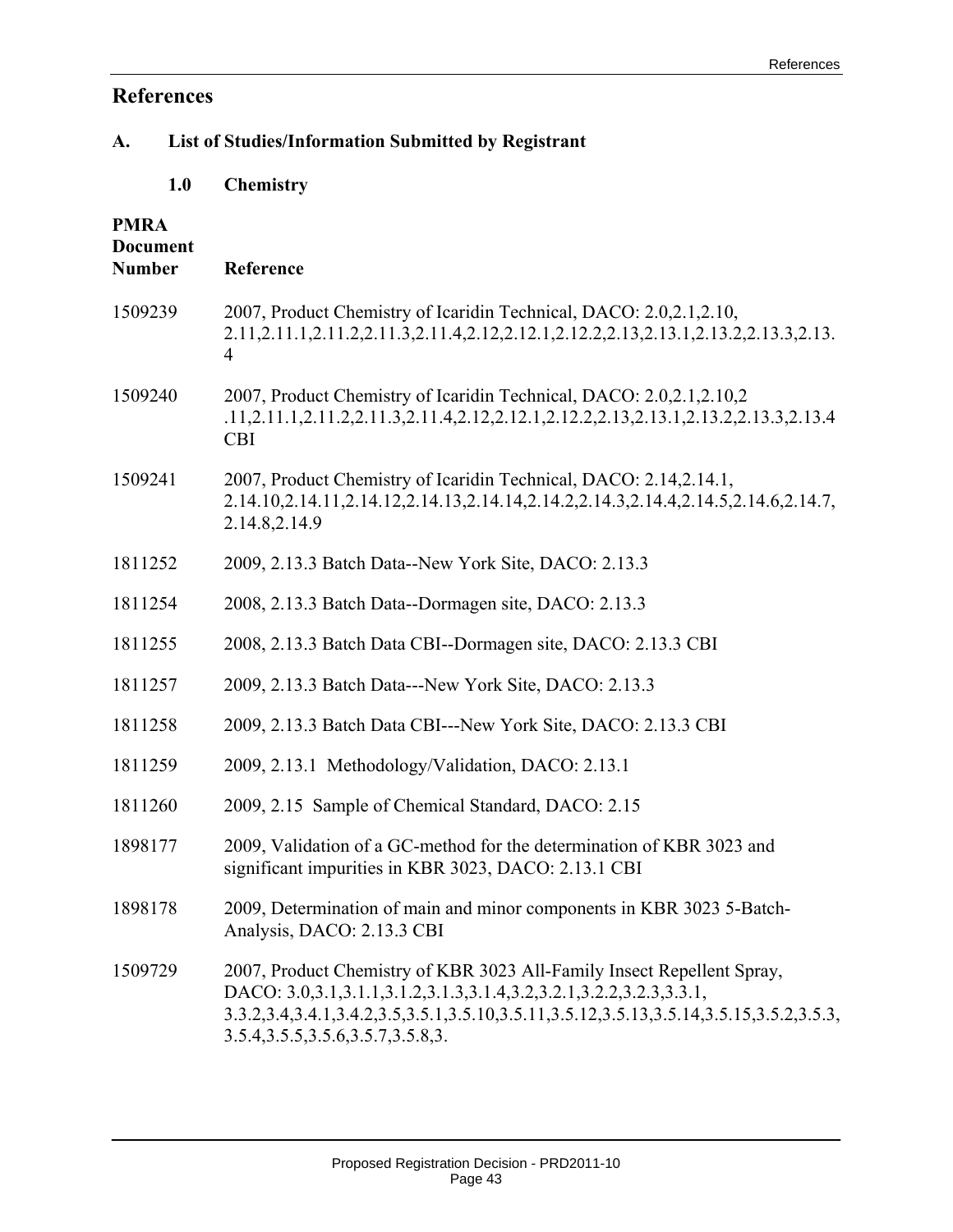# References

## A. List of Studies/Information Submitted by Registrant

### 1.0 Chemistry

| PMRA Document Number | Reference |
|---|---|
| 1509239 | 2007, Product Chemistry of Icaridin Technical, DACO: 2.0,2.1,2.10, 2.11,2.11.1,2.11.2,2.11.3,2.11.4,2.12,2.12.1,2.12.2,2.13,2.13.1,2.13.2,2.13.3,2.13.4 |
| 1509240 | 2007, Product Chemistry of Icaridin Technical, DACO: 2.0,2.1,2.10,2 .11,2.11.1,2.11.2,2.11.3,2.11.4,2.12,2.12.1,2.12.2,2.13,2.13.1,2.13.2,2.13.3,2.13.4 CBI |
| 1509241 | 2007, Product Chemistry of Icaridin Technical, DACO: 2.14,2.14.1, 2.14.10,2.14.11,2.14.12,2.14.13,2.14.14,2.14.2,2.14.3,2.14.4,2.14.5,2.14.6,2.14.7, 2.14.8,2.14.9 |
| 1811252 | 2009, 2.13.3 Batch Data--New York Site, DACO: 2.13.3 |
| 1811254 | 2008, 2.13.3 Batch Data--Dormagen site, DACO: 2.13.3 |
| 1811255 | 2008, 2.13.3 Batch Data CBI--Dormagen site, DACO: 2.13.3 CBI |
| 1811257 | 2009, 2.13.3 Batch Data---New York Site, DACO: 2.13.3 |
| 1811258 | 2009, 2.13.3 Batch Data CBI---New York Site, DACO: 2.13.3 CBI |
| 1811259 | 2009, 2.13.1 Methodology/Validation, DACO: 2.13.1 |
| 1811260 | 2009, 2.15 Sample of Chemical Standard, DACO: 2.15 |
| 1898177 | 2009, Validation of a GC-method for the determination of KBR 3023 and significant impurities in KBR 3023, DACO: 2.13.1 CBI |
| 1898178 | 2009, Determination of main and minor components in KBR 3023 5-Batch-Analysis, DACO: 2.13.3 CBI |
| 1509729 | 2007, Product Chemistry of KBR 3023 All-Family Insect Repellent Spray, DACO: 3.0,3.1,3.1.1,3.1.2,3.1.3,3.1.4,3.2,3.2.1,3.2.2,3.2.3,3.3.1, 3.3.2,3.4,3.4.1,3.4.2,3.5,3.5.1,3.5.10,3.5.11,3.5.12,3.5.13,3.5.14,3.5.15,3.5.2,3.5.3, 3.5.4,3.5.5,3.5.6,3.5.7,3.5.8,3. |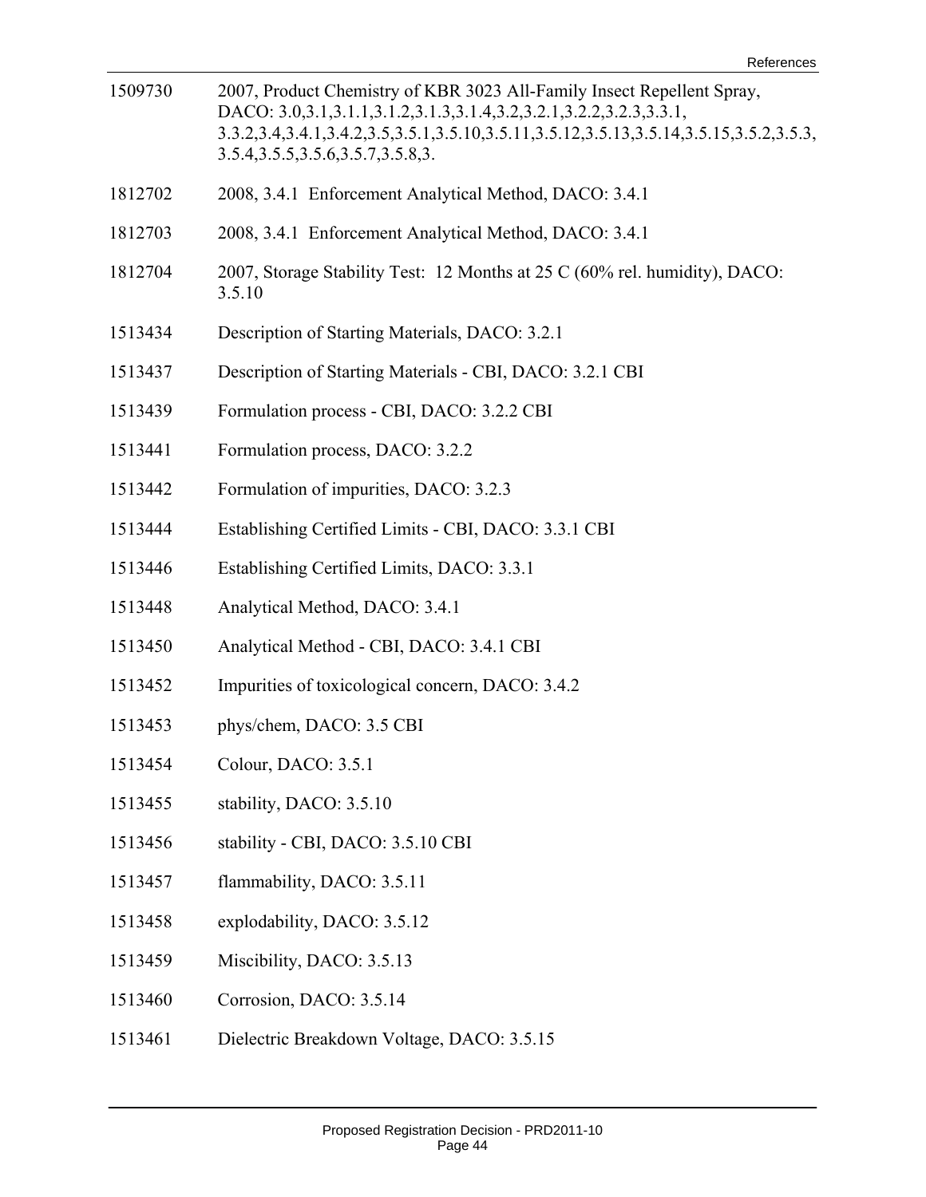| | |
|---|---|
| 1509730 | 2007, Product Chemistry of KBR 3023 All-Family Insect Repellent Spray, DACO: 3.0,3.1,3.1.1,3.1.2,3.1.3,3.1.4,3.2,3.2.1,3.2.2,3.2.3,3.3.1, 3.3.2,3.4,3.4.1,3.4.2,3.5,3.5.1,3.5.10,3.5.11,3.5.12,3.5.13,3.5.14,3.5.15,3.5.2,3.5.3, 3.5.4,3.5.5,3.5.6,3.5.7,3.5.8,3. |
| 1812702 | 2008, 3.4.1 Enforcement Analytical Method, DACO: 3.4.1 |
| 1812703 | 2008, 3.4.1 Enforcement Analytical Method, DACO: 3.4.1 |
| 1812704 | 2007, Storage Stability Test: 12 Months at 25 C (60% rel. humidity), DACO: 3.5.10 |
| 1513434 | Description of Starting Materials, DACO: 3.2.1 |
| 1513437 | Description of Starting Materials - CBI, DACO: 3.2.1 CBI |
| 1513439 | Formulation process - CBI, DACO: 3.2.2 CBI |
| 1513441 | Formulation process, DACO: 3.2.2 |
| 1513442 | Formulation of impurities, DACO: 3.2.3 |
| 1513444 | Establishing Certified Limits - CBI, DACO: 3.3.1 CBI |
| 1513446 | Establishing Certified Limits, DACO: 3.3.1 |
| 1513448 | Analytical Method, DACO: 3.4.1 |
| 1513450 | Analytical Method - CBI, DACO: 3.4.1 CBI |
| 1513452 | Impurities of toxicological concern, DACO: 3.4.2 |
| 1513453 | phys/chem, DACO: 3.5 CBI |
| 1513454 | Colour, DACO: 3.5.1 |
| 1513455 | stability, DACO: 3.5.10 |
| 1513456 | stability - CBI, DACO: 3.5.10 CBI |
| 1513457 | flammability, DACO: 3.5.11 |
| 1513458 | explodability, DACO: 3.5.12 |
| 1513459 | Miscibility, DACO: 3.5.13 |
| 1513460 | Corrosion, DACO: 3.5.14 |
| 1513461 | Dielectric Breakdown Voltage, DACO: 3.5.15 |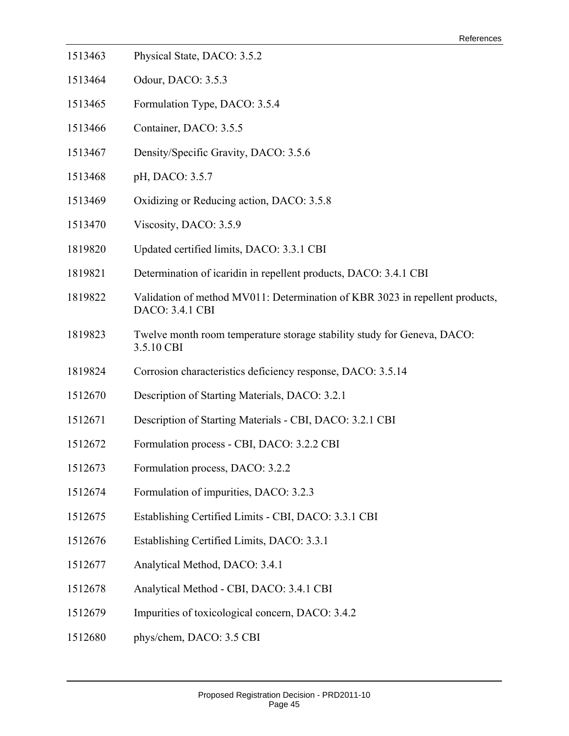| | |
|---|---|
| 1513463 | Physical State, DACO: 3.5.2 |
| 1513464 | Odour, DACO: 3.5.3 |
| 1513465 | Formulation Type, DACO: 3.5.4 |
| 1513466 | Container, DACO: 3.5.5 |
| 1513467 | Density/Specific Gravity, DACO: 3.5.6 |
| 1513468 | pH, DACO: 3.5.7 |
| 1513469 | Oxidizing or Reducing action, DACO: 3.5.8 |
| 1513470 | Viscosity, DACO: 3.5.9 |
| 1819820 | Updated certified limits, DACO: 3.3.1 CBI |
| 1819821 | Determination of icaridin in repellent products, DACO: 3.4.1 CBI |
| 1819822 | Validation of method MV011: Determination of KBR 3023 in repellent products, DACO: 3.4.1 CBI |
| 1819823 | Twelve month room temperature storage stability study for Geneva, DACO: 3.5.10 CBI |
| 1819824 | Corrosion characteristics deficiency response, DACO: 3.5.14 |
| 1512670 | Description of Starting Materials, DACO: 3.2.1 |
| 1512671 | Description of Starting Materials - CBI, DACO: 3.2.1 CBI |
| 1512672 | Formulation process - CBI, DACO: 3.2.2 CBI |
| 1512673 | Formulation process, DACO: 3.2.2 |
| 1512674 | Formulation of impurities, DACO: 3.2.3 |
| 1512675 | Establishing Certified Limits - CBI, DACO: 3.3.1 CBI |
| 1512676 | Establishing Certified Limits, DACO: 3.3.1 |
| 1512677 | Analytical Method, DACO: 3.4.1 |
| 1512678 | Analytical Method - CBI, DACO: 3.4.1 CBI |
| 1512679 | Impurities of toxicological concern, DACO: 3.4.2 |
| 1512680 | phys/chem, DACO: 3.5 CBI |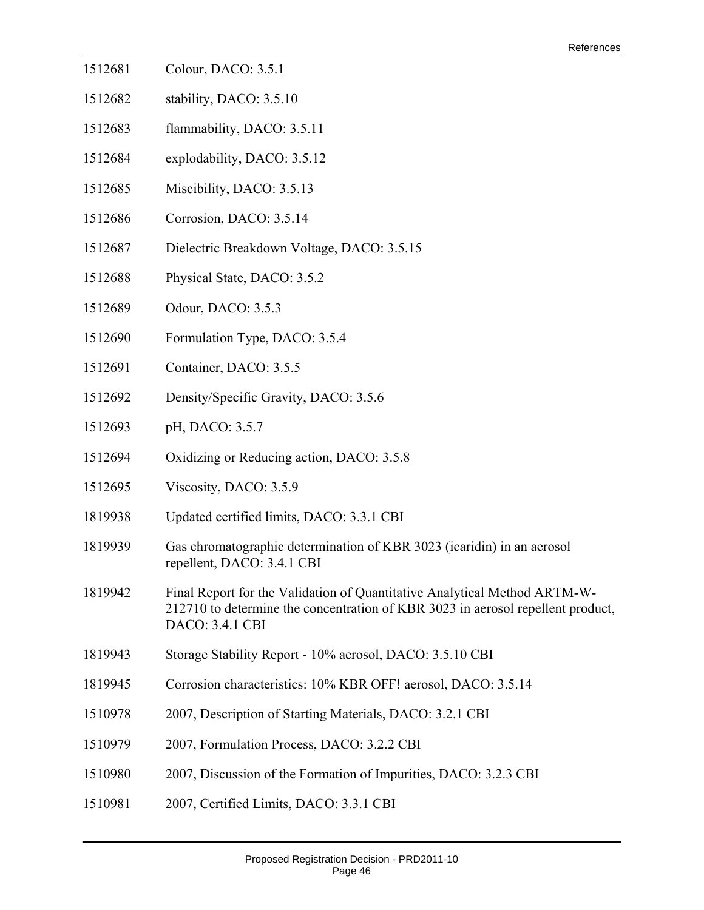| | |
|---|---|
| 1512681 | Colour, DACO: 3.5.1 |
| 1512682 | stability, DACO: 3.5.10 |
| 1512683 | flammability, DACO: 3.5.11 |
| 1512684 | explodability, DACO: 3.5.12 |
| 1512685 | Miscibility, DACO: 3.5.13 |
| 1512686 | Corrosion, DACO: 3.5.14 |
| 1512687 | Dielectric Breakdown Voltage, DACO: 3.5.15 |
| 1512688 | Physical State, DACO: 3.5.2 |
| 1512689 | Odour, DACO: 3.5.3 |
| 1512690 | Formulation Type, DACO: 3.5.4 |
| 1512691 | Container, DACO: 3.5.5 |
| 1512692 | Density/Specific Gravity, DACO: 3.5.6 |
| 1512693 | pH, DACO: 3.5.7 |
| 1512694 | Oxidizing or Reducing action, DACO: 3.5.8 |
| 1512695 | Viscosity, DACO: 3.5.9 |
| 1819938 | Updated certified limits, DACO: 3.3.1 CBI |
| 1819939 | Gas chromatographic determination of KBR 3023 (icaridin) in an aerosol repellent, DACO: 3.4.1 CBI |
| 1819942 | Final Report for the Validation of Quantitative Analytical Method ARTM-W-212710 to determine the concentration of KBR 3023 in aerosol repellent product, DACO: 3.4.1 CBI |
| 1819943 | Storage Stability Report - 10% aerosol, DACO: 3.5.10 CBI |
| 1819945 | Corrosion characteristics: 10% KBR OFF! aerosol, DACO: 3.5.14 |
| 1510978 | 2007, Description of Starting Materials, DACO: 3.2.1 CBI |
| 1510979 | 2007, Formulation Process, DACO: 3.2.2 CBI |
| 1510980 | 2007, Discussion of the Formation of Impurities, DACO: 3.2.3 CBI |
| 1510981 | 2007, Certified Limits, DACO: 3.3.1 CBI |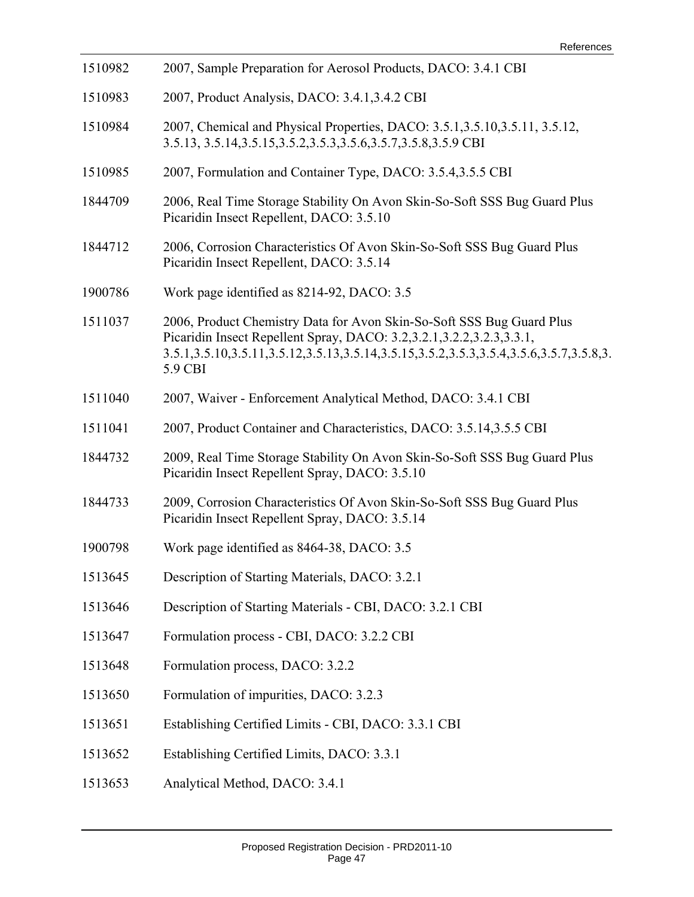1510982 2007, Sample Preparation for Aerosol Products, DACO: 3.4.1 CBI

1510983 2007, Product Analysis, DACO: 3.4.1,3.4.2 CBI

1510984 2007, Chemical and Physical Properties, DACO: 3.5.1,3.5.10,3.5.11, 3.5.12, 3.5.13, 3.5.14,3.5.15,3.5.2,3.5.3,3.5.6,3.5.7,3.5.8,3.5.9 CBI

1510985 2007, Formulation and Container Type, DACO: 3.5.4,3.5.5 CBI

1844709 2006, Real Time Storage Stability On Avon Skin-So-Soft SSS Bug Guard Plus Picaridin Insect Repellent, DACO: 3.5.10

1844712 2006, Corrosion Characteristics Of Avon Skin-So-Soft SSS Bug Guard Plus Picaridin Insect Repellent, DACO: 3.5.14

1900786 Work page identified as 8214-92, DACO: 3.5

1511037 2006, Product Chemistry Data for Avon Skin-So-Soft SSS Bug Guard Plus Picaridin Insect Repellent Spray, DACO: 3.2,3.2.1,3.2.2,3.2.3,3.3.1, 3.5.1,3.5.10,3.5.11,3.5.12,3.5.13,3.5.14,3.5.15,3.5.2,3.5.3,3.5.4,3.5.6,3.5.7,3.5.8,3.5.9 CBI

1511040 2007, Waiver - Enforcement Analytical Method, DACO: 3.4.1 CBI

1511041 2007, Product Container and Characteristics, DACO: 3.5.14,3.5.5 CBI

1844732 2009, Real Time Storage Stability On Avon Skin-So-Soft SSS Bug Guard Plus Picaridin Insect Repellent Spray, DACO: 3.5.10

1844733 2009, Corrosion Characteristics Of Avon Skin-So-Soft SSS Bug Guard Plus Picaridin Insect Repellent Spray, DACO: 3.5.14

1900798 Work page identified as 8464-38, DACO: 3.5

1513645 Description of Starting Materials, DACO: 3.2.1

1513646 Description of Starting Materials - CBI, DACO: 3.2.1 CBI

1513647 Formulation process - CBI, DACO: 3.2.2 CBI

1513648 Formulation process, DACO: 3.2.2

1513650 Formulation of impurities, DACO: 3.2.3

1513651 Establishing Certified Limits - CBI, DACO: 3.3.1 CBI

1513652 Establishing Certified Limits, DACO: 3.3.1

1513653 Analytical Method, DACO: 3.4.1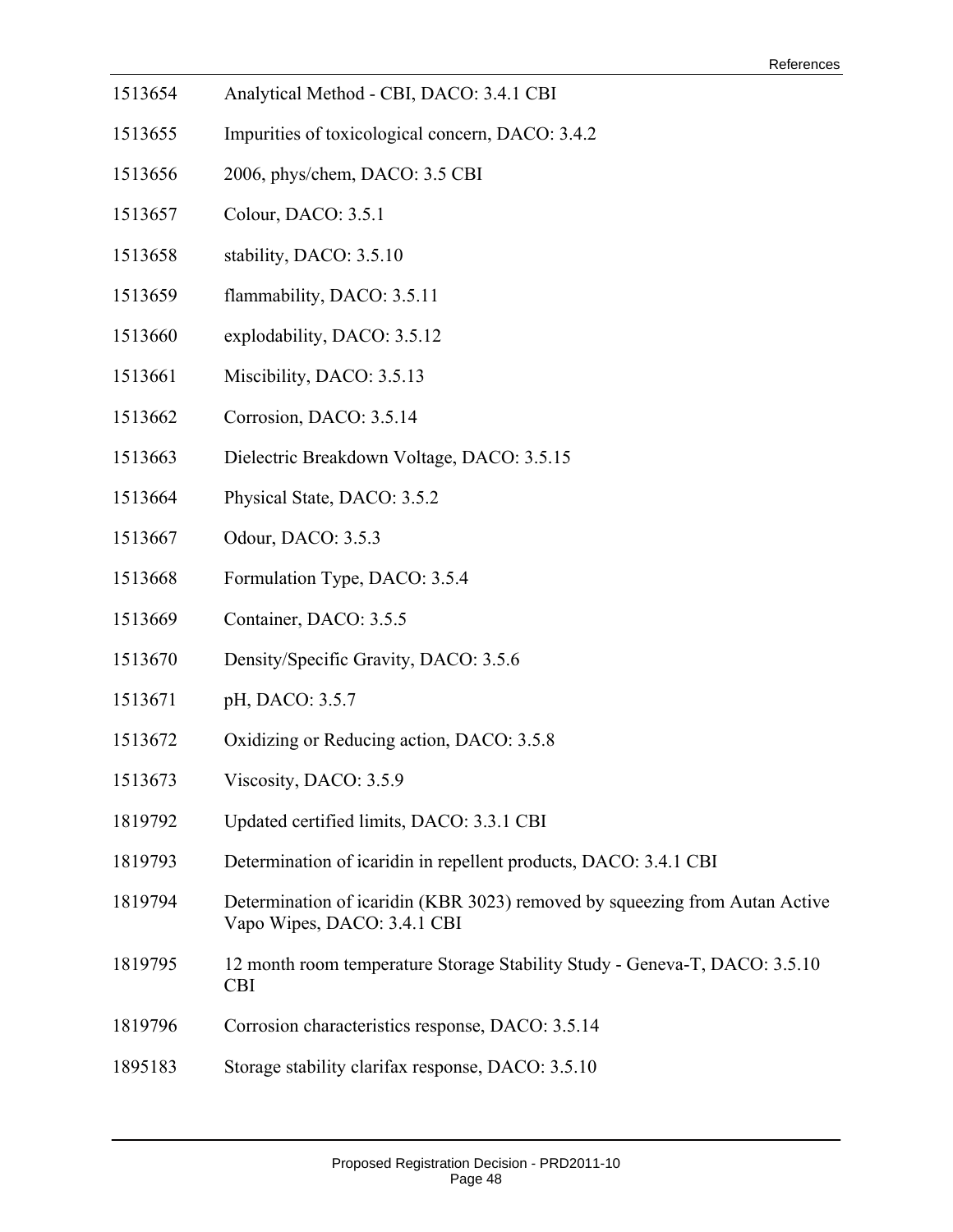1513654 Analytical Method - CBI, DACO: 3.4.1 CBI

1513655 Impurities of toxicological concern, DACO: 3.4.2

1513656 2006, phys/chem, DACO: 3.5 CBI

1513657 Colour, DACO: 3.5.1

1513658 stability, DACO: 3.5.10

1513659 flammability, DACO: 3.5.11

1513660 explodability, DACO: 3.5.12

1513661 Miscibility, DACO: 3.5.13

1513662 Corrosion, DACO: 3.5.14

1513663 Dielectric Breakdown Voltage, DACO: 3.5.15

1513664 Physical State, DACO: 3.5.2

1513667 Odour, DACO: 3.5.3

1513668 Formulation Type, DACO: 3.5.4

1513669 Container, DACO: 3.5.5

1513670 Density/Specific Gravity, DACO: 3.5.6

1513671 pH, DACO: 3.5.7

1513672 Oxidizing or Reducing action, DACO: 3.5.8

1513673 Viscosity, DACO: 3.5.9

1819792 Updated certified limits, DACO: 3.3.1 CBI

1819793 Determination of icaridin in repellent products, DACO: 3.4.1 CBI

1819794 Determination of icaridin (KBR 3023) removed by squeezing from Autan Active Vapo Wipes, DACO: 3.4.1 CBI

1819795 12 month room temperature Storage Stability Study - Geneva-T, DACO: 3.5.10 CBI

1819796 Corrosion characteristics response, DACO: 3.5.14

1895183 Storage stability clarifax response, DACO: 3.5.10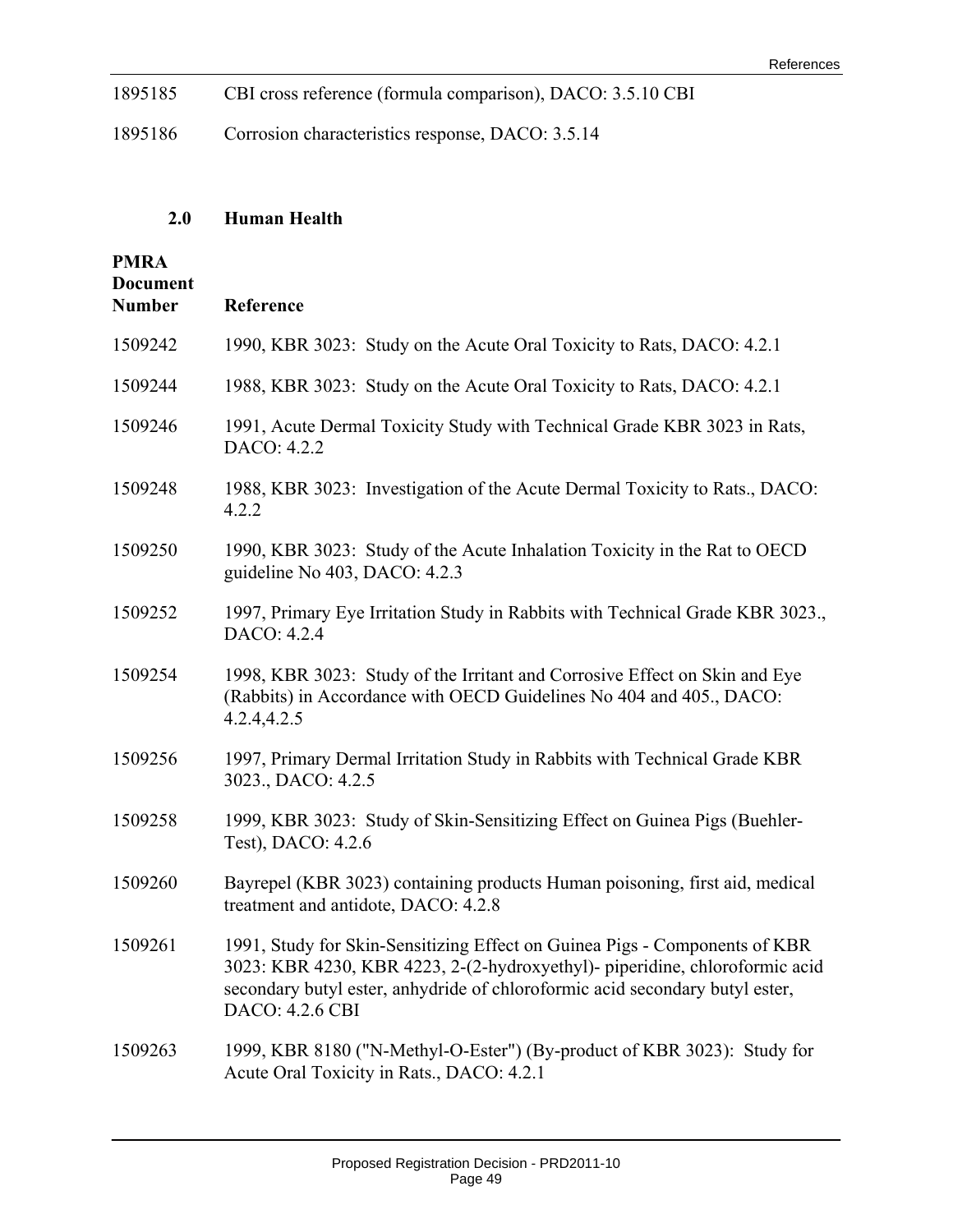| | |
|---|---|
| 1895185 | CBI cross reference (formula comparison), DACO: 3.5.10 CBI |
| 1895186 | Corrosion characteristics response, DACO: 3.5.14 |

## 2.0 Human Health

| PMRA Document Number | Reference |
|---|---|
| 1509242 | 1990, KBR 3023: Study on the Acute Oral Toxicity to Rats, DACO: 4.2.1 |
| 1509244 | 1988, KBR 3023: Study on the Acute Oral Toxicity to Rats, DACO: 4.2.1 |
| 1509246 | 1991, Acute Dermal Toxicity Study with Technical Grade KBR 3023 in Rats, DACO: 4.2.2 |
| 1509248 | 1988, KBR 3023: Investigation of the Acute Dermal Toxicity to Rats., DACO: 4.2.2 |
| 1509250 | 1990, KBR 3023: Study of the Acute Inhalation Toxicity in the Rat to OECD guideline No 403, DACO: 4.2.3 |
| 1509252 | 1997, Primary Eye Irritation Study in Rabbits with Technical Grade KBR 3023., DACO: 4.2.4 |
| 1509254 | 1998, KBR 3023: Study of the Irritant and Corrosive Effect on Skin and Eye (Rabbits) in Accordance with OECD Guidelines No 404 and 405., DACO: 4.2.4,4.2.5 |
| 1509256 | 1997, Primary Dermal Irritation Study in Rabbits with Technical Grade KBR 3023., DACO: 4.2.5 |
| 1509258 | 1999, KBR 3023: Study of Skin-Sensitizing Effect on Guinea Pigs (Buehler-Test), DACO: 4.2.6 |
| 1509260 | Bayrepel (KBR 3023) containing products Human poisoning, first aid, medical treatment and antidote, DACO: 4.2.8 |
| 1509261 | 1991, Study for Skin-Sensitizing Effect on Guinea Pigs - Components of KBR 3023: KBR 4230, KBR 4223, 2-(2-hydroxyethyl)- piperidine, chloroformic acid secondary butyl ester, anhydride of chloroformic acid secondary butyl ester, DACO: 4.2.6 CBI |
| 1509263 | 1999, KBR 8180 ("N-Methyl-O-Ester") (By-product of KBR 3023): Study for Acute Oral Toxicity in Rats., DACO: 4.2.1 |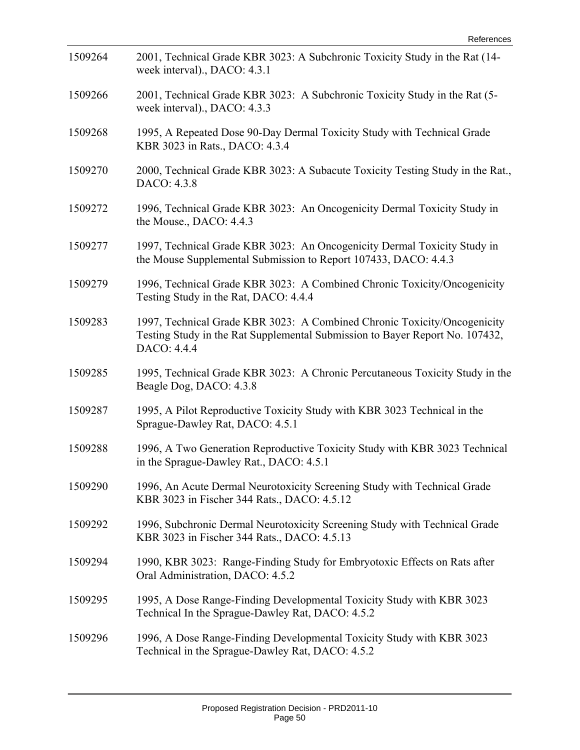| | |
|---|---|
| 1509264 | 2001, Technical Grade KBR 3023: A Subchronic Toxicity Study in the Rat (14-week interval)., DACO: 4.3.1 |
| 1509266 | 2001, Technical Grade KBR 3023: A Subchronic Toxicity Study in the Rat (5-week interval)., DACO: 4.3.3 |
| 1509268 | 1995, A Repeated Dose 90-Day Dermal Toxicity Study with Technical Grade KBR 3023 in Rats., DACO: 4.3.4 |
| 1509270 | 2000, Technical Grade KBR 3023: A Subacute Toxicity Testing Study in the Rat., DACO: 4.3.8 |
| 1509272 | 1996, Technical Grade KBR 3023: An Oncogenicity Dermal Toxicity Study in the Mouse., DACO: 4.4.3 |
| 1509277 | 1997, Technical Grade KBR 3023: An Oncogenicity Dermal Toxicity Study in the Mouse Supplemental Submission to Report 107433, DACO: 4.4.3 |
| 1509279 | 1996, Technical Grade KBR 3023: A Combined Chronic Toxicity/Oncogenicity Testing Study in the Rat, DACO: 4.4.4 |
| 1509283 | 1997, Technical Grade KBR 3023: A Combined Chronic Toxicity/Oncogenicity Testing Study in the Rat Supplemental Submission to Bayer Report No. 107432, DACO: 4.4.4 |
| 1509285 | 1995, Technical Grade KBR 3023: A Chronic Percutaneous Toxicity Study in the Beagle Dog, DACO: 4.3.8 |
| 1509287 | 1995, A Pilot Reproductive Toxicity Study with KBR 3023 Technical in the Sprague-Dawley Rat, DACO: 4.5.1 |
| 1509288 | 1996, A Two Generation Reproductive Toxicity Study with KBR 3023 Technical in the Sprague-Dawley Rat., DACO: 4.5.1 |
| 1509290 | 1996, An Acute Dermal Neurotoxicity Screening Study with Technical Grade KBR 3023 in Fischer 344 Rats., DACO: 4.5.12 |
| 1509292 | 1996, Subchronic Dermal Neurotoxicity Screening Study with Technical Grade KBR 3023 in Fischer 344 Rats., DACO: 4.5.13 |
| 1509294 | 1990, KBR 3023: Range-Finding Study for Embryotoxic Effects on Rats after Oral Administration, DACO: 4.5.2 |
| 1509295 | 1995, A Dose Range-Finding Developmental Toxicity Study with KBR 3023 Technical In the Sprague-Dawley Rat, DACO: 4.5.2 |
| 1509296 | 1996, A Dose Range-Finding Developmental Toxicity Study with KBR 3023 Technical in the Sprague-Dawley Rat, DACO: 4.5.2 |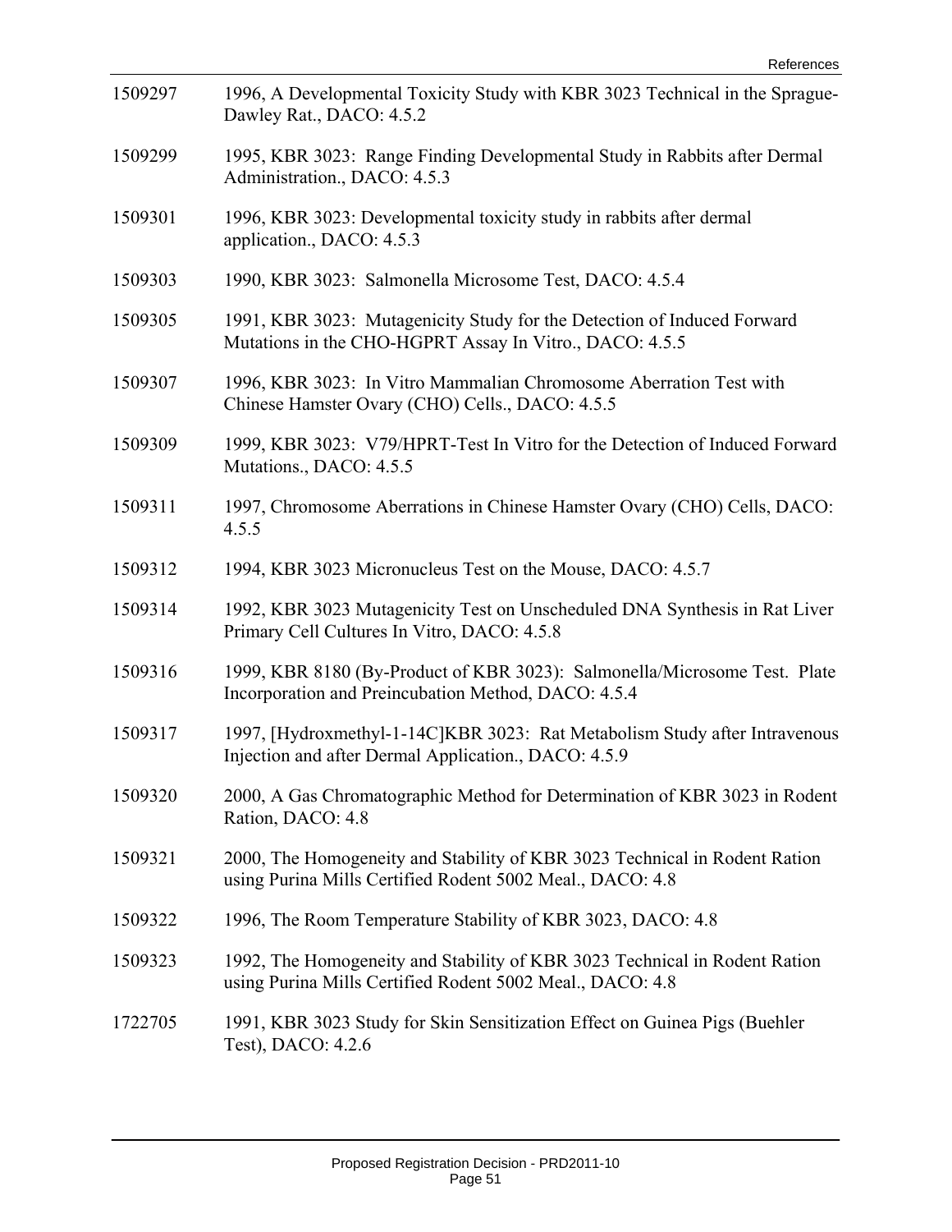| | |
|---|---|
| 1509297 | 1996, A Developmental Toxicity Study with KBR 3023 Technical in the Sprague-Dawley Rat., DACO: 4.5.2 |
| 1509299 | 1995, KBR 3023: Range Finding Developmental Study in Rabbits after Dermal Administration., DACO: 4.5.3 |
| 1509301 | 1996, KBR 3023: Developmental toxicity study in rabbits after dermal application., DACO: 4.5.3 |
| 1509303 | 1990, KBR 3023: Salmonella Microsome Test, DACO: 4.5.4 |
| 1509305 | 1991, KBR 3023: Mutagenicity Study for the Detection of Induced Forward Mutations in the CHO-HGPRT Assay In Vitro., DACO: 4.5.5 |
| 1509307 | 1996, KBR 3023: In Vitro Mammalian Chromosome Aberration Test with Chinese Hamster Ovary (CHO) Cells., DACO: 4.5.5 |
| 1509309 | 1999, KBR 3023: V79/HPRT-Test In Vitro for the Detection of Induced Forward Mutations., DACO: 4.5.5 |
| 1509311 | 1997, Chromosome Aberrations in Chinese Hamster Ovary (CHO) Cells, DACO: 4.5.5 |
| 1509312 | 1994, KBR 3023 Micronucleus Test on the Mouse, DACO: 4.5.7 |
| 1509314 | 1992, KBR 3023 Mutagenicity Test on Unscheduled DNA Synthesis in Rat Liver Primary Cell Cultures In Vitro, DACO: 4.5.8 |
| 1509316 | 1999, KBR 8180 (By-Product of KBR 3023): Salmonella/Microsome Test. Plate Incorporation and Preincubation Method, DACO: 4.5.4 |
| 1509317 | 1997, [Hydroxmethyl-1-14C]KBR 3023: Rat Metabolism Study after Intravenous Injection and after Dermal Application., DACO: 4.5.9 |
| 1509320 | 2000, A Gas Chromatographic Method for Determination of KBR 3023 in Rodent Ration, DACO: 4.8 |
| 1509321 | 2000, The Homogeneity and Stability of KBR 3023 Technical in Rodent Ration using Purina Mills Certified Rodent 5002 Meal., DACO: 4.8 |
| 1509322 | 1996, The Room Temperature Stability of KBR 3023, DACO: 4.8 |
| 1509323 | 1992, The Homogeneity and Stability of KBR 3023 Technical in Rodent Ration using Purina Mills Certified Rodent 5002 Meal., DACO: 4.8 |
| 1722705 | 1991, KBR 3023 Study for Skin Sensitization Effect on Guinea Pigs (Buehler Test), DACO: 4.2.6 |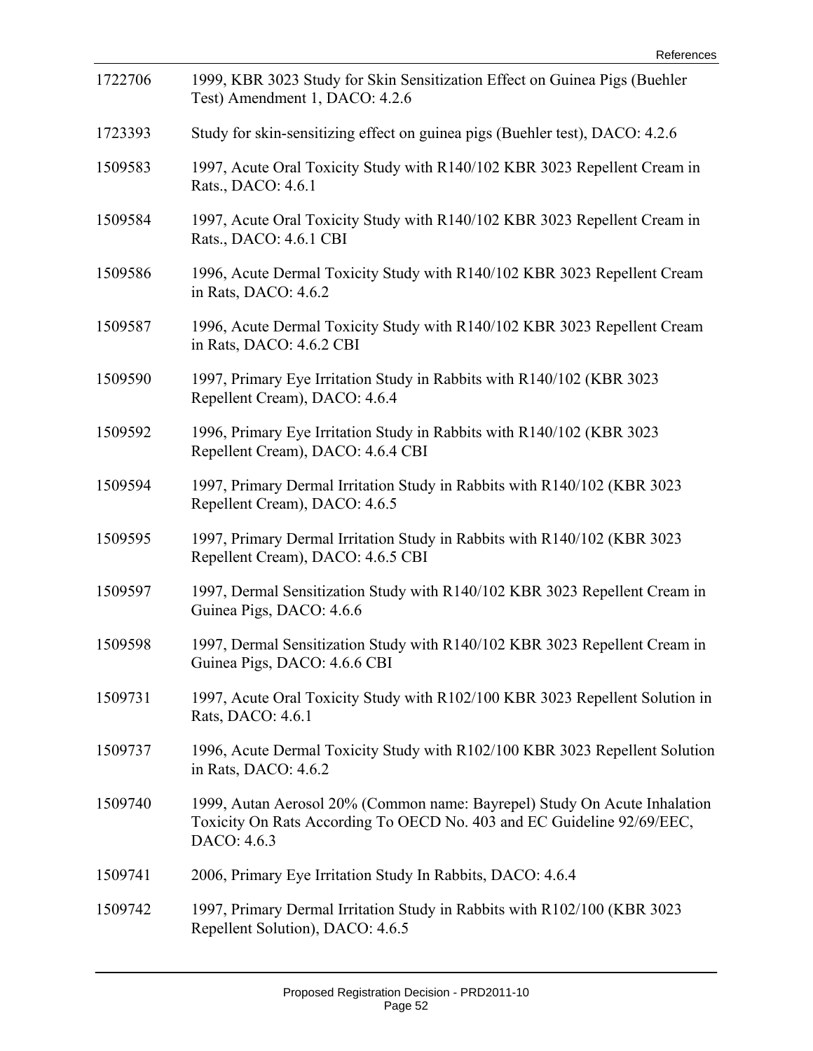| | |
|---|---|
| 1722706 | 1999, KBR 3023 Study for Skin Sensitization Effect on Guinea Pigs (Buehler Test) Amendment 1, DACO: 4.2.6 |
| 1723393 | Study for skin-sensitizing effect on guinea pigs (Buehler test), DACO: 4.2.6 |
| 1509583 | 1997, Acute Oral Toxicity Study with R140/102 KBR 3023 Repellent Cream in Rats., DACO: 4.6.1 |
| 1509584 | 1997, Acute Oral Toxicity Study with R140/102 KBR 3023 Repellent Cream in Rats., DACO: 4.6.1 CBI |
| 1509586 | 1996, Acute Dermal Toxicity Study with R140/102 KBR 3023 Repellent Cream in Rats, DACO: 4.6.2 |
| 1509587 | 1996, Acute Dermal Toxicity Study with R140/102 KBR 3023 Repellent Cream in Rats, DACO: 4.6.2 CBI |
| 1509590 | 1997, Primary Eye Irritation Study in Rabbits with R140/102 (KBR 3023 Repellent Cream), DACO: 4.6.4 |
| 1509592 | 1996, Primary Eye Irritation Study in Rabbits with R140/102 (KBR 3023 Repellent Cream), DACO: 4.6.4 CBI |
| 1509594 | 1997, Primary Dermal Irritation Study in Rabbits with R140/102 (KBR 3023 Repellent Cream), DACO: 4.6.5 |
| 1509595 | 1997, Primary Dermal Irritation Study in Rabbits with R140/102 (KBR 3023 Repellent Cream), DACO: 4.6.5 CBI |
| 1509597 | 1997, Dermal Sensitization Study with R140/102 KBR 3023 Repellent Cream in Guinea Pigs, DACO: 4.6.6 |
| 1509598 | 1997, Dermal Sensitization Study with R140/102 KBR 3023 Repellent Cream in Guinea Pigs, DACO: 4.6.6 CBI |
| 1509731 | 1997, Acute Oral Toxicity Study with R102/100 KBR 3023 Repellent Solution in Rats, DACO: 4.6.1 |
| 1509737 | 1996, Acute Dermal Toxicity Study with R102/100 KBR 3023 Repellent Solution in Rats, DACO: 4.6.2 |
| 1509740 | 1999, Autan Aerosol 20% (Common name: Bayrepel) Study On Acute Inhalation Toxicity On Rats According To OECD No. 403 and EC Guideline 92/69/EEC, DACO: 4.6.3 |
| 1509741 | 2006, Primary Eye Irritation Study In Rabbits, DACO: 4.6.4 |
| 1509742 | 1997, Primary Dermal Irritation Study in Rabbits with R102/100 (KBR 3023 Repellent Solution), DACO: 4.6.5 |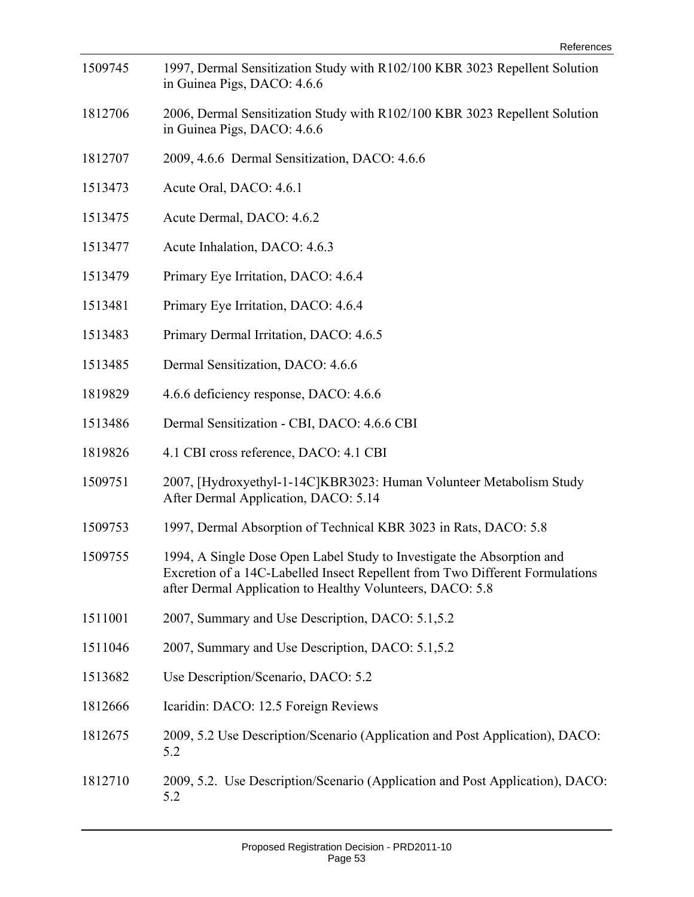| | |
|---|---|
| 1509745 | 1997, Dermal Sensitization Study with R102/100 KBR 3023 Repellent Solution in Guinea Pigs, DACO: 4.6.6 |
| 1812706 | 2006, Dermal Sensitization Study with R102/100 KBR 3023 Repellent Solution in Guinea Pigs, DACO: 4.6.6 |
| 1812707 | 2009, 4.6.6 Dermal Sensitization, DACO: 4.6.6 |
| 1513473 | Acute Oral, DACO: 4.6.1 |
| 1513475 | Acute Dermal, DACO: 4.6.2 |
| 1513477 | Acute Inhalation, DACO: 4.6.3 |
| 1513479 | Primary Eye Irritation, DACO: 4.6.4 |
| 1513481 | Primary Eye Irritation, DACO: 4.6.4 |
| 1513483 | Primary Dermal Irritation, DACO: 4.6.5 |
| 1513485 | Dermal Sensitization, DACO: 4.6.6 |
| 1819829 | 4.6.6 deficiency response, DACO: 4.6.6 |
| 1513486 | Dermal Sensitization - CBI, DACO: 4.6.6 CBI |
| 1819826 | 4.1 CBI cross reference, DACO: 4.1 CBI |
| 1509751 | 2007, [Hydroxyethyl-1-14C]KBR3023: Human Volunteer Metabolism Study After Dermal Application, DACO: 5.14 |
| 1509753 | 1997, Dermal Absorption of Technical KBR 3023 in Rats, DACO: 5.8 |
| 1509755 | 1994, A Single Dose Open Label Study to Investigate the Absorption and Excretion of a 14C-Labelled Insect Repellent from Two Different Formulations after Dermal Application to Healthy Volunteers, DACO: 5.8 |
| 1511001 | 2007, Summary and Use Description, DACO: 5.1,5.2 |
| 1511046 | 2007, Summary and Use Description, DACO: 5.1,5.2 |
| 1513682 | Use Description/Scenario, DACO: 5.2 |
| 1812666 | Icaridin: DACO: 12.5 Foreign Reviews |
| 1812675 | 2009, 5.2 Use Description/Scenario (Application and Post Application), DACO: 5.2 |
| 1812710 | 2009, 5.2. Use Description/Scenario (Application and Post Application), DACO: 5.2 |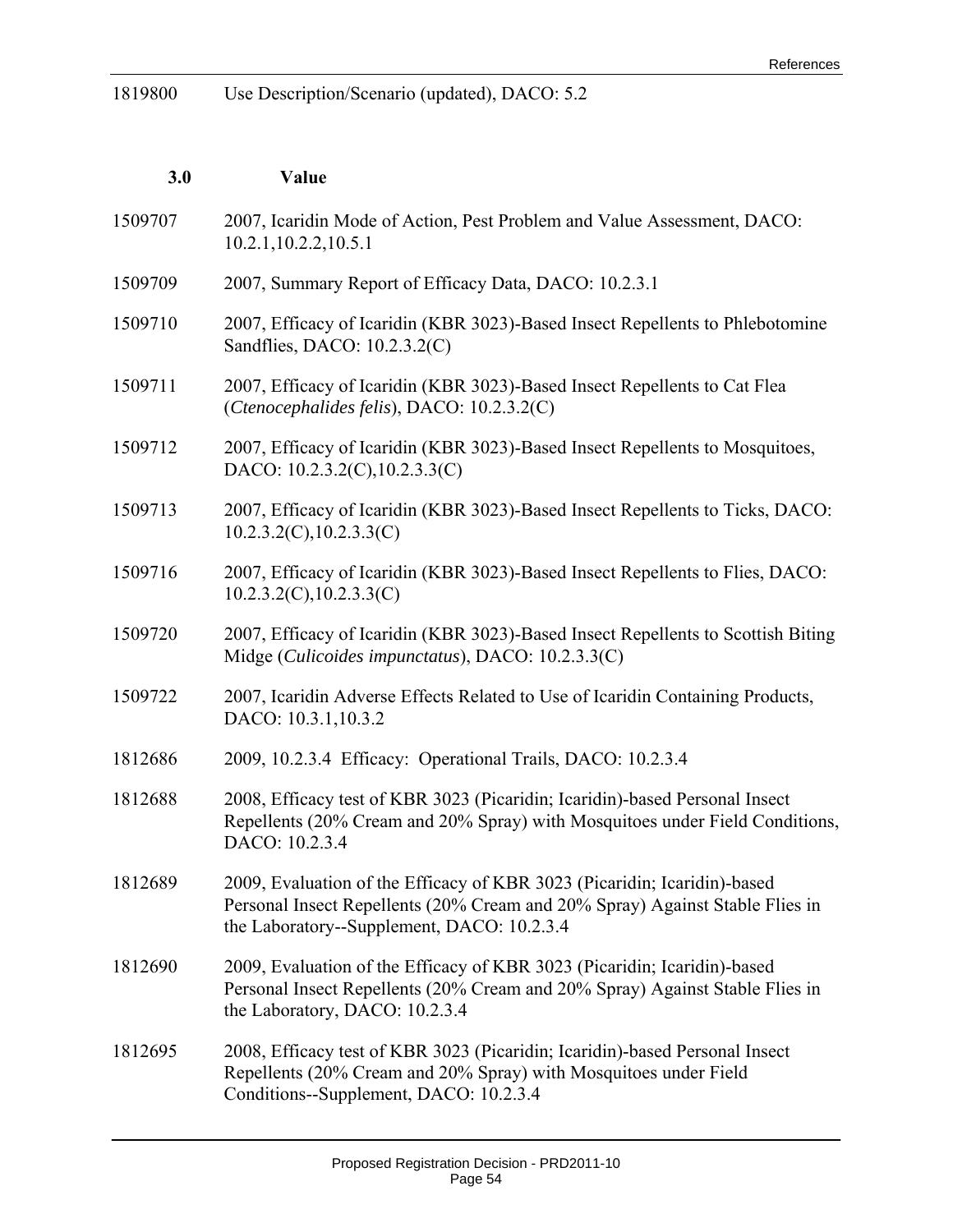1819800 Use Description/Scenario (updated), DACO: 5.2

### 3.0 Value

1509707 2007, Icaridin Mode of Action, Pest Problem and Value Assessment, DACO: 10.2.1,10.2.2,10.5.1

1509709 2007, Summary Report of Efficacy Data, DACO: 10.2.3.1

1509710 2007, Efficacy of Icaridin (KBR 3023)-Based Insect Repellents to Phlebotomine Sandflies, DACO: 10.2.3.2(C)

1509711 2007, Efficacy of Icaridin (KBR 3023)-Based Insect Repellents to Cat Flea (*Ctenocephalides felis*), DACO: 10.2.3.2(C)

1509712 2007, Efficacy of Icaridin (KBR 3023)-Based Insect Repellents to Mosquitoes, DACO: 10.2.3.2(C),10.2.3.3(C)

1509713 2007, Efficacy of Icaridin (KBR 3023)-Based Insect Repellents to Ticks, DACO: 10.2.3.2(C),10.2.3.3(C)

1509716 2007, Efficacy of Icaridin (KBR 3023)-Based Insect Repellents to Flies, DACO: 10.2.3.2(C),10.2.3.3(C)

1509720 2007, Efficacy of Icaridin (KBR 3023)-Based Insect Repellents to Scottish Biting Midge (*Culicoides impunctatus*), DACO: 10.2.3.3(C)

1509722 2007, Icaridin Adverse Effects Related to Use of Icaridin Containing Products, DACO: 10.3.1,10.3.2

1812686 2009, 10.2.3.4 Efficacy: Operational Trails, DACO: 10.2.3.4

1812688 2008, Efficacy test of KBR 3023 (Picaridin; Icaridin)-based Personal Insect Repellents (20% Cream and 20% Spray) with Mosquitoes under Field Conditions, DACO: 10.2.3.4

1812689 2009, Evaluation of the Efficacy of KBR 3023 (Picaridin; Icaridin)-based Personal Insect Repellents (20% Cream and 20% Spray) Against Stable Flies in the Laboratory--Supplement, DACO: 10.2.3.4

1812690 2009, Evaluation of the Efficacy of KBR 3023 (Picaridin; Icaridin)-based Personal Insect Repellents (20% Cream and 20% Spray) Against Stable Flies in the Laboratory, DACO: 10.2.3.4

1812695 2008, Efficacy test of KBR 3023 (Picaridin; Icaridin)-based Personal Insect Repellents (20% Cream and 20% Spray) with Mosquitoes under Field Conditions--Supplement, DACO: 10.2.3.4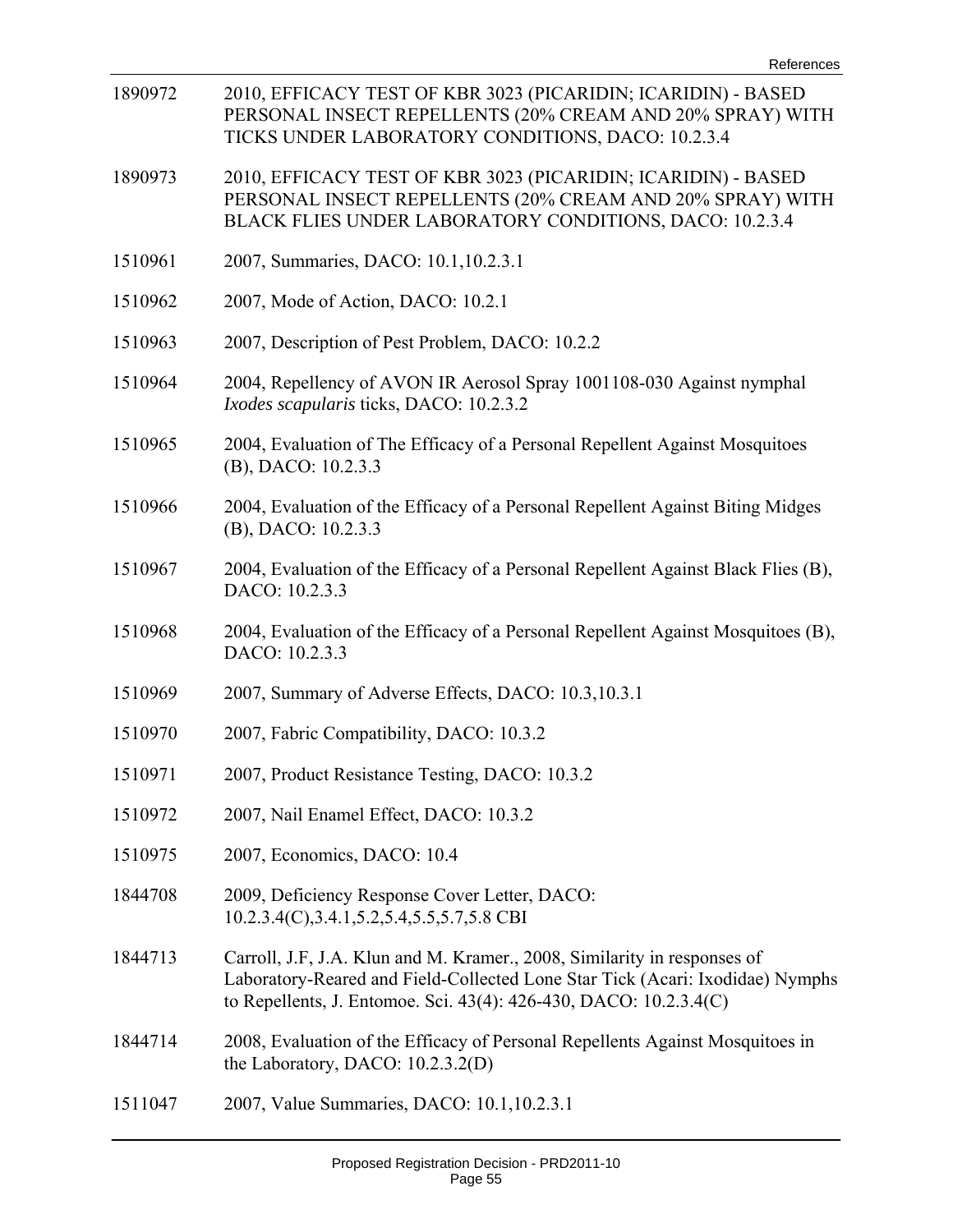| | |
|---|---|
| 1890972 | 2010, EFFICACY TEST OF KBR 3023 (PICARIDIN; ICARIDIN) - BASED PERSONAL INSECT REPELLENTS (20% CREAM AND 20% SPRAY) WITH TICKS UNDER LABORATORY CONDITIONS, DACO: 10.2.3.4 |
| 1890973 | 2010, EFFICACY TEST OF KBR 3023 (PICARIDIN; ICARIDIN) - BASED PERSONAL INSECT REPELLENTS (20% CREAM AND 20% SPRAY) WITH BLACK FLIES UNDER LABORATORY CONDITIONS, DACO: 10.2.3.4 |
| 1510961 | 2007, Summaries, DACO: 10.1,10.2.3.1 |
| 1510962 | 2007, Mode of Action, DACO: 10.2.1 |
| 1510963 | 2007, Description of Pest Problem, DACO: 10.2.2 |
| 1510964 | 2004, Repellency of AVON IR Aerosol Spray 1001108-030 Against nymphal *Ixodes scapularis* ticks, DACO: 10.2.3.2 |
| 1510965 | 2004, Evaluation of The Efficacy of a Personal Repellent Against Mosquitoes (B), DACO: 10.2.3.3 |
| 1510966 | 2004, Evaluation of the Efficacy of a Personal Repellent Against Biting Midges (B), DACO: 10.2.3.3 |
| 1510967 | 2004, Evaluation of the Efficacy of a Personal Repellent Against Black Flies (B), DACO: 10.2.3.3 |
| 1510968 | 2004, Evaluation of the Efficacy of a Personal Repellent Against Mosquitoes (B), DACO: 10.2.3.3 |
| 1510969 | 2007, Summary of Adverse Effects, DACO: 10.3,10.3.1 |
| 1510970 | 2007, Fabric Compatibility, DACO: 10.3.2 |
| 1510971 | 2007, Product Resistance Testing, DACO: 10.3.2 |
| 1510972 | 2007, Nail Enamel Effect, DACO: 10.3.2 |
| 1510975 | 2007, Economics, DACO: 10.4 |
| 1844708 | 2009, Deficiency Response Cover Letter, DACO: 10.2.3.4(C),3.4.1,5.2,5.4,5.5,5.7,5.8 CBI |
| 1844713 | Carroll, J.F, J.A. Klun and M. Kramer., 2008, Similarity in responses of Laboratory-Reared and Field-Collected Lone Star Tick (Acari: Ixodidae) Nymphs to Repellents, J. Entomoe. Sci. 43(4): 426-430, DACO: 10.2.3.4(C) |
| 1844714 | 2008, Evaluation of the Efficacy of Personal Repellents Against Mosquitoes in the Laboratory, DACO: 10.2.3.2(D) |
| 1511047 | 2007, Value Summaries, DACO: 10.1,10.2.3.1 |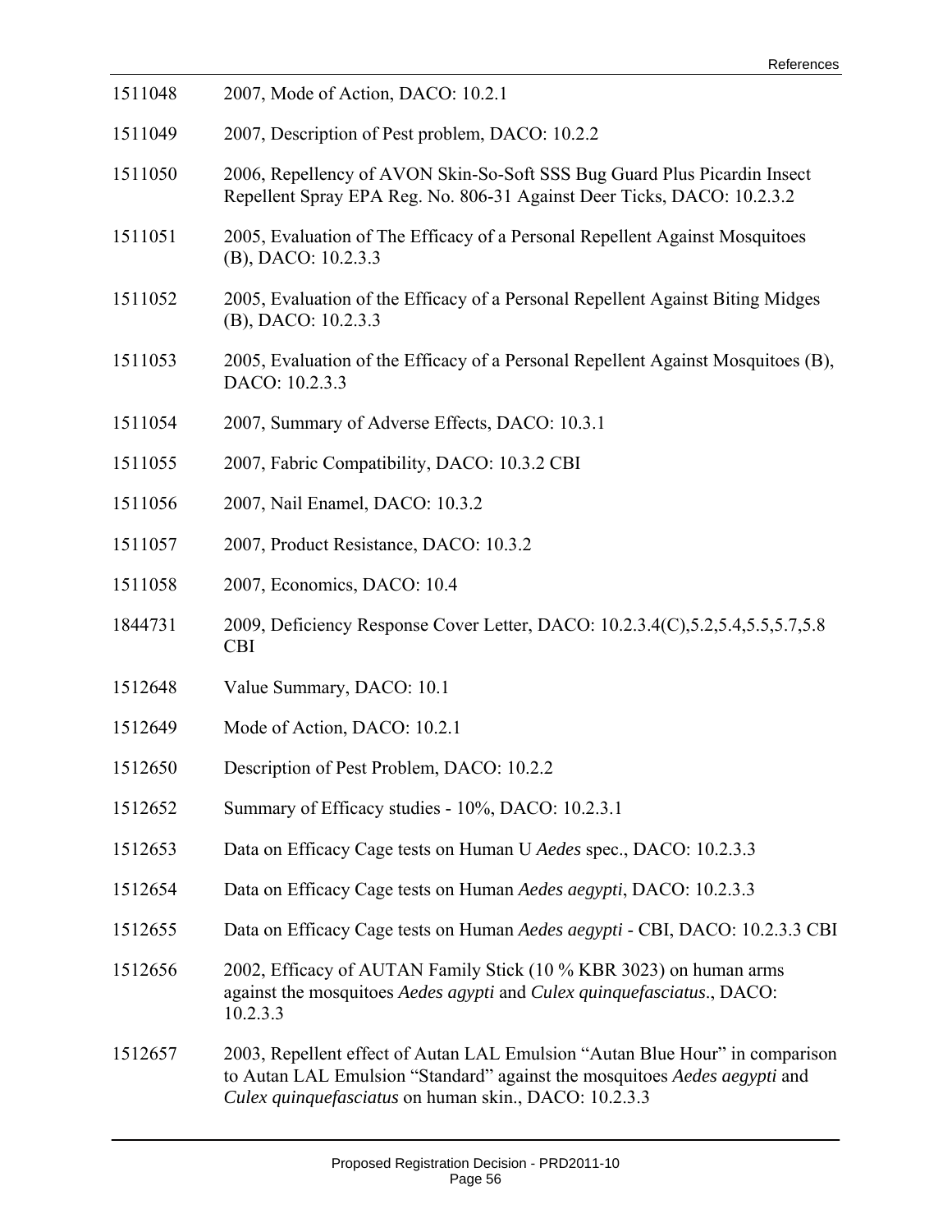1511048 2007, Mode of Action, DACO: 10.2.1

1511049 2007, Description of Pest problem, DACO: 10.2.2

1511050 2006, Repellency of AVON Skin-So-Soft SSS Bug Guard Plus Picardin Insect Repellent Spray EPA Reg. No. 806-31 Against Deer Ticks, DACO: 10.2.3.2

1511051 2005, Evaluation of The Efficacy of a Personal Repellent Against Mosquitoes (B), DACO: 10.2.3.3

1511052 2005, Evaluation of the Efficacy of a Personal Repellent Against Biting Midges (B), DACO: 10.2.3.3

1511053 2005, Evaluation of the Efficacy of a Personal Repellent Against Mosquitoes (B), DACO: 10.2.3.3

1511054 2007, Summary of Adverse Effects, DACO: 10.3.1

1511055 2007, Fabric Compatibility, DACO: 10.3.2 CBI

1511056 2007, Nail Enamel, DACO: 10.3.2

1511057 2007, Product Resistance, DACO: 10.3.2

1511058 2007, Economics, DACO: 10.4

1844731 2009, Deficiency Response Cover Letter, DACO: 10.2.3.4(C),5.2,5.4,5.5,5.7,5.8 CBI

1512648 Value Summary, DACO: 10.1

1512649 Mode of Action, DACO: 10.2.1

1512650 Description of Pest Problem, DACO: 10.2.2

1512652 Summary of Efficacy studies - 10%, DACO: 10.2.3.1

1512653 Data on Efficacy Cage tests on Human U *Aedes* spec., DACO: 10.2.3.3

1512654 Data on Efficacy Cage tests on Human *Aedes aegypti*, DACO: 10.2.3.3

1512655 Data on Efficacy Cage tests on Human *Aedes aegypti* - CBI, DACO: 10.2.3.3 CBI

1512656 2002, Efficacy of AUTAN Family Stick (10 % KBR 3023) on human arms against the mosquitoes *Aedes agypti* and *Culex quinquefasciatus*., DACO: 10.2.3.3

1512657 2003, Repellent effect of Autan LAL Emulsion "Autan Blue Hour" in comparison to Autan LAL Emulsion "Standard" against the mosquitoes *Aedes aegypti* and *Culex quinquefasciatus* on human skin., DACO: 10.2.3.3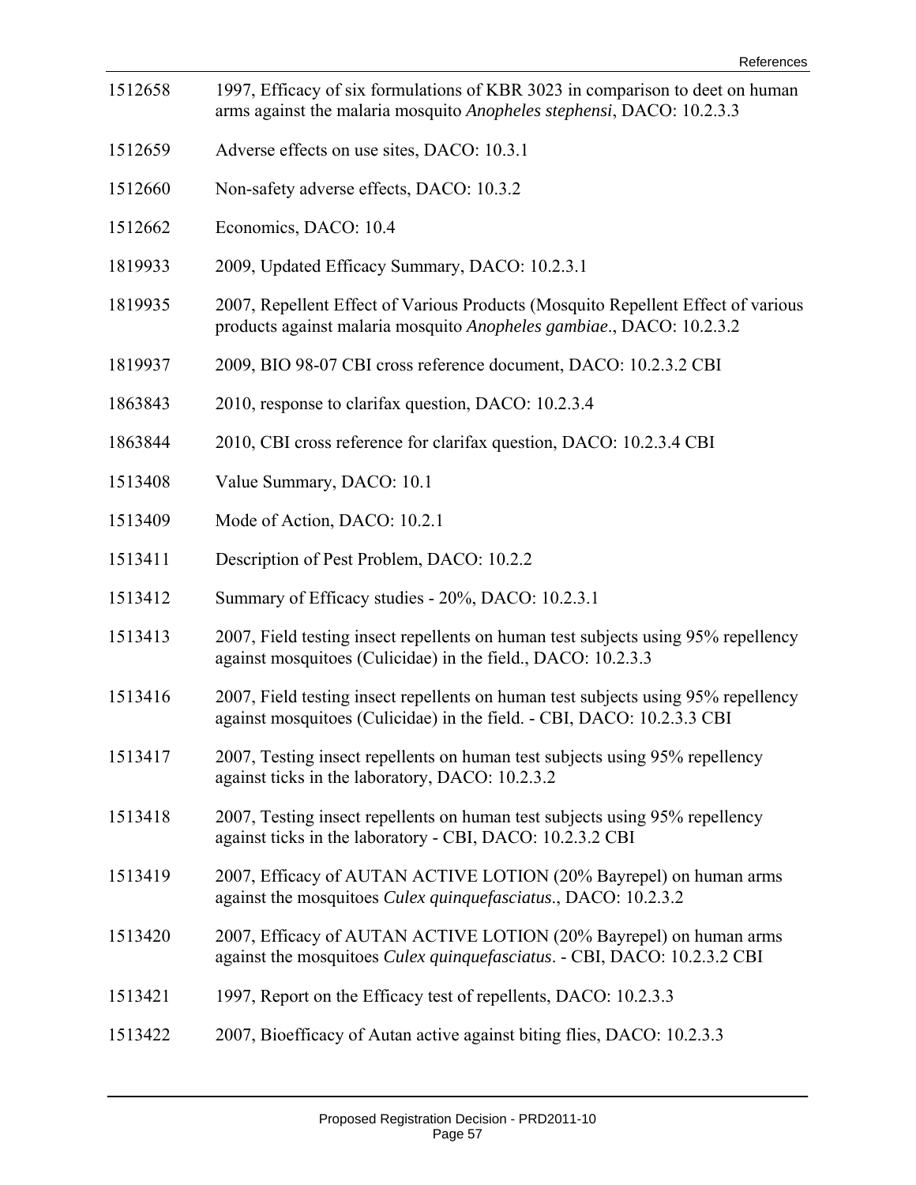| | |
|---|---|
| 1512658 | 1997, Efficacy of six formulations of KBR 3023 in comparison to deet on human arms against the malaria mosquito *Anopheles stephensi*, DACO: 10.2.3.3 |
| 1512659 | Adverse effects on use sites, DACO: 10.3.1 |
| 1512660 | Non-safety adverse effects, DACO: 10.3.2 |
| 1512662 | Economics, DACO: 10.4 |
| 1819933 | 2009, Updated Efficacy Summary, DACO: 10.2.3.1 |
| 1819935 | 2007, Repellent Effect of Various Products (Mosquito Repellent Effect of various products against malaria mosquito *Anopheles gambiae*., DACO: 10.2.3.2 |
| 1819937 | 2009, BIO 98-07 CBI cross reference document, DACO: 10.2.3.2 CBI |
| 1863843 | 2010, response to clarifax question, DACO: 10.2.3.4 |
| 1863844 | 2010, CBI cross reference for clarifax question, DACO: 10.2.3.4 CBI |
| 1513408 | Value Summary, DACO: 10.1 |
| 1513409 | Mode of Action, DACO: 10.2.1 |
| 1513411 | Description of Pest Problem, DACO: 10.2.2 |
| 1513412 | Summary of Efficacy studies - 20%, DACO: 10.2.3.1 |
| 1513413 | 2007, Field testing insect repellents on human test subjects using 95% repellency against mosquitoes (Culicidae) in the field., DACO: 10.2.3.3 |
| 1513416 | 2007, Field testing insect repellents on human test subjects using 95% repellency against mosquitoes (Culicidae) in the field. - CBI, DACO: 10.2.3.3 CBI |
| 1513417 | 2007, Testing insect repellents on human test subjects using 95% repellency against ticks in the laboratory, DACO: 10.2.3.2 |
| 1513418 | 2007, Testing insect repellents on human test subjects using 95% repellency against ticks in the laboratory - CBI, DACO: 10.2.3.2 CBI |
| 1513419 | 2007, Efficacy of AUTAN ACTIVE LOTION (20% Bayrepel) on human arms against the mosquitoes *Culex quinquefasciatus*., DACO: 10.2.3.2 |
| 1513420 | 2007, Efficacy of AUTAN ACTIVE LOTION (20% Bayrepel) on human arms against the mosquitoes *Culex quinquefasciatus*. - CBI, DACO: 10.2.3.2 CBI |
| 1513421 | 1997, Report on the Efficacy test of repellents, DACO: 10.2.3.3 |
| 1513422 | 2007, Bioefficacy of Autan active against biting flies, DACO: 10.2.3.3 |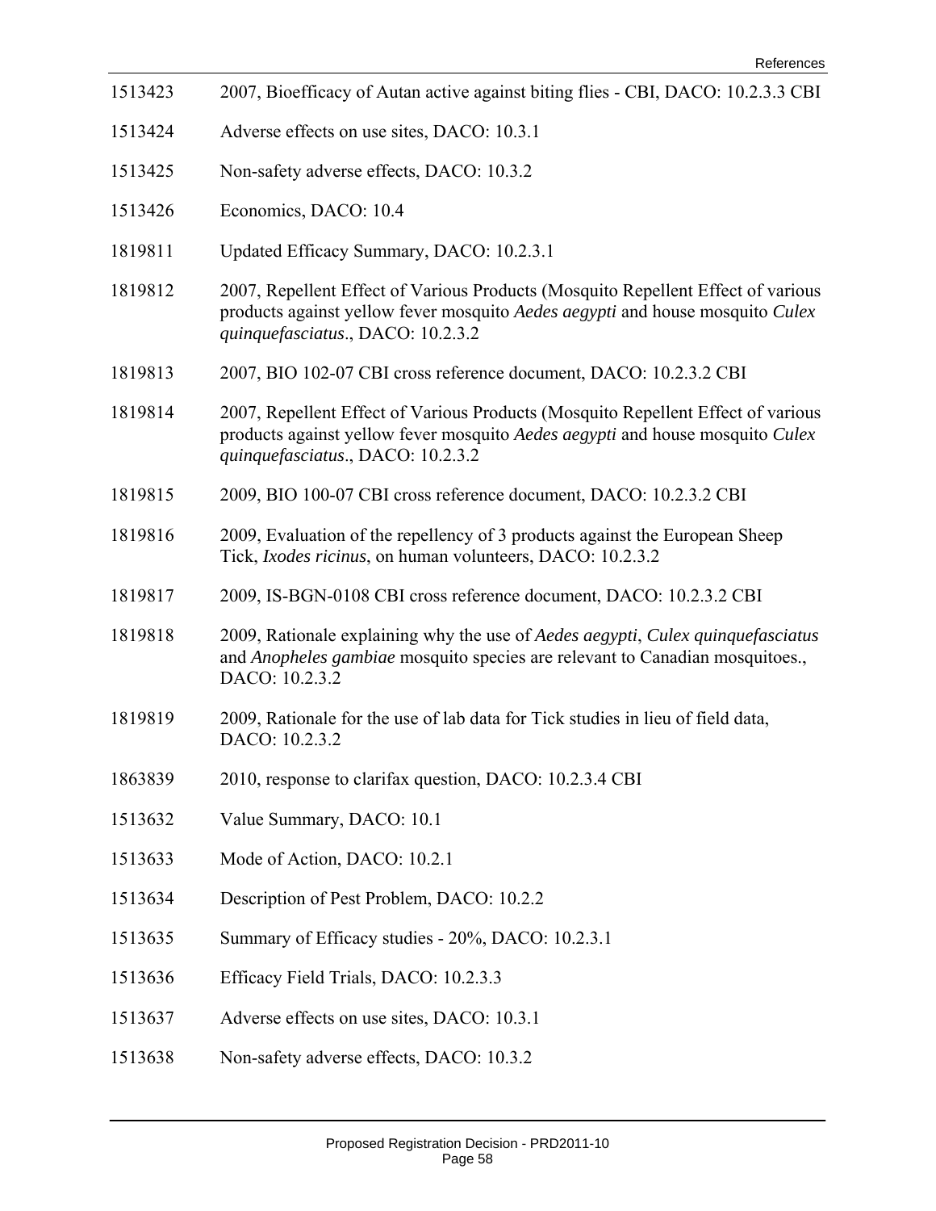1513423 2007, Bioefficacy of Autan active against biting flies - CBI, DACO: 10.2.3.3 CBI

1513424 Adverse effects on use sites, DACO: 10.3.1

1513425 Non-safety adverse effects, DACO: 10.3.2

1513426 Economics, DACO: 10.4

1819811 Updated Efficacy Summary, DACO: 10.2.3.1

1819812 2007, Repellent Effect of Various Products (Mosquito Repellent Effect of various products against yellow fever mosquito *Aedes aegypti* and house mosquito *Culex quinquefasciatus*., DACO: 10.2.3.2

1819813 2007, BIO 102-07 CBI cross reference document, DACO: 10.2.3.2 CBI

1819814 2007, Repellent Effect of Various Products (Mosquito Repellent Effect of various products against yellow fever mosquito *Aedes aegypti* and house mosquito *Culex quinquefasciatus*., DACO: 10.2.3.2

1819815 2009, BIO 100-07 CBI cross reference document, DACO: 10.2.3.2 CBI

1819816 2009, Evaluation of the repellency of 3 products against the European Sheep Tick, *Ixodes ricinus*, on human volunteers, DACO: 10.2.3.2

1819817 2009, IS-BGN-0108 CBI cross reference document, DACO: 10.2.3.2 CBI

1819818 2009, Rationale explaining why the use of *Aedes aegypti*, *Culex quinquefasciatus* and *Anopheles gambiae* mosquito species are relevant to Canadian mosquitoes., DACO: 10.2.3.2

1819819 2009, Rationale for the use of lab data for Tick studies in lieu of field data, DACO: 10.2.3.2

1863839 2010, response to clarifax question, DACO: 10.2.3.4 CBI

1513632 Value Summary, DACO: 10.1

1513633 Mode of Action, DACO: 10.2.1

1513634 Description of Pest Problem, DACO: 10.2.2

1513635 Summary of Efficacy studies - 20%, DACO: 10.2.3.1

1513636 Efficacy Field Trials, DACO: 10.2.3.3

1513637 Adverse effects on use sites, DACO: 10.3.1

1513638 Non-safety adverse effects, DACO: 10.3.2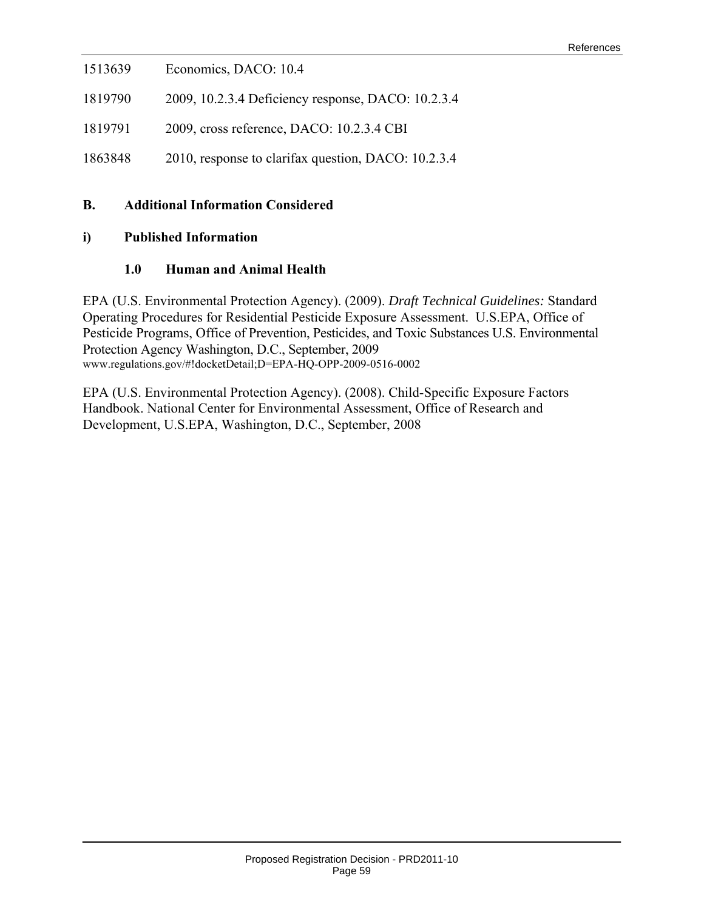| | |
|---|---|
| 1513639 | Economics, DACO: 10.4 |
| 1819790 | 2009, 10.2.3.4 Deficiency response, DACO: 10.2.3.4 |
| 1819791 | 2009, cross reference, DACO: 10.2.3.4 CBI |
| 1863848 | 2010, response to clarifax question, DACO: 10.2.3.4 |

## B. Additional Information Considered

### i) Published Information

#### 1.0 Human and Animal Health

EPA (U.S. Environmental Protection Agency). (2009). *Draft Technical Guidelines:* Standard Operating Procedures for Residential Pesticide Exposure Assessment. U.S.EPA, Office of Pesticide Programs, Office of Prevention, Pesticides, and Toxic Substances U.S. Environmental Protection Agency Washington, D.C., September, 2009
www.regulations.gov/#!docketDetail;D=EPA-HQ-OPP-2009-0516-0002

EPA (U.S. Environmental Protection Agency). (2008). Child-Specific Exposure Factors Handbook. National Center for Environmental Assessment, Office of Research and Development, U.S.EPA, Washington, D.C., September, 2008